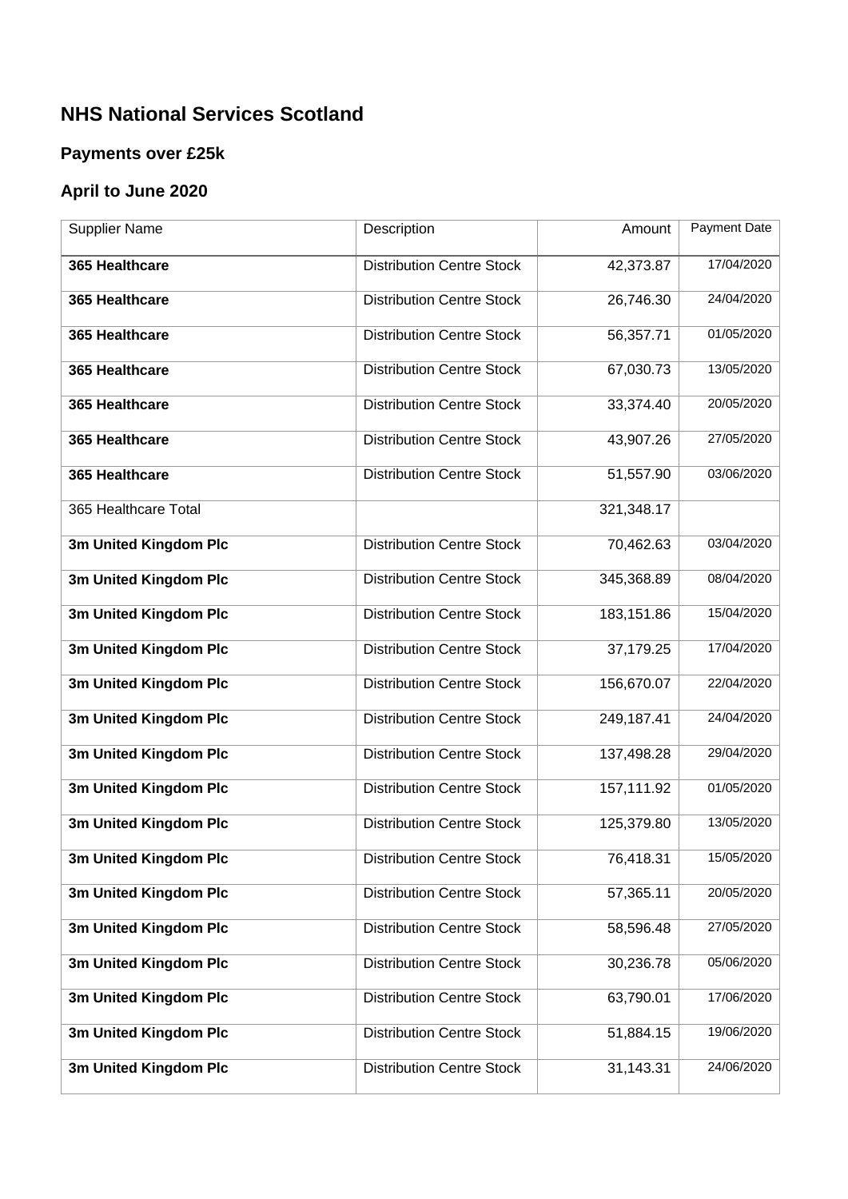# NHS National Services Scotland

## Payments over £25k

## April to June 2020

| Supplier Name | Description | Amount | Payment Date |
|---|---|---:|---|
| **365 Healthcare** | Distribution Centre Stock | 42,373.87 | 17/04/2020 |
| **365 Healthcare** | Distribution Centre Stock | 26,746.30 | 24/04/2020 |
| **365 Healthcare** | Distribution Centre Stock | 56,357.71 | 01/05/2020 |
| **365 Healthcare** | Distribution Centre Stock | 67,030.73 | 13/05/2020 |
| **365 Healthcare** | Distribution Centre Stock | 33,374.40 | 20/05/2020 |
| **365 Healthcare** | Distribution Centre Stock | 43,907.26 | 27/05/2020 |
| **365 Healthcare** | Distribution Centre Stock | 51,557.90 | 03/06/2020 |
| 365 Healthcare Total | | 321,348.17 | |
| **3m United Kingdom Plc** | Distribution Centre Stock | 70,462.63 | 03/04/2020 |
| **3m United Kingdom Plc** | Distribution Centre Stock | 345,368.89 | 08/04/2020 |
| **3m United Kingdom Plc** | Distribution Centre Stock | 183,151.86 | 15/04/2020 |
| **3m United Kingdom Plc** | Distribution Centre Stock | 37,179.25 | 17/04/2020 |
| **3m United Kingdom Plc** | Distribution Centre Stock | 156,670.07 | 22/04/2020 |
| **3m United Kingdom Plc** | Distribution Centre Stock | 249,187.41 | 24/04/2020 |
| **3m United Kingdom Plc** | Distribution Centre Stock | 137,498.28 | 29/04/2020 |
| **3m United Kingdom Plc** | Distribution Centre Stock | 157,111.92 | 01/05/2020 |
| **3m United Kingdom Plc** | Distribution Centre Stock | 125,379.80 | 13/05/2020 |
| **3m United Kingdom Plc** | Distribution Centre Stock | 76,418.31 | 15/05/2020 |
| **3m United Kingdom Plc** | Distribution Centre Stock | 57,365.11 | 20/05/2020 |
| **3m United Kingdom Plc** | Distribution Centre Stock | 58,596.48 | 27/05/2020 |
| **3m United Kingdom Plc** | Distribution Centre Stock | 30,236.78 | 05/06/2020 |
| **3m United Kingdom Plc** | Distribution Centre Stock | 63,790.01 | 17/06/2020 |
| **3m United Kingdom Plc** | Distribution Centre Stock | 51,884.15 | 19/06/2020 |
| **3m United Kingdom Plc** | Distribution Centre Stock | 31,143.31 | 24/06/2020 |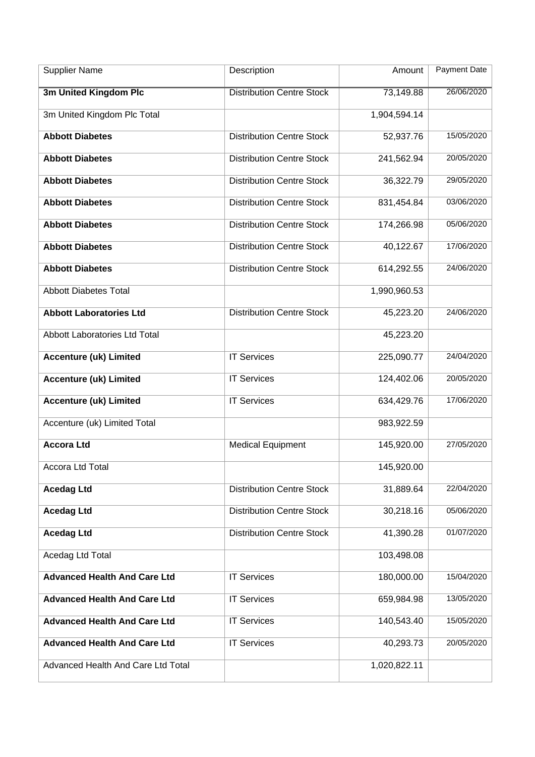| Supplier Name | Description | Amount | Payment Date |
| --- | --- | --- | --- |
| **3m United Kingdom Plc** | Distribution Centre Stock | 73,149.88 | 26/06/2020 |
| 3m United Kingdom Plc Total | | 1,904,594.14 | |
| **Abbott Diabetes** | Distribution Centre Stock | 52,937.76 | 15/05/2020 |
| **Abbott Diabetes** | Distribution Centre Stock | 241,562.94 | 20/05/2020 |
| **Abbott Diabetes** | Distribution Centre Stock | 36,322.79 | 29/05/2020 |
| **Abbott Diabetes** | Distribution Centre Stock | 831,454.84 | 03/06/2020 |
| **Abbott Diabetes** | Distribution Centre Stock | 174,266.98 | 05/06/2020 |
| **Abbott Diabetes** | Distribution Centre Stock | 40,122.67 | 17/06/2020 |
| **Abbott Diabetes** | Distribution Centre Stock | 614,292.55 | 24/06/2020 |
| Abbott Diabetes Total | | 1,990,960.53 | |
| **Abbott Laboratories Ltd** | Distribution Centre Stock | 45,223.20 | 24/06/2020 |
| Abbott Laboratories Ltd Total | | 45,223.20 | |
| **Accenture (uk) Limited** | IT Services | 225,090.77 | 24/04/2020 |
| **Accenture (uk) Limited** | IT Services | 124,402.06 | 20/05/2020 |
| **Accenture (uk) Limited** | IT Services | 634,429.76 | 17/06/2020 |
| Accenture (uk) Limited Total | | 983,922.59 | |
| **Accora Ltd** | Medical Equipment | 145,920.00 | 27/05/2020 |
| Accora Ltd Total | | 145,920.00 | |
| **Acedag Ltd** | Distribution Centre Stock | 31,889.64 | 22/04/2020 |
| **Acedag Ltd** | Distribution Centre Stock | 30,218.16 | 05/06/2020 |
| **Acedag Ltd** | Distribution Centre Stock | 41,390.28 | 01/07/2020 |
| Acedag Ltd Total | | 103,498.08 | |
| **Advanced Health And Care Ltd** | IT Services | 180,000.00 | 15/04/2020 |
| **Advanced Health And Care Ltd** | IT Services | 659,984.98 | 13/05/2020 |
| **Advanced Health And Care Ltd** | IT Services | 140,543.40 | 15/05/2020 |
| **Advanced Health And Care Ltd** | IT Services | 40,293.73 | 20/05/2020 |
| Advanced Health And Care Ltd Total | | 1,020,822.11 | |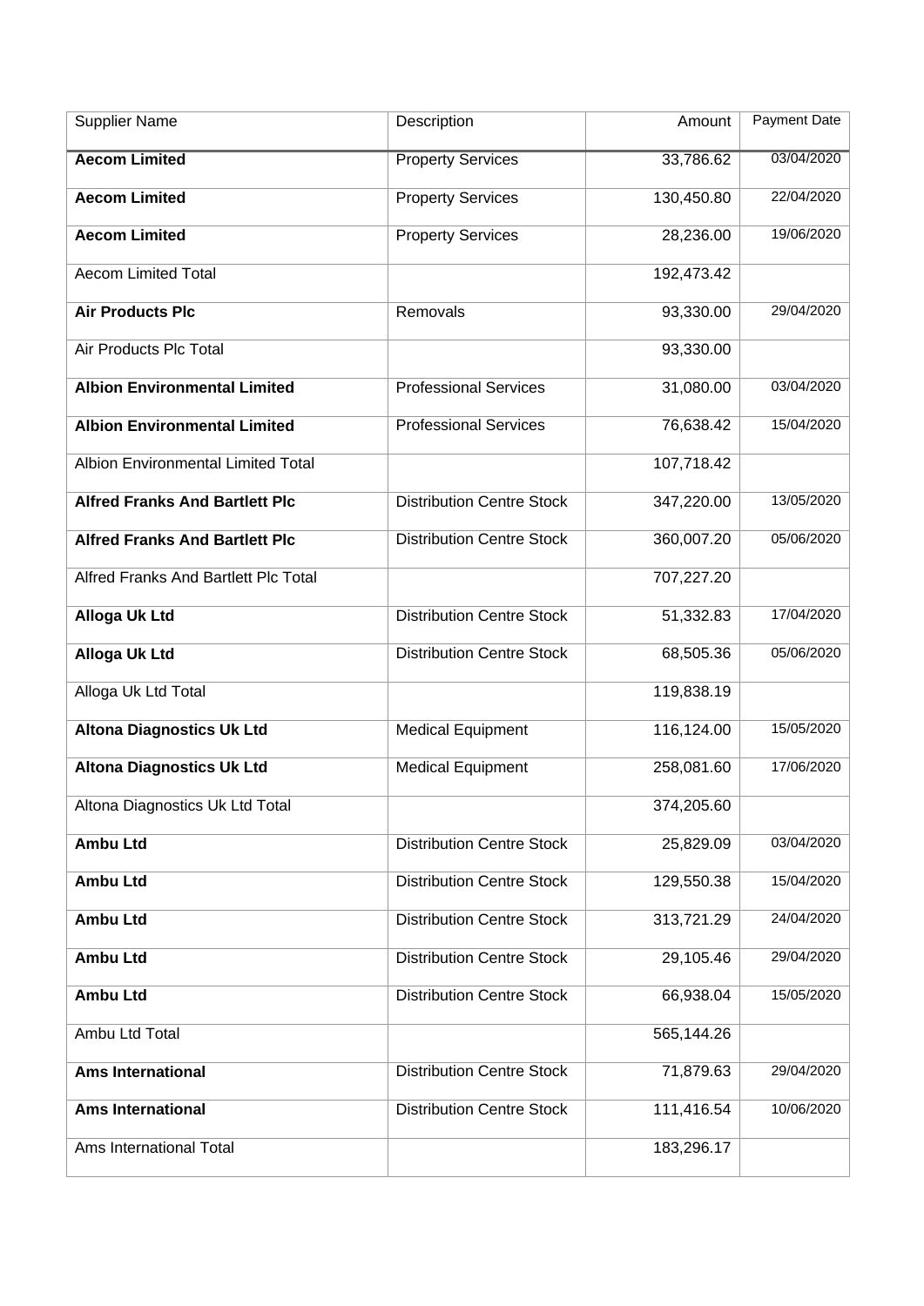| Supplier Name | Description | Amount | Payment Date |
|---|---|---|---|
| **Aecom Limited** | Property Services | 33,786.62 | 03/04/2020 |
| **Aecom Limited** | Property Services | 130,450.80 | 22/04/2020 |
| **Aecom Limited** | Property Services | 28,236.00 | 19/06/2020 |
| Aecom Limited Total | | 192,473.42 | |
| **Air Products Plc** | Removals | 93,330.00 | 29/04/2020 |
| Air Products Plc Total | | 93,330.00 | |
| **Albion Environmental Limited** | Professional Services | 31,080.00 | 03/04/2020 |
| **Albion Environmental Limited** | Professional Services | 76,638.42 | 15/04/2020 |
| Albion Environmental Limited Total | | 107,718.42 | |
| **Alfred Franks And Bartlett Plc** | Distribution Centre Stock | 347,220.00 | 13/05/2020 |
| **Alfred Franks And Bartlett Plc** | Distribution Centre Stock | 360,007.20 | 05/06/2020 |
| Alfred Franks And Bartlett Plc Total | | 707,227.20 | |
| **Alloga Uk Ltd** | Distribution Centre Stock | 51,332.83 | 17/04/2020 |
| **Alloga Uk Ltd** | Distribution Centre Stock | 68,505.36 | 05/06/2020 |
| Alloga Uk Ltd Total | | 119,838.19 | |
| **Altona Diagnostics Uk Ltd** | Medical Equipment | 116,124.00 | 15/05/2020 |
| **Altona Diagnostics Uk Ltd** | Medical Equipment | 258,081.60 | 17/06/2020 |
| Altona Diagnostics Uk Ltd Total | | 374,205.60 | |
| **Ambu Ltd** | Distribution Centre Stock | 25,829.09 | 03/04/2020 |
| **Ambu Ltd** | Distribution Centre Stock | 129,550.38 | 15/04/2020 |
| **Ambu Ltd** | Distribution Centre Stock | 313,721.29 | 24/04/2020 |
| **Ambu Ltd** | Distribution Centre Stock | 29,105.46 | 29/04/2020 |
| **Ambu Ltd** | Distribution Centre Stock | 66,938.04 | 15/05/2020 |
| Ambu Ltd Total | | 565,144.26 | |
| **Ams International** | Distribution Centre Stock | 71,879.63 | 29/04/2020 |
| **Ams International** | Distribution Centre Stock | 111,416.54 | 10/06/2020 |
| Ams International Total | | 183,296.17 | |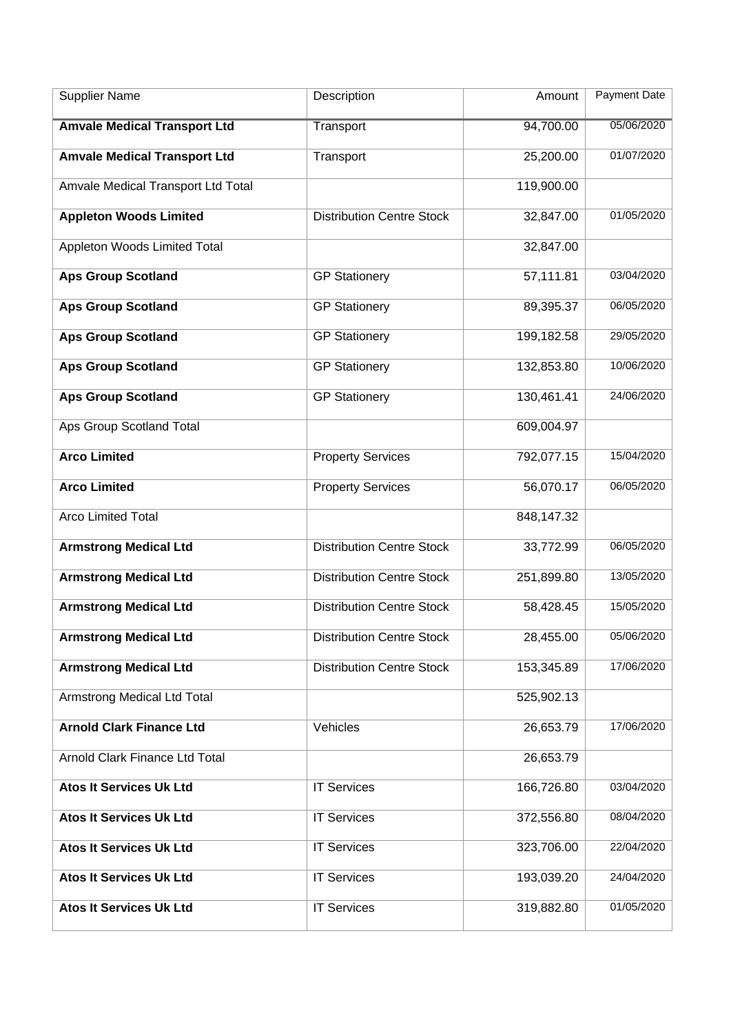| Supplier Name | Description | Amount | Payment Date |
|---|---|---|---|
| **Amvale Medical Transport Ltd** | Transport | 94,700.00 | 05/06/2020 |
| **Amvale Medical Transport Ltd** | Transport | 25,200.00 | 01/07/2020 |
| Amvale Medical Transport Ltd Total | | 119,900.00 | |
| **Appleton Woods Limited** | Distribution Centre Stock | 32,847.00 | 01/05/2020 |
| Appleton Woods Limited Total | | 32,847.00 | |
| **Aps Group Scotland** | GP Stationery | 57,111.81 | 03/04/2020 |
| **Aps Group Scotland** | GP Stationery | 89,395.37 | 06/05/2020 |
| **Aps Group Scotland** | GP Stationery | 199,182.58 | 29/05/2020 |
| **Aps Group Scotland** | GP Stationery | 132,853.80 | 10/06/2020 |
| **Aps Group Scotland** | GP Stationery | 130,461.41 | 24/06/2020 |
| Aps Group Scotland Total | | 609,004.97 | |
| **Arco Limited** | Property Services | 792,077.15 | 15/04/2020 |
| **Arco Limited** | Property Services | 56,070.17 | 06/05/2020 |
| Arco Limited Total | | 848,147.32 | |
| **Armstrong Medical Ltd** | Distribution Centre Stock | 33,772.99 | 06/05/2020 |
| **Armstrong Medical Ltd** | Distribution Centre Stock | 251,899.80 | 13/05/2020 |
| **Armstrong Medical Ltd** | Distribution Centre Stock | 58,428.45 | 15/05/2020 |
| **Armstrong Medical Ltd** | Distribution Centre Stock | 28,455.00 | 05/06/2020 |
| **Armstrong Medical Ltd** | Distribution Centre Stock | 153,345.89 | 17/06/2020 |
| Armstrong Medical Ltd Total | | 525,902.13 | |
| **Arnold Clark Finance Ltd** | Vehicles | 26,653.79 | 17/06/2020 |
| Arnold Clark Finance Ltd Total | | 26,653.79 | |
| **Atos It Services Uk Ltd** | IT Services | 166,726.80 | 03/04/2020 |
| **Atos It Services Uk Ltd** | IT Services | 372,556.80 | 08/04/2020 |
| **Atos It Services Uk Ltd** | IT Services | 323,706.00 | 22/04/2020 |
| **Atos It Services Uk Ltd** | IT Services | 193,039.20 | 24/04/2020 |
| **Atos It Services Uk Ltd** | IT Services | 319,882.80 | 01/05/2020 |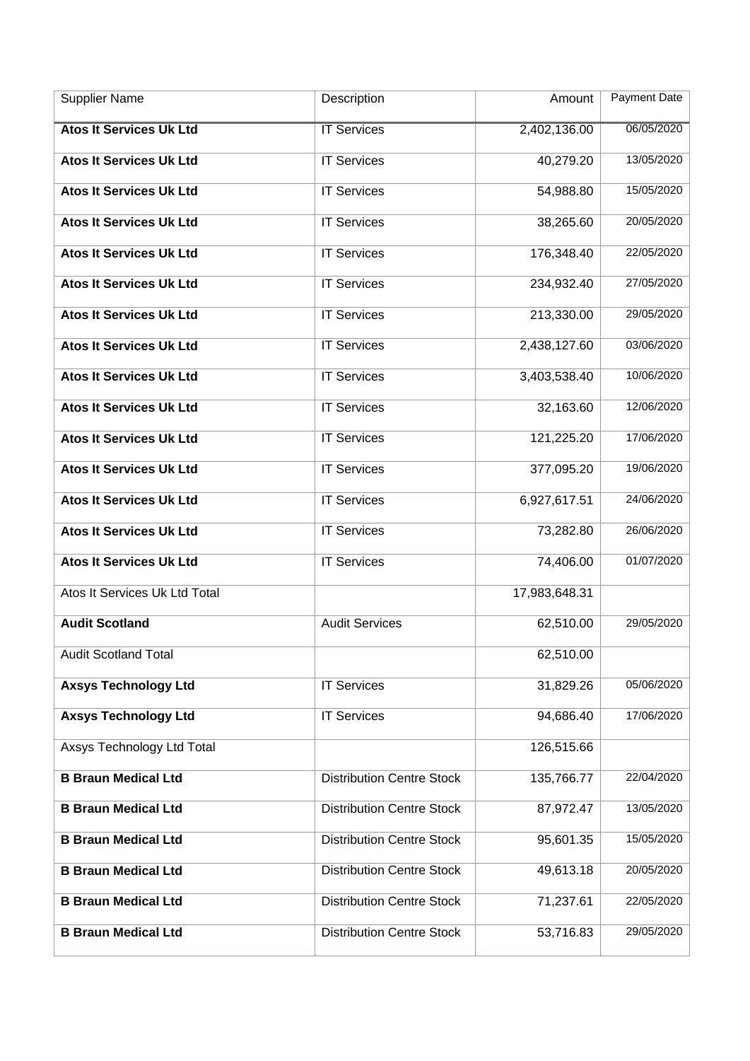| Supplier Name | Description | Amount | Payment Date |
|---|---|---|---|
| **Atos It Services Uk Ltd** | IT Services | 2,402,136.00 | 06/05/2020 |
| **Atos It Services Uk Ltd** | IT Services | 40,279.20 | 13/05/2020 |
| **Atos It Services Uk Ltd** | IT Services | 54,988.80 | 15/05/2020 |
| **Atos It Services Uk Ltd** | IT Services | 38,265.60 | 20/05/2020 |
| **Atos It Services Uk Ltd** | IT Services | 176,348.40 | 22/05/2020 |
| **Atos It Services Uk Ltd** | IT Services | 234,932.40 | 27/05/2020 |
| **Atos It Services Uk Ltd** | IT Services | 213,330.00 | 29/05/2020 |
| **Atos It Services Uk Ltd** | IT Services | 2,438,127.60 | 03/06/2020 |
| **Atos It Services Uk Ltd** | IT Services | 3,403,538.40 | 10/06/2020 |
| **Atos It Services Uk Ltd** | IT Services | 32,163.60 | 12/06/2020 |
| **Atos It Services Uk Ltd** | IT Services | 121,225.20 | 17/06/2020 |
| **Atos It Services Uk Ltd** | IT Services | 377,095.20 | 19/06/2020 |
| **Atos It Services Uk Ltd** | IT Services | 6,927,617.51 | 24/06/2020 |
| **Atos It Services Uk Ltd** | IT Services | 73,282.80 | 26/06/2020 |
| **Atos It Services Uk Ltd** | IT Services | 74,406.00 | 01/07/2020 |
| Atos It Services Uk Ltd Total | | 17,983,648.31 | |
| **Audit Scotland** | Audit Services | 62,510.00 | 29/05/2020 |
| Audit Scotland Total | | 62,510.00 | |
| **Axsys Technology Ltd** | IT Services | 31,829.26 | 05/06/2020 |
| **Axsys Technology Ltd** | IT Services | 94,686.40 | 17/06/2020 |
| Axsys Technology Ltd Total | | 126,515.66 | |
| **B Braun Medical Ltd** | Distribution Centre Stock | 135,766.77 | 22/04/2020 |
| **B Braun Medical Ltd** | Distribution Centre Stock | 87,972.47 | 13/05/2020 |
| **B Braun Medical Ltd** | Distribution Centre Stock | 95,601.35 | 15/05/2020 |
| **B Braun Medical Ltd** | Distribution Centre Stock | 49,613.18 | 20/05/2020 |
| **B Braun Medical Ltd** | Distribution Centre Stock | 71,237.61 | 22/05/2020 |
| **B Braun Medical Ltd** | Distribution Centre Stock | 53,716.83 | 29/05/2020 |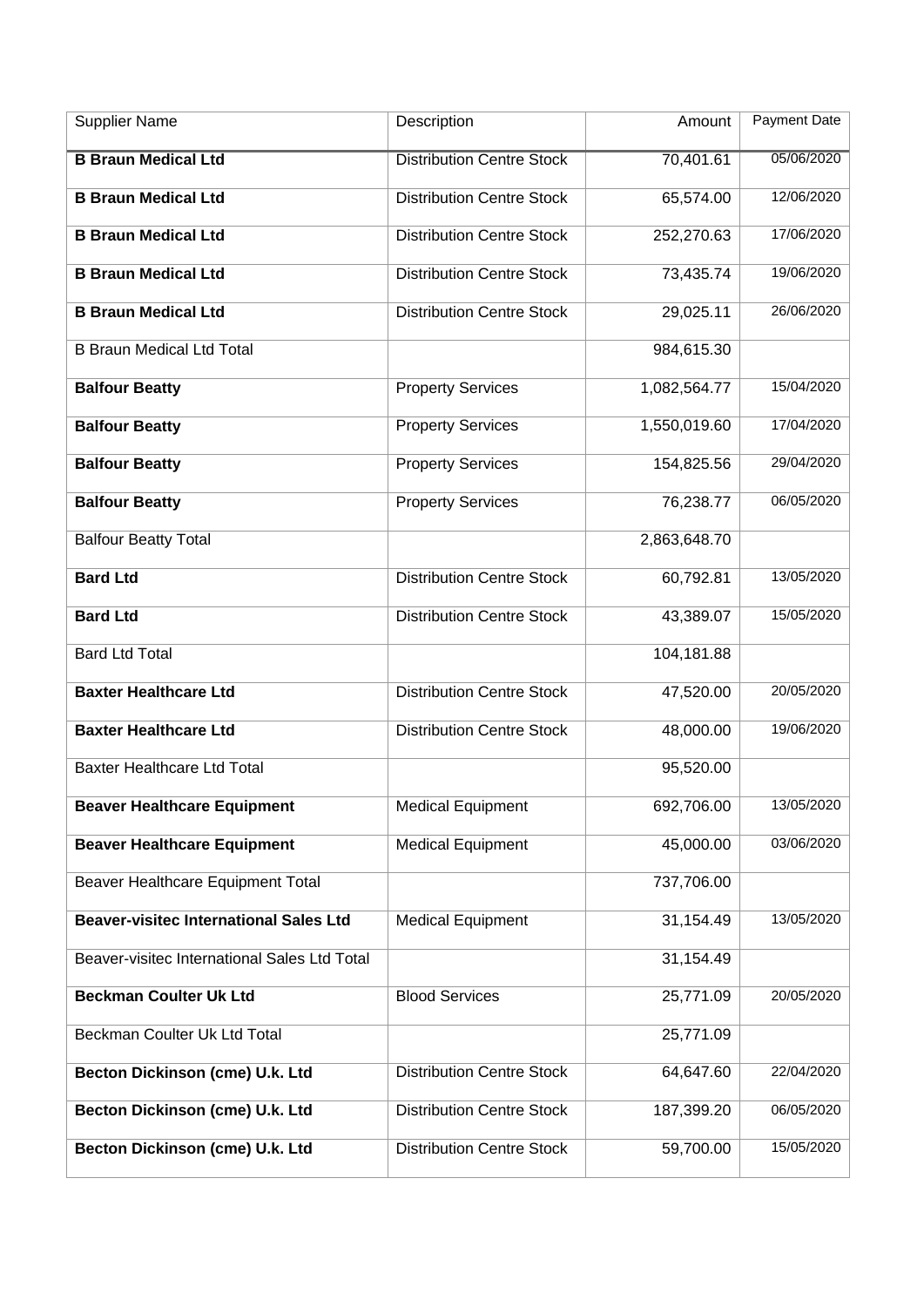| Supplier Name | Description | Amount | Payment Date |
|---|---|---|---|
| **B Braun Medical Ltd** | Distribution Centre Stock | 70,401.61 | 05/06/2020 |
| **B Braun Medical Ltd** | Distribution Centre Stock | 65,574.00 | 12/06/2020 |
| **B Braun Medical Ltd** | Distribution Centre Stock | 252,270.63 | 17/06/2020 |
| **B Braun Medical Ltd** | Distribution Centre Stock | 73,435.74 | 19/06/2020 |
| **B Braun Medical Ltd** | Distribution Centre Stock | 29,025.11 | 26/06/2020 |
| B Braun Medical Ltd Total | | 984,615.30 | |
| **Balfour Beatty** | Property Services | 1,082,564.77 | 15/04/2020 |
| **Balfour Beatty** | Property Services | 1,550,019.60 | 17/04/2020 |
| **Balfour Beatty** | Property Services | 154,825.56 | 29/04/2020 |
| **Balfour Beatty** | Property Services | 76,238.77 | 06/05/2020 |
| Balfour Beatty Total | | 2,863,648.70 | |
| **Bard Ltd** | Distribution Centre Stock | 60,792.81 | 13/05/2020 |
| **Bard Ltd** | Distribution Centre Stock | 43,389.07 | 15/05/2020 |
| Bard Ltd Total | | 104,181.88 | |
| **Baxter Healthcare Ltd** | Distribution Centre Stock | 47,520.00 | 20/05/2020 |
| **Baxter Healthcare Ltd** | Distribution Centre Stock | 48,000.00 | 19/06/2020 |
| Baxter Healthcare Ltd Total | | 95,520.00 | |
| **Beaver Healthcare Equipment** | Medical Equipment | 692,706.00 | 13/05/2020 |
| **Beaver Healthcare Equipment** | Medical Equipment | 45,000.00 | 03/06/2020 |
| Beaver Healthcare Equipment Total | | 737,706.00 | |
| **Beaver-visitec International Sales Ltd** | Medical Equipment | 31,154.49 | 13/05/2020 |
| Beaver-visitec International Sales Ltd Total | | 31,154.49 | |
| **Beckman Coulter Uk Ltd** | Blood Services | 25,771.09 | 20/05/2020 |
| Beckman Coulter Uk Ltd Total | | 25,771.09 | |
| **Becton Dickinson (cme) U.k. Ltd** | Distribution Centre Stock | 64,647.60 | 22/04/2020 |
| **Becton Dickinson (cme) U.k. Ltd** | Distribution Centre Stock | 187,399.20 | 06/05/2020 |
| **Becton Dickinson (cme) U.k. Ltd** | Distribution Centre Stock | 59,700.00 | 15/05/2020 |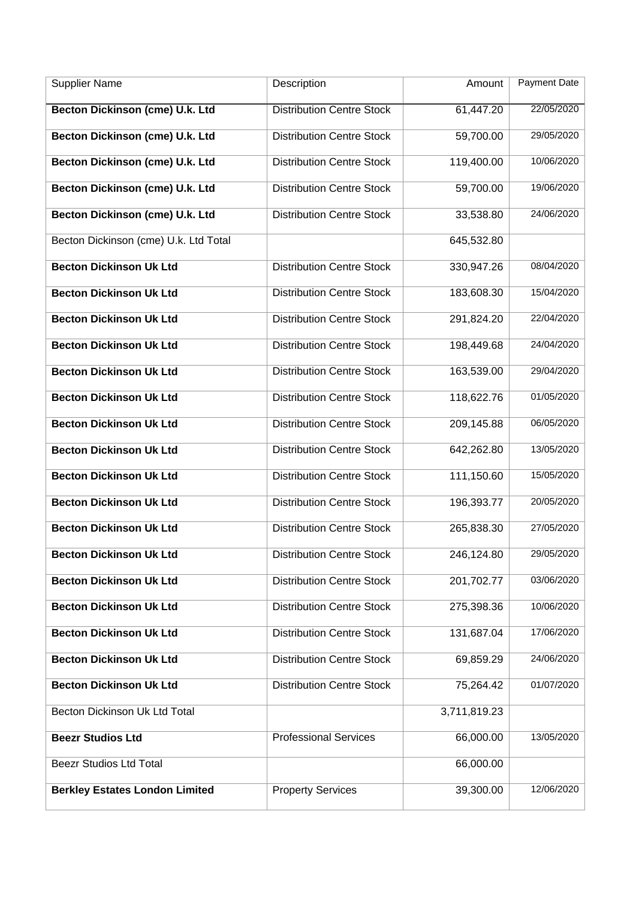| Supplier Name | Description | Amount | Payment Date |
|---|---|---|---|
| **Becton Dickinson (cme) U.k. Ltd** | Distribution Centre Stock | 61,447.20 | 22/05/2020 |
| **Becton Dickinson (cme) U.k. Ltd** | Distribution Centre Stock | 59,700.00 | 29/05/2020 |
| **Becton Dickinson (cme) U.k. Ltd** | Distribution Centre Stock | 119,400.00 | 10/06/2020 |
| **Becton Dickinson (cme) U.k. Ltd** | Distribution Centre Stock | 59,700.00 | 19/06/2020 |
| **Becton Dickinson (cme) U.k. Ltd** | Distribution Centre Stock | 33,538.80 | 24/06/2020 |
| Becton Dickinson (cme) U.k. Ltd Total | | 645,532.80 | |
| **Becton Dickinson Uk Ltd** | Distribution Centre Stock | 330,947.26 | 08/04/2020 |
| **Becton Dickinson Uk Ltd** | Distribution Centre Stock | 183,608.30 | 15/04/2020 |
| **Becton Dickinson Uk Ltd** | Distribution Centre Stock | 291,824.20 | 22/04/2020 |
| **Becton Dickinson Uk Ltd** | Distribution Centre Stock | 198,449.68 | 24/04/2020 |
| **Becton Dickinson Uk Ltd** | Distribution Centre Stock | 163,539.00 | 29/04/2020 |
| **Becton Dickinson Uk Ltd** | Distribution Centre Stock | 118,622.76 | 01/05/2020 |
| **Becton Dickinson Uk Ltd** | Distribution Centre Stock | 209,145.88 | 06/05/2020 |
| **Becton Dickinson Uk Ltd** | Distribution Centre Stock | 642,262.80 | 13/05/2020 |
| **Becton Dickinson Uk Ltd** | Distribution Centre Stock | 111,150.60 | 15/05/2020 |
| **Becton Dickinson Uk Ltd** | Distribution Centre Stock | 196,393.77 | 20/05/2020 |
| **Becton Dickinson Uk Ltd** | Distribution Centre Stock | 265,838.30 | 27/05/2020 |
| **Becton Dickinson Uk Ltd** | Distribution Centre Stock | 246,124.80 | 29/05/2020 |
| **Becton Dickinson Uk Ltd** | Distribution Centre Stock | 201,702.77 | 03/06/2020 |
| **Becton Dickinson Uk Ltd** | Distribution Centre Stock | 275,398.36 | 10/06/2020 |
| **Becton Dickinson Uk Ltd** | Distribution Centre Stock | 131,687.04 | 17/06/2020 |
| **Becton Dickinson Uk Ltd** | Distribution Centre Stock | 69,859.29 | 24/06/2020 |
| **Becton Dickinson Uk Ltd** | Distribution Centre Stock | 75,264.42 | 01/07/2020 |
| Becton Dickinson Uk Ltd Total | | 3,711,819.23 | |
| **Beezr Studios Ltd** | Professional Services | 66,000.00 | 13/05/2020 |
| Beezr Studios Ltd Total | | 66,000.00 | |
| **Berkley Estates London Limited** | Property Services | 39,300.00 | 12/06/2020 |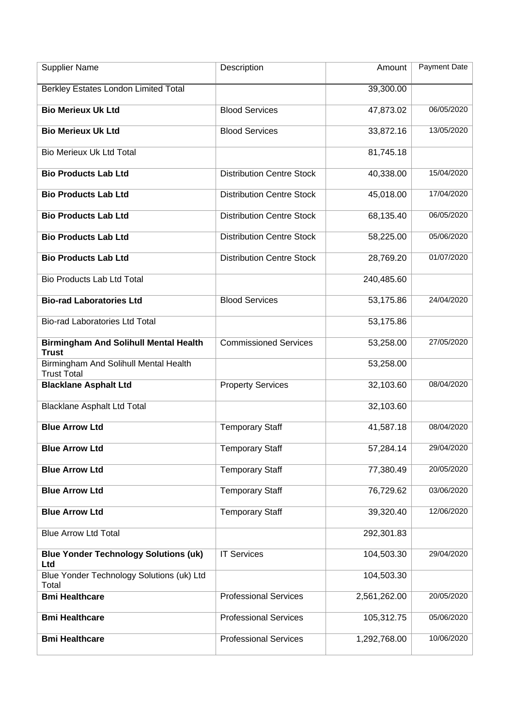| Supplier Name | Description | Amount | Payment Date |
| --- | --- | --- | --- |
| Berkley Estates London Limited Total | | 39,300.00 | |
| **Bio Merieux Uk Ltd** | Blood Services | 47,873.02 | 06/05/2020 |
| **Bio Merieux Uk Ltd** | Blood Services | 33,872.16 | 13/05/2020 |
| Bio Merieux Uk Ltd Total | | 81,745.18 | |
| **Bio Products Lab Ltd** | Distribution Centre Stock | 40,338.00 | 15/04/2020 |
| **Bio Products Lab Ltd** | Distribution Centre Stock | 45,018.00 | 17/04/2020 |
| **Bio Products Lab Ltd** | Distribution Centre Stock | 68,135.40 | 06/05/2020 |
| **Bio Products Lab Ltd** | Distribution Centre Stock | 58,225.00 | 05/06/2020 |
| **Bio Products Lab Ltd** | Distribution Centre Stock | 28,769.20 | 01/07/2020 |
| Bio Products Lab Ltd Total | | 240,485.60 | |
| **Bio-rad Laboratories Ltd** | Blood Services | 53,175.86 | 24/04/2020 |
| Bio-rad Laboratories Ltd Total | | 53,175.86 | |
| **Birmingham And Solihull Mental Health Trust** | Commissioned Services | 53,258.00 | 27/05/2020 |
| Birmingham And Solihull Mental Health Trust Total | | 53,258.00 | |
| **Blacklane Asphalt Ltd** | Property Services | 32,103.60 | 08/04/2020 |
| Blacklane Asphalt Ltd Total | | 32,103.60 | |
| **Blue Arrow Ltd** | Temporary Staff | 41,587.18 | 08/04/2020 |
| **Blue Arrow Ltd** | Temporary Staff | 57,284.14 | 29/04/2020 |
| **Blue Arrow Ltd** | Temporary Staff | 77,380.49 | 20/05/2020 |
| **Blue Arrow Ltd** | Temporary Staff | 76,729.62 | 03/06/2020 |
| **Blue Arrow Ltd** | Temporary Staff | 39,320.40 | 12/06/2020 |
| Blue Arrow Ltd Total | | 292,301.83 | |
| **Blue Yonder Technology Solutions (uk) Ltd** | IT Services | 104,503.30 | 29/04/2020 |
| Blue Yonder Technology Solutions (uk) Ltd Total | | 104,503.30 | |
| **Bmi Healthcare** | Professional Services | 2,561,262.00 | 20/05/2020 |
| **Bmi Healthcare** | Professional Services | 105,312.75 | 05/06/2020 |
| **Bmi Healthcare** | Professional Services | 1,292,768.00 | 10/06/2020 |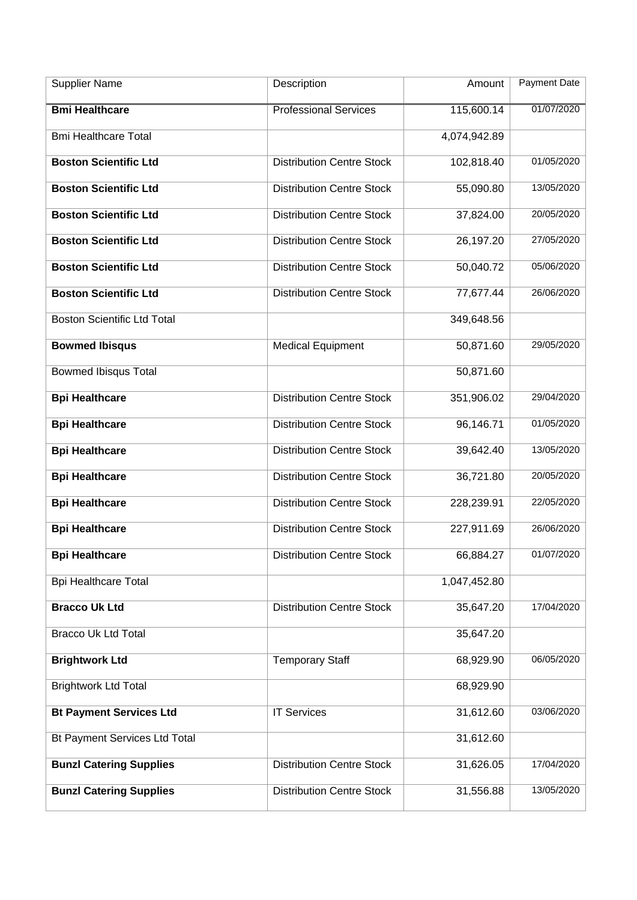| Supplier Name | Description | Amount | Payment Date |
|---|---|---|---|
| **Bmi Healthcare** | Professional Services | 115,600.14 | 01/07/2020 |
| Bmi Healthcare Total | | 4,074,942.89 | |
| **Boston Scientific Ltd** | Distribution Centre Stock | 102,818.40 | 01/05/2020 |
| **Boston Scientific Ltd** | Distribution Centre Stock | 55,090.80 | 13/05/2020 |
| **Boston Scientific Ltd** | Distribution Centre Stock | 37,824.00 | 20/05/2020 |
| **Boston Scientific Ltd** | Distribution Centre Stock | 26,197.20 | 27/05/2020 |
| **Boston Scientific Ltd** | Distribution Centre Stock | 50,040.72 | 05/06/2020 |
| **Boston Scientific Ltd** | Distribution Centre Stock | 77,677.44 | 26/06/2020 |
| Boston Scientific Ltd Total | | 349,648.56 | |
| **Bowmed Ibisqus** | Medical Equipment | 50,871.60 | 29/05/2020 |
| Bowmed Ibisqus Total | | 50,871.60 | |
| **Bpi Healthcare** | Distribution Centre Stock | 351,906.02 | 29/04/2020 |
| **Bpi Healthcare** | Distribution Centre Stock | 96,146.71 | 01/05/2020 |
| **Bpi Healthcare** | Distribution Centre Stock | 39,642.40 | 13/05/2020 |
| **Bpi Healthcare** | Distribution Centre Stock | 36,721.80 | 20/05/2020 |
| **Bpi Healthcare** | Distribution Centre Stock | 228,239.91 | 22/05/2020 |
| **Bpi Healthcare** | Distribution Centre Stock | 227,911.69 | 26/06/2020 |
| **Bpi Healthcare** | Distribution Centre Stock | 66,884.27 | 01/07/2020 |
| Bpi Healthcare Total | | 1,047,452.80 | |
| **Bracco Uk Ltd** | Distribution Centre Stock | 35,647.20 | 17/04/2020 |
| Bracco Uk Ltd Total | | 35,647.20 | |
| **Brightwork Ltd** | Temporary Staff | 68,929.90 | 06/05/2020 |
| Brightwork Ltd Total | | 68,929.90 | |
| **Bt Payment Services Ltd** | IT Services | 31,612.60 | 03/06/2020 |
| Bt Payment Services Ltd Total | | 31,612.60 | |
| **Bunzl Catering Supplies** | Distribution Centre Stock | 31,626.05 | 17/04/2020 |
| **Bunzl Catering Supplies** | Distribution Centre Stock | 31,556.88 | 13/05/2020 |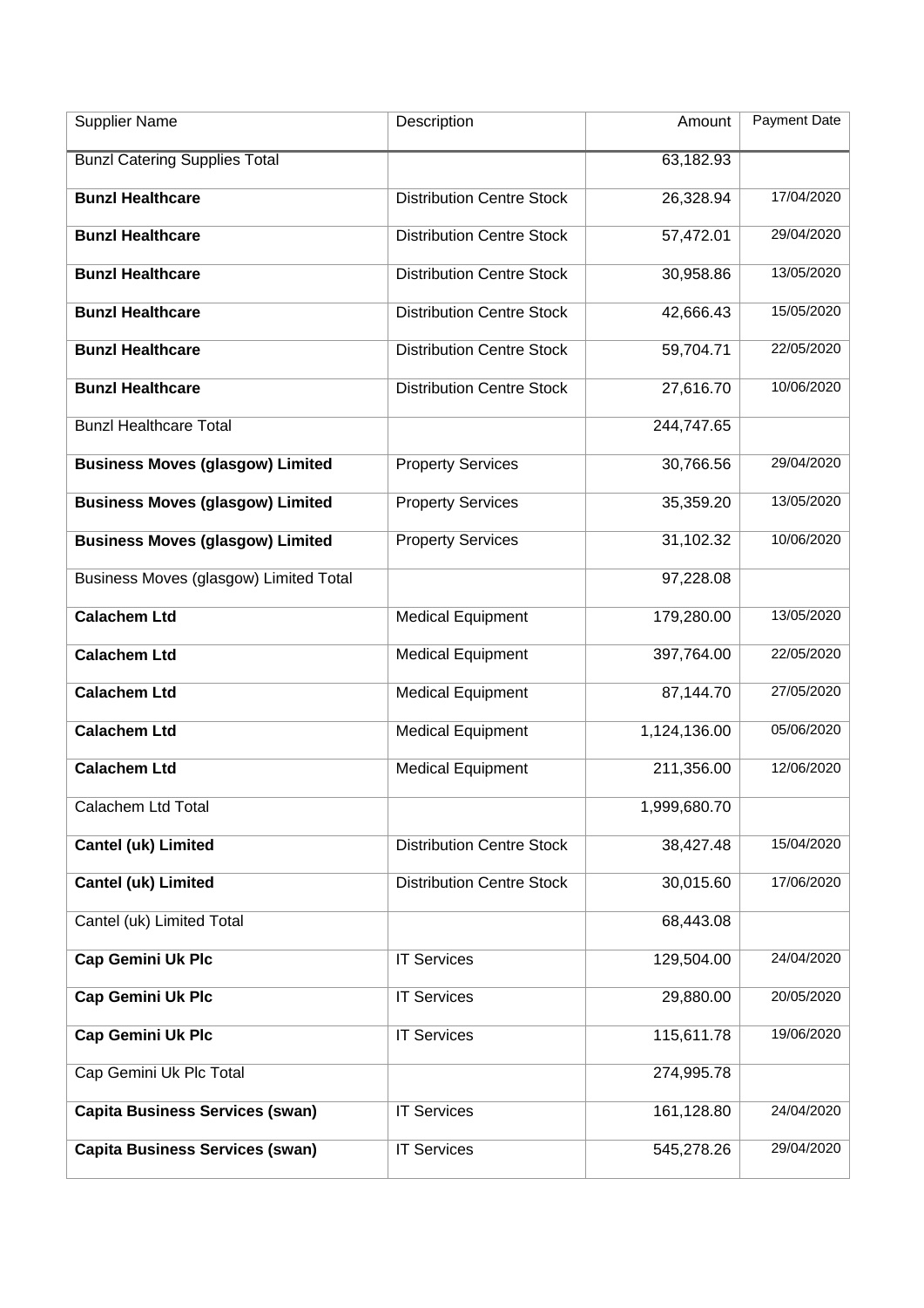| Supplier Name | Description | Amount | Payment Date |
|---|---|---|---|
| Bunzl Catering Supplies Total | | 63,182.93 | |
| **Bunzl Healthcare** | Distribution Centre Stock | 26,328.94 | 17/04/2020 |
| **Bunzl Healthcare** | Distribution Centre Stock | 57,472.01 | 29/04/2020 |
| **Bunzl Healthcare** | Distribution Centre Stock | 30,958.86 | 13/05/2020 |
| **Bunzl Healthcare** | Distribution Centre Stock | 42,666.43 | 15/05/2020 |
| **Bunzl Healthcare** | Distribution Centre Stock | 59,704.71 | 22/05/2020 |
| **Bunzl Healthcare** | Distribution Centre Stock | 27,616.70 | 10/06/2020 |
| Bunzl Healthcare Total | | 244,747.65 | |
| **Business Moves (glasgow) Limited** | Property Services | 30,766.56 | 29/04/2020 |
| **Business Moves (glasgow) Limited** | Property Services | 35,359.20 | 13/05/2020 |
| **Business Moves (glasgow) Limited** | Property Services | 31,102.32 | 10/06/2020 |
| Business Moves (glasgow) Limited Total | | 97,228.08 | |
| **Calachem Ltd** | Medical Equipment | 179,280.00 | 13/05/2020 |
| **Calachem Ltd** | Medical Equipment | 397,764.00 | 22/05/2020 |
| **Calachem Ltd** | Medical Equipment | 87,144.70 | 27/05/2020 |
| **Calachem Ltd** | Medical Equipment | 1,124,136.00 | 05/06/2020 |
| **Calachem Ltd** | Medical Equipment | 211,356.00 | 12/06/2020 |
| Calachem Ltd Total | | 1,999,680.70 | |
| **Cantel (uk) Limited** | Distribution Centre Stock | 38,427.48 | 15/04/2020 |
| **Cantel (uk) Limited** | Distribution Centre Stock | 30,015.60 | 17/06/2020 |
| Cantel (uk) Limited Total | | 68,443.08 | |
| **Cap Gemini Uk Plc** | IT Services | 129,504.00 | 24/04/2020 |
| **Cap Gemini Uk Plc** | IT Services | 29,880.00 | 20/05/2020 |
| **Cap Gemini Uk Plc** | IT Services | 115,611.78 | 19/06/2020 |
| Cap Gemini Uk Plc Total | | 274,995.78 | |
| **Capita Business Services (swan)** | IT Services | 161,128.80 | 24/04/2020 |
| **Capita Business Services (swan)** | IT Services | 545,278.26 | 29/04/2020 |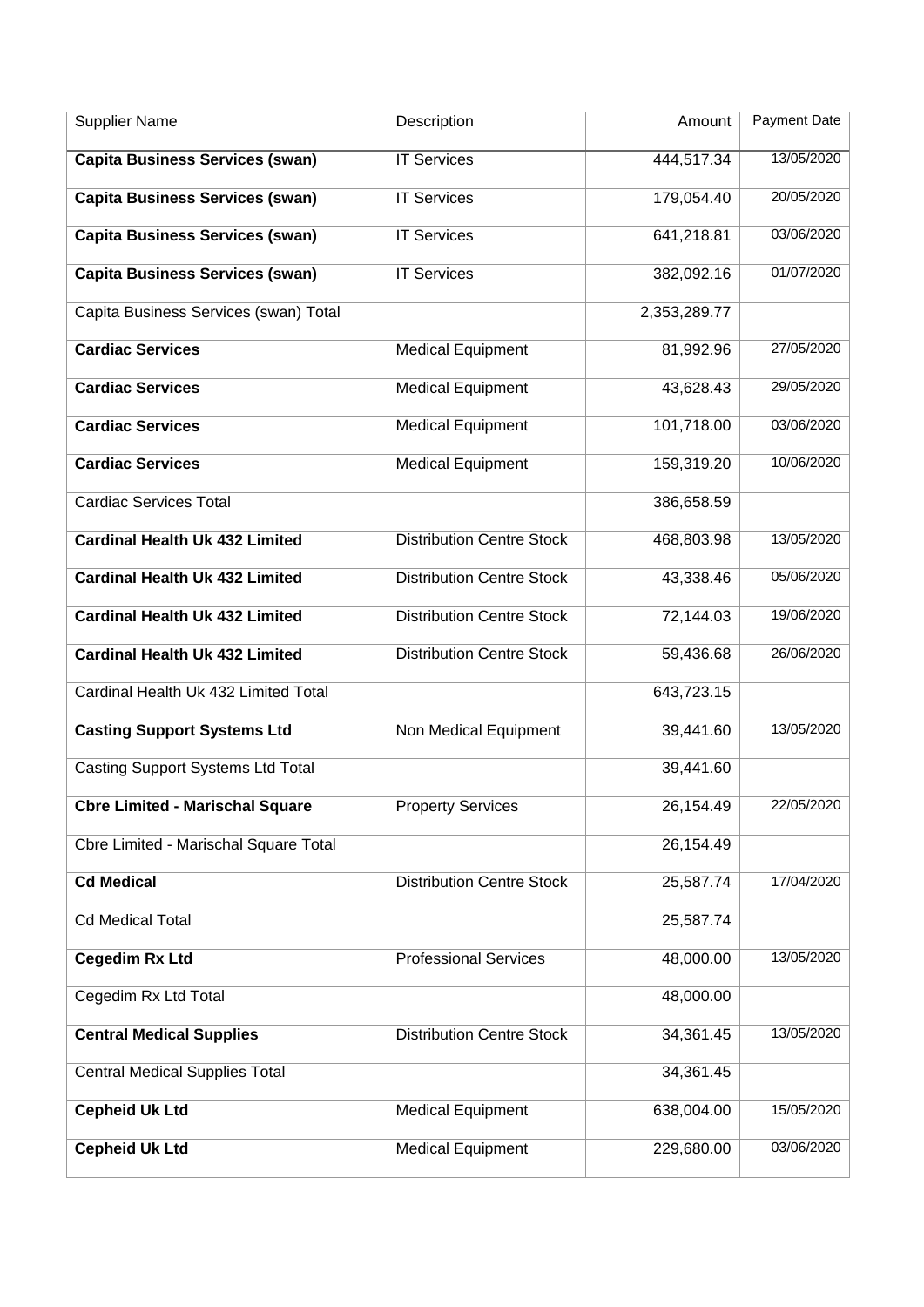| Supplier Name | Description | Amount | Payment Date |
| --- | --- | --- | --- |
| **Capita Business Services (swan)** | IT Services | 444,517.34 | 13/05/2020 |
| **Capita Business Services (swan)** | IT Services | 179,054.40 | 20/05/2020 |
| **Capita Business Services (swan)** | IT Services | 641,218.81 | 03/06/2020 |
| **Capita Business Services (swan)** | IT Services | 382,092.16 | 01/07/2020 |
| Capita Business Services (swan) Total | | 2,353,289.77 | |
| **Cardiac Services** | Medical Equipment | 81,992.96 | 27/05/2020 |
| **Cardiac Services** | Medical Equipment | 43,628.43 | 29/05/2020 |
| **Cardiac Services** | Medical Equipment | 101,718.00 | 03/06/2020 |
| **Cardiac Services** | Medical Equipment | 159,319.20 | 10/06/2020 |
| Cardiac Services Total | | 386,658.59 | |
| **Cardinal Health Uk 432 Limited** | Distribution Centre Stock | 468,803.98 | 13/05/2020 |
| **Cardinal Health Uk 432 Limited** | Distribution Centre Stock | 43,338.46 | 05/06/2020 |
| **Cardinal Health Uk 432 Limited** | Distribution Centre Stock | 72,144.03 | 19/06/2020 |
| **Cardinal Health Uk 432 Limited** | Distribution Centre Stock | 59,436.68 | 26/06/2020 |
| Cardinal Health Uk 432 Limited Total | | 643,723.15 | |
| **Casting Support Systems Ltd** | Non Medical Equipment | 39,441.60 | 13/05/2020 |
| Casting Support Systems Ltd Total | | 39,441.60 | |
| **Cbre Limited - Marischal Square** | Property Services | 26,154.49 | 22/05/2020 |
| Cbre Limited - Marischal Square Total | | 26,154.49 | |
| **Cd Medical** | Distribution Centre Stock | 25,587.74 | 17/04/2020 |
| Cd Medical Total | | 25,587.74 | |
| **Cegedim Rx Ltd** | Professional Services | 48,000.00 | 13/05/2020 |
| Cegedim Rx Ltd Total | | 48,000.00 | |
| **Central Medical Supplies** | Distribution Centre Stock | 34,361.45 | 13/05/2020 |
| Central Medical Supplies Total | | 34,361.45 | |
| **Cepheid Uk Ltd** | Medical Equipment | 638,004.00 | 15/05/2020 |
| **Cepheid Uk Ltd** | Medical Equipment | 229,680.00 | 03/06/2020 |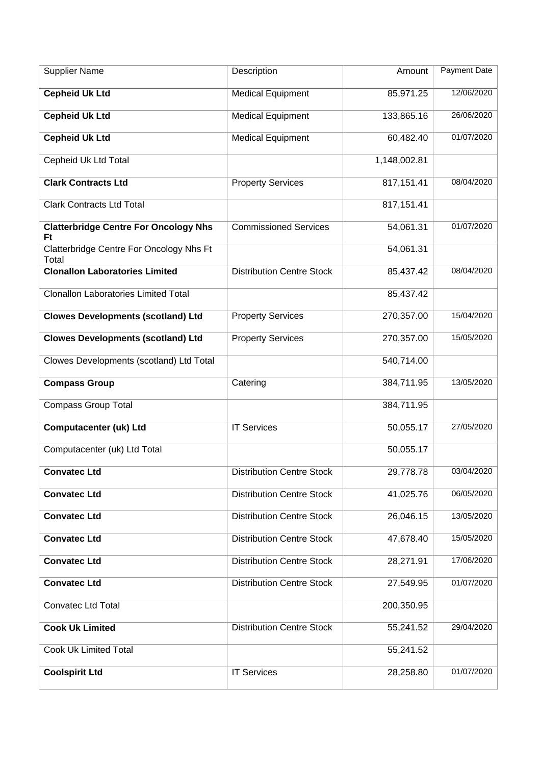| Supplier Name | Description | Amount | Payment Date |
|---|---|---|---|
| **Cepheid Uk Ltd** | Medical Equipment | 85,971.25 | 12/06/2020 |
| **Cepheid Uk Ltd** | Medical Equipment | 133,865.16 | 26/06/2020 |
| **Cepheid Uk Ltd** | Medical Equipment | 60,482.40 | 01/07/2020 |
| Cepheid Uk Ltd Total | | 1,148,002.81 | |
| **Clark Contracts Ltd** | Property Services | 817,151.41 | 08/04/2020 |
| Clark Contracts Ltd Total | | 817,151.41 | |
| **Clatterbridge Centre For Oncology Nhs Ft** | Commissioned Services | 54,061.31 | 01/07/2020 |
| Clatterbridge Centre For Oncology Nhs Ft Total | | 54,061.31 | |
| **Clonallon Laboratories Limited** | Distribution Centre Stock | 85,437.42 | 08/04/2020 |
| Clonallon Laboratories Limited Total | | 85,437.42 | |
| **Clowes Developments (scotland) Ltd** | Property Services | 270,357.00 | 15/04/2020 |
| **Clowes Developments (scotland) Ltd** | Property Services | 270,357.00 | 15/05/2020 |
| Clowes Developments (scotland) Ltd Total | | 540,714.00 | |
| **Compass Group** | Catering | 384,711.95 | 13/05/2020 |
| Compass Group Total | | 384,711.95 | |
| **Computacenter (uk) Ltd** | IT Services | 50,055.17 | 27/05/2020 |
| Computacenter (uk) Ltd Total | | 50,055.17 | |
| **Convatec Ltd** | Distribution Centre Stock | 29,778.78 | 03/04/2020 |
| **Convatec Ltd** | Distribution Centre Stock | 41,025.76 | 06/05/2020 |
| **Convatec Ltd** | Distribution Centre Stock | 26,046.15 | 13/05/2020 |
| **Convatec Ltd** | Distribution Centre Stock | 47,678.40 | 15/05/2020 |
| **Convatec Ltd** | Distribution Centre Stock | 28,271.91 | 17/06/2020 |
| **Convatec Ltd** | Distribution Centre Stock | 27,549.95 | 01/07/2020 |
| Convatec Ltd Total | | 200,350.95 | |
| **Cook Uk Limited** | Distribution Centre Stock | 55,241.52 | 29/04/2020 |
| Cook Uk Limited Total | | 55,241.52 | |
| **Coolspirit Ltd** | IT Services | 28,258.80 | 01/07/2020 |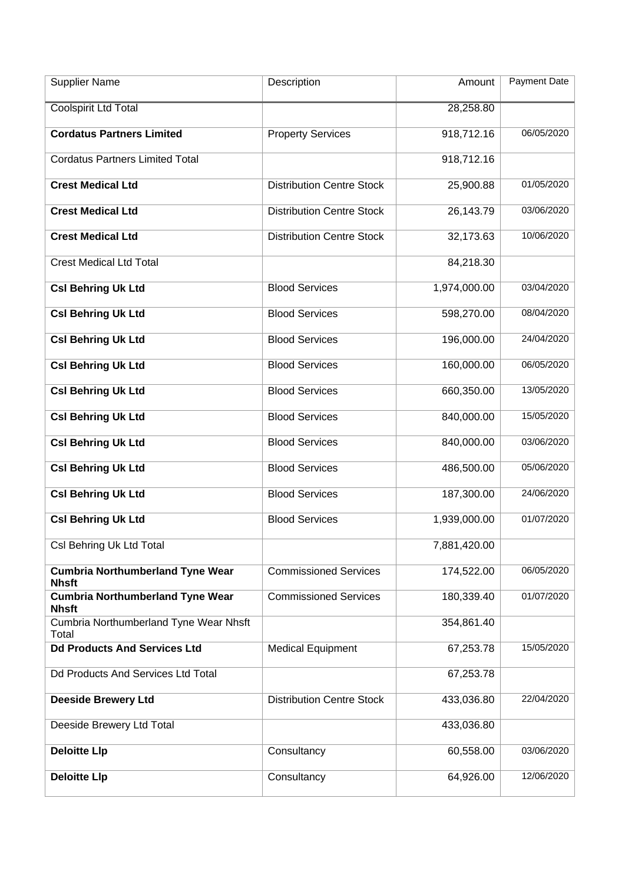| Supplier Name | Description | Amount | Payment Date |
|---|---|---|---|
| Coolspirit Ltd Total | | 28,258.80 | |
| **Cordatus Partners Limited** | Property Services | 918,712.16 | 06/05/2020 |
| Cordatus Partners Limited Total | | 918,712.16 | |
| **Crest Medical Ltd** | Distribution Centre Stock | 25,900.88 | 01/05/2020 |
| **Crest Medical Ltd** | Distribution Centre Stock | 26,143.79 | 03/06/2020 |
| **Crest Medical Ltd** | Distribution Centre Stock | 32,173.63 | 10/06/2020 |
| Crest Medical Ltd Total | | 84,218.30 | |
| **Csl Behring Uk Ltd** | Blood Services | 1,974,000.00 | 03/04/2020 |
| **Csl Behring Uk Ltd** | Blood Services | 598,270.00 | 08/04/2020 |
| **Csl Behring Uk Ltd** | Blood Services | 196,000.00 | 24/04/2020 |
| **Csl Behring Uk Ltd** | Blood Services | 160,000.00 | 06/05/2020 |
| **Csl Behring Uk Ltd** | Blood Services | 660,350.00 | 13/05/2020 |
| **Csl Behring Uk Ltd** | Blood Services | 840,000.00 | 15/05/2020 |
| **Csl Behring Uk Ltd** | Blood Services | 840,000.00 | 03/06/2020 |
| **Csl Behring Uk Ltd** | Blood Services | 486,500.00 | 05/06/2020 |
| **Csl Behring Uk Ltd** | Blood Services | 187,300.00 | 24/06/2020 |
| **Csl Behring Uk Ltd** | Blood Services | 1,939,000.00 | 01/07/2020 |
| Csl Behring Uk Ltd Total | | 7,881,420.00 | |
| **Cumbria Northumberland Tyne Wear Nhsft** | Commissioned Services | 174,522.00 | 06/05/2020 |
| **Cumbria Northumberland Tyne Wear Nhsft** | Commissioned Services | 180,339.40 | 01/07/2020 |
| Cumbria Northumberland Tyne Wear Nhsft Total | | 354,861.40 | |
| **Dd Products And Services Ltd** | Medical Equipment | 67,253.78 | 15/05/2020 |
| Dd Products And Services Ltd Total | | 67,253.78 | |
| **Deeside Brewery Ltd** | Distribution Centre Stock | 433,036.80 | 22/04/2020 |
| Deeside Brewery Ltd Total | | 433,036.80 | |
| **Deloitte Llp** | Consultancy | 60,558.00 | 03/06/2020 |
| **Deloitte Llp** | Consultancy | 64,926.00 | 12/06/2020 |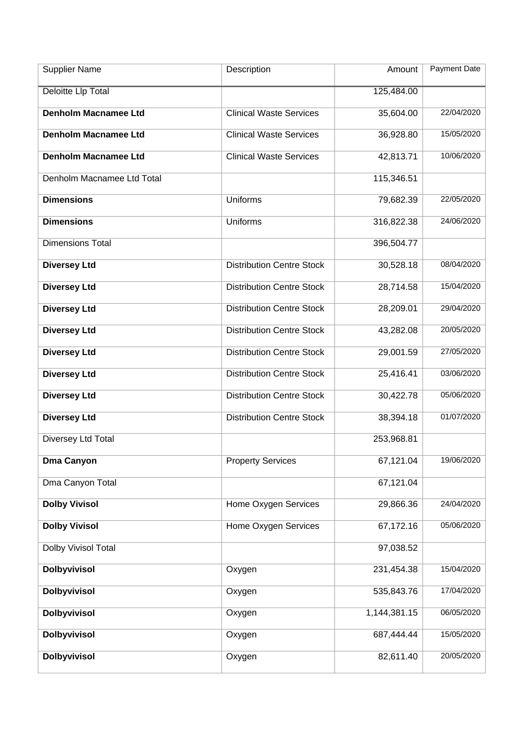| Supplier Name | Description | Amount | Payment Date |
|---|---|---|---|
| Deloitte Llp Total | | 125,484.00 | |
| **Denholm Macnamee Ltd** | Clinical Waste Services | 35,604.00 | 22/04/2020 |
| **Denholm Macnamee Ltd** | Clinical Waste Services | 36,928.80 | 15/05/2020 |
| **Denholm Macnamee Ltd** | Clinical Waste Services | 42,813.71 | 10/06/2020 |
| Denholm Macnamee Ltd Total | | 115,346.51 | |
| **Dimensions** | Uniforms | 79,682.39 | 22/05/2020 |
| **Dimensions** | Uniforms | 316,822.38 | 24/06/2020 |
| Dimensions Total | | 396,504.77 | |
| **Diversey Ltd** | Distribution Centre Stock | 30,528.18 | 08/04/2020 |
| **Diversey Ltd** | Distribution Centre Stock | 28,714.58 | 15/04/2020 |
| **Diversey Ltd** | Distribution Centre Stock | 28,209.01 | 29/04/2020 |
| **Diversey Ltd** | Distribution Centre Stock | 43,282.08 | 20/05/2020 |
| **Diversey Ltd** | Distribution Centre Stock | 29,001.59 | 27/05/2020 |
| **Diversey Ltd** | Distribution Centre Stock | 25,416.41 | 03/06/2020 |
| **Diversey Ltd** | Distribution Centre Stock | 30,422.78 | 05/06/2020 |
| **Diversey Ltd** | Distribution Centre Stock | 38,394.18 | 01/07/2020 |
| Diversey Ltd Total | | 253,968.81 | |
| **Dma Canyon** | Property Services | 67,121.04 | 19/06/2020 |
| Dma Canyon Total | | 67,121.04 | |
| **Dolby Vivisol** | Home Oxygen Services | 29,866.36 | 24/04/2020 |
| **Dolby Vivisol** | Home Oxygen Services | 67,172.16 | 05/06/2020 |
| Dolby Vivisol Total | | 97,038.52 | |
| **Dolbyvivisol** | Oxygen | 231,454.38 | 15/04/2020 |
| **Dolbyvivisol** | Oxygen | 535,843.76 | 17/04/2020 |
| **Dolbyvivisol** | Oxygen | 1,144,381.15 | 06/05/2020 |
| **Dolbyvivisol** | Oxygen | 687,444.44 | 15/05/2020 |
| **Dolbyvivisol** | Oxygen | 82,611.40 | 20/05/2020 |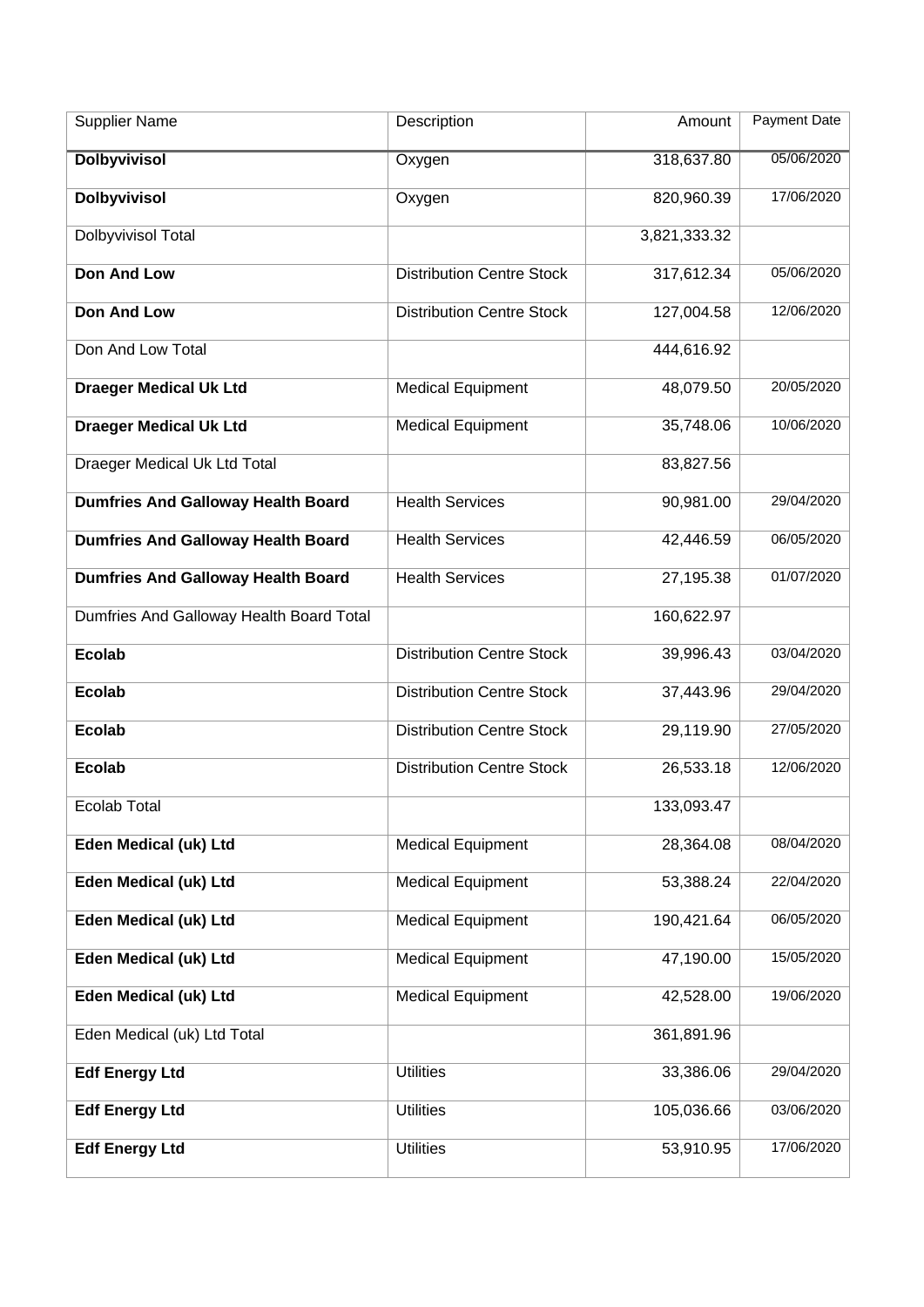| Supplier Name | Description | Amount | Payment Date |
|---|---|---|---|
| **Dolbyvivisol** | Oxygen | 318,637.80 | 05/06/2020 |
| **Dolbyvivisol** | Oxygen | 820,960.39 | 17/06/2020 |
| Dolbyvivisol Total | | 3,821,333.32 | |
| **Don And Low** | Distribution Centre Stock | 317,612.34 | 05/06/2020 |
| **Don And Low** | Distribution Centre Stock | 127,004.58 | 12/06/2020 |
| Don And Low Total | | 444,616.92 | |
| **Draeger Medical Uk Ltd** | Medical Equipment | 48,079.50 | 20/05/2020 |
| **Draeger Medical Uk Ltd** | Medical Equipment | 35,748.06 | 10/06/2020 |
| Draeger Medical Uk Ltd Total | | 83,827.56 | |
| **Dumfries And Galloway Health Board** | Health Services | 90,981.00 | 29/04/2020 |
| **Dumfries And Galloway Health Board** | Health Services | 42,446.59 | 06/05/2020 |
| **Dumfries And Galloway Health Board** | Health Services | 27,195.38 | 01/07/2020 |
| Dumfries And Galloway Health Board Total | | 160,622.97 | |
| **Ecolab** | Distribution Centre Stock | 39,996.43 | 03/04/2020 |
| **Ecolab** | Distribution Centre Stock | 37,443.96 | 29/04/2020 |
| **Ecolab** | Distribution Centre Stock | 29,119.90 | 27/05/2020 |
| **Ecolab** | Distribution Centre Stock | 26,533.18 | 12/06/2020 |
| Ecolab Total | | 133,093.47 | |
| **Eden Medical (uk) Ltd** | Medical Equipment | 28,364.08 | 08/04/2020 |
| **Eden Medical (uk) Ltd** | Medical Equipment | 53,388.24 | 22/04/2020 |
| **Eden Medical (uk) Ltd** | Medical Equipment | 190,421.64 | 06/05/2020 |
| **Eden Medical (uk) Ltd** | Medical Equipment | 47,190.00 | 15/05/2020 |
| **Eden Medical (uk) Ltd** | Medical Equipment | 42,528.00 | 19/06/2020 |
| Eden Medical (uk) Ltd Total | | 361,891.96 | |
| **Edf Energy Ltd** | Utilities | 33,386.06 | 29/04/2020 |
| **Edf Energy Ltd** | Utilities | 105,036.66 | 03/06/2020 |
| **Edf Energy Ltd** | Utilities | 53,910.95 | 17/06/2020 |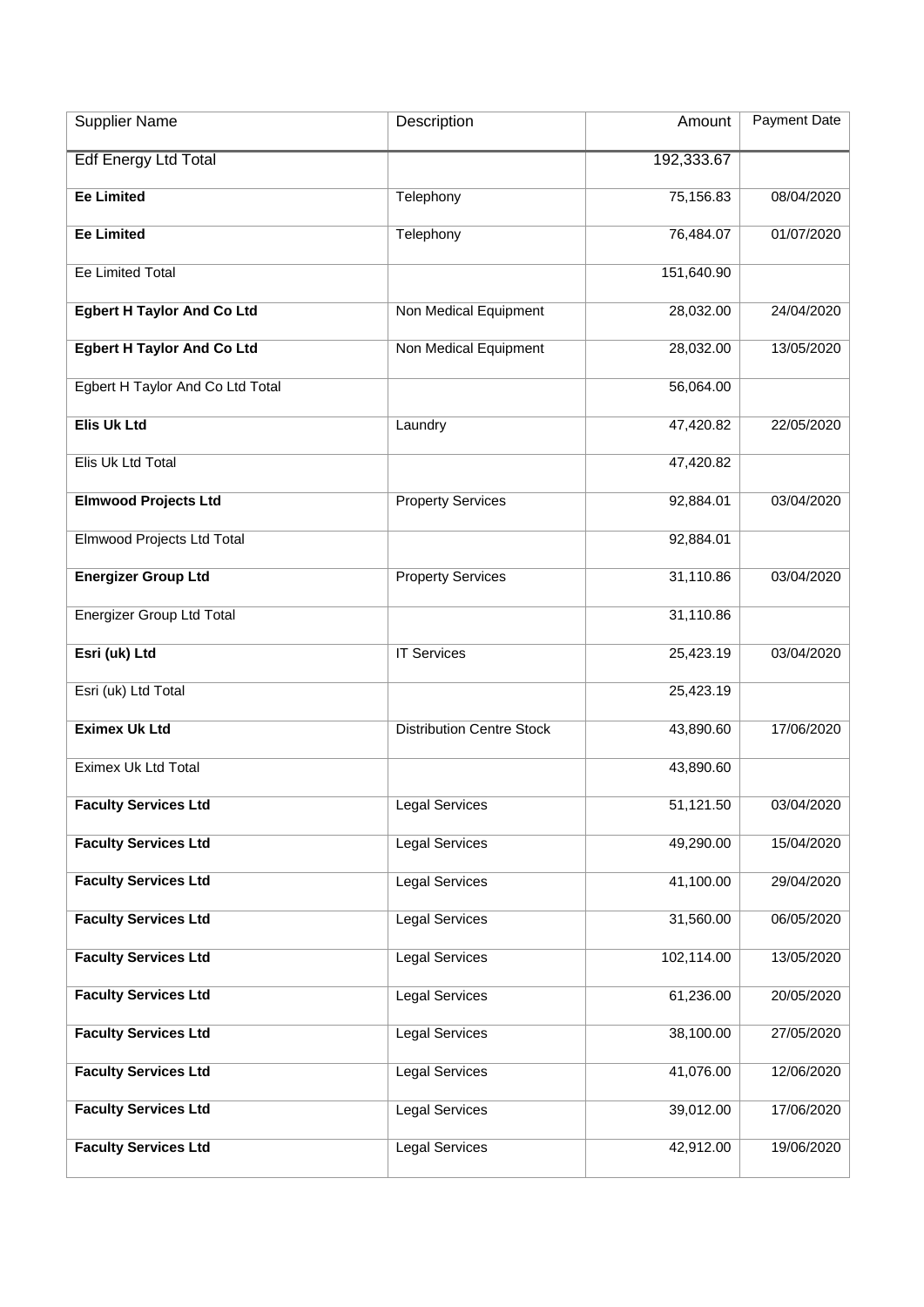| Supplier Name | Description | Amount | Payment Date |
|---|---|---|---|
| Edf Energy Ltd Total | | 192,333.67 | |
| **Ee Limited** | Telephony | 75,156.83 | 08/04/2020 |
| **Ee Limited** | Telephony | 76,484.07 | 01/07/2020 |
| Ee Limited Total | | 151,640.90 | |
| **Egbert H Taylor And Co Ltd** | Non Medical Equipment | 28,032.00 | 24/04/2020 |
| **Egbert H Taylor And Co Ltd** | Non Medical Equipment | 28,032.00 | 13/05/2020 |
| Egbert H Taylor And Co Ltd Total | | 56,064.00 | |
| **Elis Uk Ltd** | Laundry | 47,420.82 | 22/05/2020 |
| Elis Uk Ltd Total | | 47,420.82 | |
| **Elmwood Projects Ltd** | Property Services | 92,884.01 | 03/04/2020 |
| Elmwood Projects Ltd Total | | 92,884.01 | |
| **Energizer Group Ltd** | Property Services | 31,110.86 | 03/04/2020 |
| Energizer Group Ltd Total | | 31,110.86 | |
| **Esri (uk) Ltd** | IT Services | 25,423.19 | 03/04/2020 |
| Esri (uk) Ltd Total | | 25,423.19 | |
| **Eximex Uk Ltd** | Distribution Centre Stock | 43,890.60 | 17/06/2020 |
| Eximex Uk Ltd Total | | 43,890.60 | |
| **Faculty Services Ltd** | Legal Services | 51,121.50 | 03/04/2020 |
| **Faculty Services Ltd** | Legal Services | 49,290.00 | 15/04/2020 |
| **Faculty Services Ltd** | Legal Services | 41,100.00 | 29/04/2020 |
| **Faculty Services Ltd** | Legal Services | 31,560.00 | 06/05/2020 |
| **Faculty Services Ltd** | Legal Services | 102,114.00 | 13/05/2020 |
| **Faculty Services Ltd** | Legal Services | 61,236.00 | 20/05/2020 |
| **Faculty Services Ltd** | Legal Services | 38,100.00 | 27/05/2020 |
| **Faculty Services Ltd** | Legal Services | 41,076.00 | 12/06/2020 |
| **Faculty Services Ltd** | Legal Services | 39,012.00 | 17/06/2020 |
| **Faculty Services Ltd** | Legal Services | 42,912.00 | 19/06/2020 |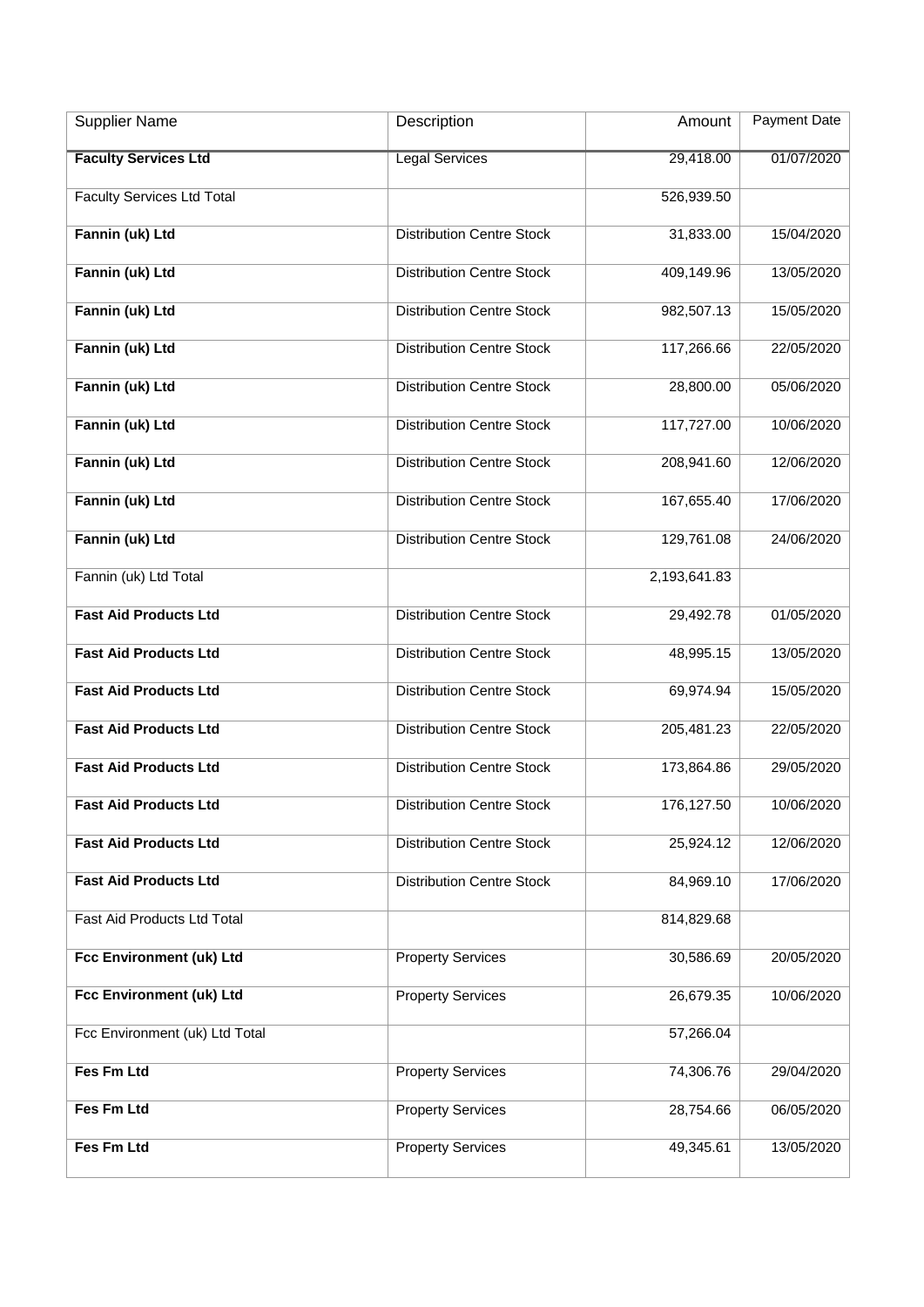| Supplier Name | Description | Amount | Payment Date |
|---|---|---|---|
| **Faculty Services Ltd** | Legal Services | 29,418.00 | 01/07/2020 |
| Faculty Services Ltd Total | | 526,939.50 | |
| **Fannin (uk) Ltd** | Distribution Centre Stock | 31,833.00 | 15/04/2020 |
| **Fannin (uk) Ltd** | Distribution Centre Stock | 409,149.96 | 13/05/2020 |
| **Fannin (uk) Ltd** | Distribution Centre Stock | 982,507.13 | 15/05/2020 |
| **Fannin (uk) Ltd** | Distribution Centre Stock | 117,266.66 | 22/05/2020 |
| **Fannin (uk) Ltd** | Distribution Centre Stock | 28,800.00 | 05/06/2020 |
| **Fannin (uk) Ltd** | Distribution Centre Stock | 117,727.00 | 10/06/2020 |
| **Fannin (uk) Ltd** | Distribution Centre Stock | 208,941.60 | 12/06/2020 |
| **Fannin (uk) Ltd** | Distribution Centre Stock | 167,655.40 | 17/06/2020 |
| **Fannin (uk) Ltd** | Distribution Centre Stock | 129,761.08 | 24/06/2020 |
| Fannin (uk) Ltd Total | | 2,193,641.83 | |
| **Fast Aid Products Ltd** | Distribution Centre Stock | 29,492.78 | 01/05/2020 |
| **Fast Aid Products Ltd** | Distribution Centre Stock | 48,995.15 | 13/05/2020 |
| **Fast Aid Products Ltd** | Distribution Centre Stock | 69,974.94 | 15/05/2020 |
| **Fast Aid Products Ltd** | Distribution Centre Stock | 205,481.23 | 22/05/2020 |
| **Fast Aid Products Ltd** | Distribution Centre Stock | 173,864.86 | 29/05/2020 |
| **Fast Aid Products Ltd** | Distribution Centre Stock | 176,127.50 | 10/06/2020 |
| **Fast Aid Products Ltd** | Distribution Centre Stock | 25,924.12 | 12/06/2020 |
| **Fast Aid Products Ltd** | Distribution Centre Stock | 84,969.10 | 17/06/2020 |
| Fast Aid Products Ltd Total | | 814,829.68 | |
| **Fcc Environment (uk) Ltd** | Property Services | 30,586.69 | 20/05/2020 |
| **Fcc Environment (uk) Ltd** | Property Services | 26,679.35 | 10/06/2020 |
| Fcc Environment (uk) Ltd Total | | 57,266.04 | |
| **Fes Fm Ltd** | Property Services | 74,306.76 | 29/04/2020 |
| **Fes Fm Ltd** | Property Services | 28,754.66 | 06/05/2020 |
| **Fes Fm Ltd** | Property Services | 49,345.61 | 13/05/2020 |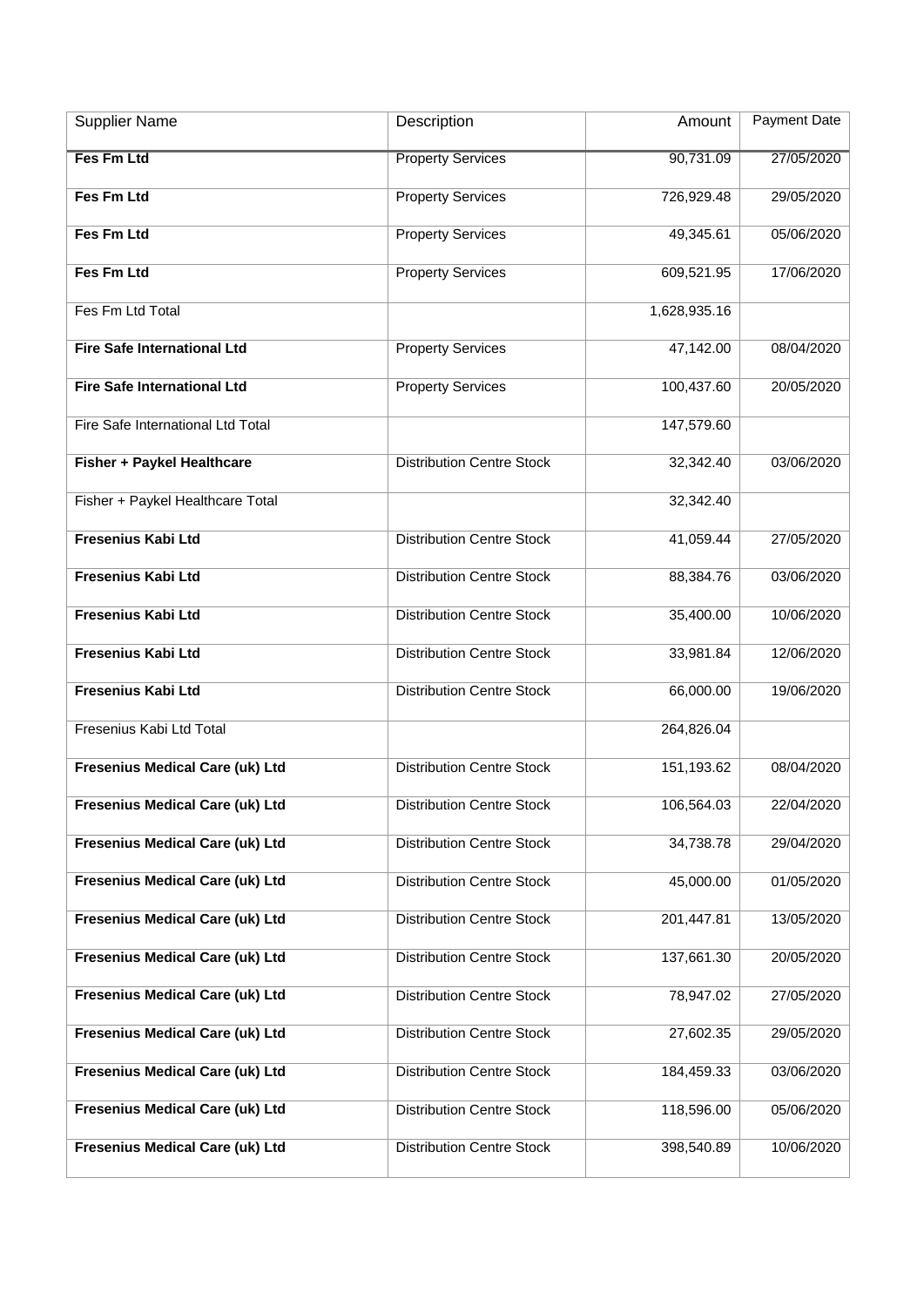| Supplier Name | Description | Amount | Payment Date |
|---|---|---|---|
| **Fes Fm Ltd** | Property Services | 90,731.09 | 27/05/2020 |
| **Fes Fm Ltd** | Property Services | 726,929.48 | 29/05/2020 |
| **Fes Fm Ltd** | Property Services | 49,345.61 | 05/06/2020 |
| **Fes Fm Ltd** | Property Services | 609,521.95 | 17/06/2020 |
| Fes Fm Ltd Total | | 1,628,935.16 | |
| **Fire Safe International Ltd** | Property Services | 47,142.00 | 08/04/2020 |
| **Fire Safe International Ltd** | Property Services | 100,437.60 | 20/05/2020 |
| Fire Safe International Ltd Total | | 147,579.60 | |
| **Fisher + Paykel Healthcare** | Distribution Centre Stock | 32,342.40 | 03/06/2020 |
| Fisher + Paykel Healthcare Total | | 32,342.40 | |
| **Fresenius Kabi Ltd** | Distribution Centre Stock | 41,059.44 | 27/05/2020 |
| **Fresenius Kabi Ltd** | Distribution Centre Stock | 88,384.76 | 03/06/2020 |
| **Fresenius Kabi Ltd** | Distribution Centre Stock | 35,400.00 | 10/06/2020 |
| **Fresenius Kabi Ltd** | Distribution Centre Stock | 33,981.84 | 12/06/2020 |
| **Fresenius Kabi Ltd** | Distribution Centre Stock | 66,000.00 | 19/06/2020 |
| Fresenius Kabi Ltd Total | | 264,826.04 | |
| **Fresenius Medical Care (uk) Ltd** | Distribution Centre Stock | 151,193.62 | 08/04/2020 |
| **Fresenius Medical Care (uk) Ltd** | Distribution Centre Stock | 106,564.03 | 22/04/2020 |
| **Fresenius Medical Care (uk) Ltd** | Distribution Centre Stock | 34,738.78 | 29/04/2020 |
| **Fresenius Medical Care (uk) Ltd** | Distribution Centre Stock | 45,000.00 | 01/05/2020 |
| **Fresenius Medical Care (uk) Ltd** | Distribution Centre Stock | 201,447.81 | 13/05/2020 |
| **Fresenius Medical Care (uk) Ltd** | Distribution Centre Stock | 137,661.30 | 20/05/2020 |
| **Fresenius Medical Care (uk) Ltd** | Distribution Centre Stock | 78,947.02 | 27/05/2020 |
| **Fresenius Medical Care (uk) Ltd** | Distribution Centre Stock | 27,602.35 | 29/05/2020 |
| **Fresenius Medical Care (uk) Ltd** | Distribution Centre Stock | 184,459.33 | 03/06/2020 |
| **Fresenius Medical Care (uk) Ltd** | Distribution Centre Stock | 118,596.00 | 05/06/2020 |
| **Fresenius Medical Care (uk) Ltd** | Distribution Centre Stock | 398,540.89 | 10/06/2020 |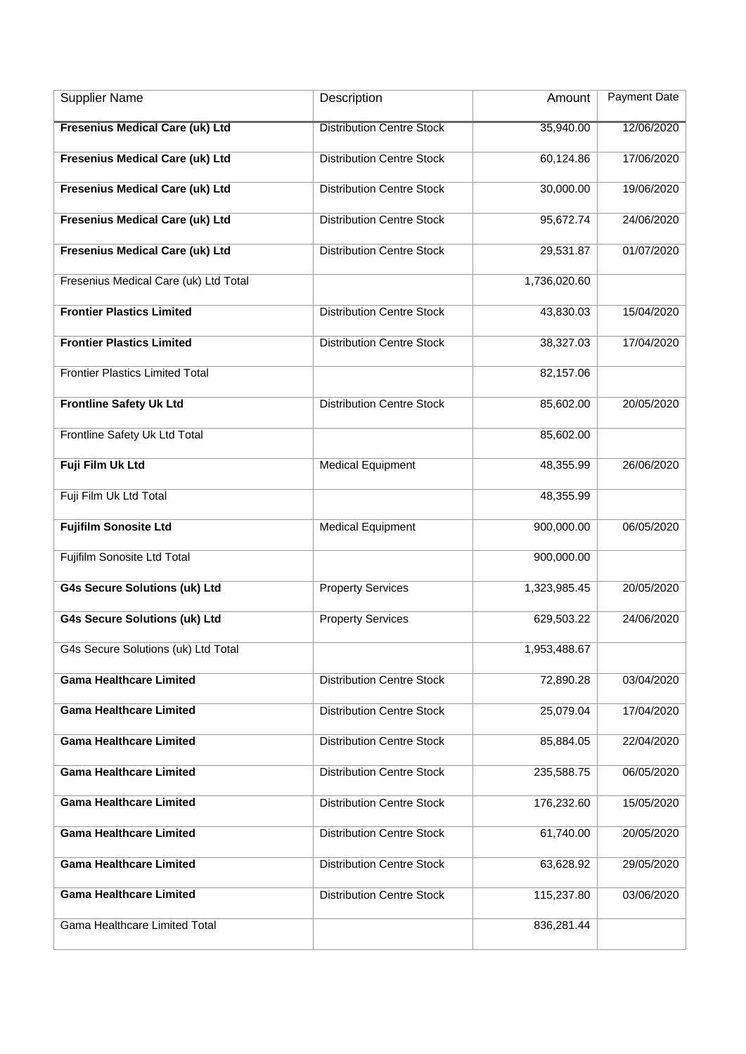| Supplier Name | Description | Amount | Payment Date |
|---|---|---|---|
| **Fresenius Medical Care (uk) Ltd** | Distribution Centre Stock | 35,940.00 | 12/06/2020 |
| **Fresenius Medical Care (uk) Ltd** | Distribution Centre Stock | 60,124.86 | 17/06/2020 |
| **Fresenius Medical Care (uk) Ltd** | Distribution Centre Stock | 30,000.00 | 19/06/2020 |
| **Fresenius Medical Care (uk) Ltd** | Distribution Centre Stock | 95,672.74 | 24/06/2020 |
| **Fresenius Medical Care (uk) Ltd** | Distribution Centre Stock | 29,531.87 | 01/07/2020 |
| Fresenius Medical Care (uk) Ltd Total | | 1,736,020.60 | |
| **Frontier Plastics Limited** | Distribution Centre Stock | 43,830.03 | 15/04/2020 |
| **Frontier Plastics Limited** | Distribution Centre Stock | 38,327.03 | 17/04/2020 |
| Frontier Plastics Limited Total | | 82,157.06 | |
| **Frontline Safety Uk Ltd** | Distribution Centre Stock | 85,602.00 | 20/05/2020 |
| Frontline Safety Uk Ltd Total | | 85,602.00 | |
| **Fuji Film Uk Ltd** | Medical Equipment | 48,355.99 | 26/06/2020 |
| Fuji Film Uk Ltd Total | | 48,355.99 | |
| **Fujifilm Sonosite Ltd** | Medical Equipment | 900,000.00 | 06/05/2020 |
| Fujifilm Sonosite Ltd Total | | 900,000.00 | |
| **G4s Secure Solutions (uk) Ltd** | Property Services | 1,323,985.45 | 20/05/2020 |
| **G4s Secure Solutions (uk) Ltd** | Property Services | 629,503.22 | 24/06/2020 |
| G4s Secure Solutions (uk) Ltd Total | | 1,953,488.67 | |
| **Gama Healthcare Limited** | Distribution Centre Stock | 72,890.28 | 03/04/2020 |
| **Gama Healthcare Limited** | Distribution Centre Stock | 25,079.04 | 17/04/2020 |
| **Gama Healthcare Limited** | Distribution Centre Stock | 85,884.05 | 22/04/2020 |
| **Gama Healthcare Limited** | Distribution Centre Stock | 235,588.75 | 06/05/2020 |
| **Gama Healthcare Limited** | Distribution Centre Stock | 176,232.60 | 15/05/2020 |
| **Gama Healthcare Limited** | Distribution Centre Stock | 61,740.00 | 20/05/2020 |
| **Gama Healthcare Limited** | Distribution Centre Stock | 63,628.92 | 29/05/2020 |
| **Gama Healthcare Limited** | Distribution Centre Stock | 115,237.80 | 03/06/2020 |
| Gama Healthcare Limited Total | | 836,281.44 | |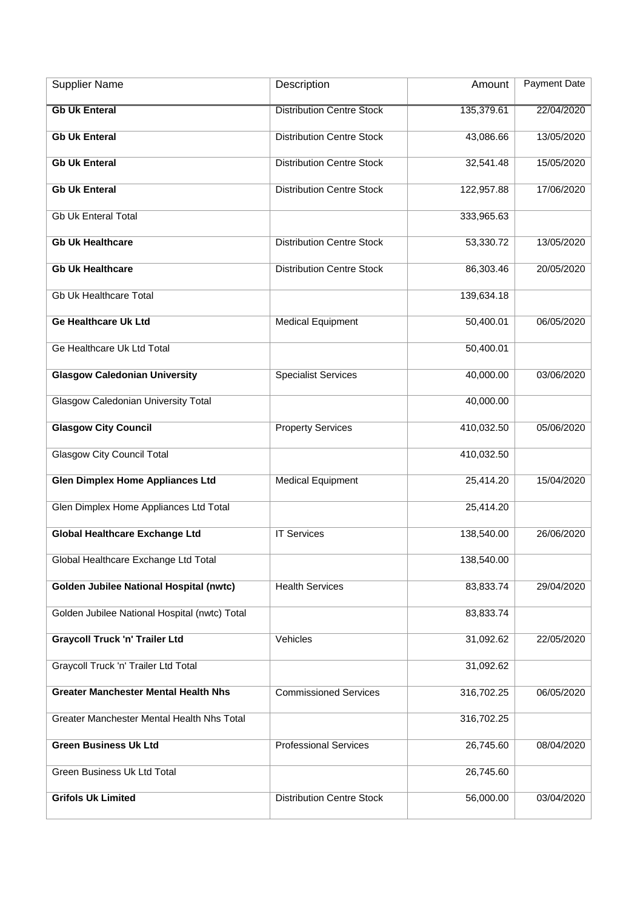| Supplier Name | Description | Amount | Payment Date |
|---|---|---|---|
| **Gb Uk Enteral** | Distribution Centre Stock | 135,379.61 | 22/04/2020 |
| **Gb Uk Enteral** | Distribution Centre Stock | 43,086.66 | 13/05/2020 |
| **Gb Uk Enteral** | Distribution Centre Stock | 32,541.48 | 15/05/2020 |
| **Gb Uk Enteral** | Distribution Centre Stock | 122,957.88 | 17/06/2020 |
| Gb Uk Enteral Total | | 333,965.63 | |
| **Gb Uk Healthcare** | Distribution Centre Stock | 53,330.72 | 13/05/2020 |
| **Gb Uk Healthcare** | Distribution Centre Stock | 86,303.46 | 20/05/2020 |
| Gb Uk Healthcare Total | | 139,634.18 | |
| **Ge Healthcare Uk Ltd** | Medical Equipment | 50,400.01 | 06/05/2020 |
| Ge Healthcare Uk Ltd Total | | 50,400.01 | |
| **Glasgow Caledonian University** | Specialist Services | 40,000.00 | 03/06/2020 |
| Glasgow Caledonian University Total | | 40,000.00 | |
| **Glasgow City Council** | Property Services | 410,032.50 | 05/06/2020 |
| Glasgow City Council Total | | 410,032.50 | |
| **Glen Dimplex Home Appliances Ltd** | Medical Equipment | 25,414.20 | 15/04/2020 |
| Glen Dimplex Home Appliances Ltd Total | | 25,414.20 | |
| **Global Healthcare Exchange Ltd** | IT Services | 138,540.00 | 26/06/2020 |
| Global Healthcare Exchange Ltd Total | | 138,540.00 | |
| **Golden Jubilee National Hospital (nwtc)** | Health Services | 83,833.74 | 29/04/2020 |
| Golden Jubilee National Hospital (nwtc) Total | | 83,833.74 | |
| **Graycoll Truck 'n' Trailer Ltd** | Vehicles | 31,092.62 | 22/05/2020 |
| Graycoll Truck 'n' Trailer Ltd Total | | 31,092.62 | |
| **Greater Manchester Mental Health Nhs** | Commissioned Services | 316,702.25 | 06/05/2020 |
| Greater Manchester Mental Health Nhs Total | | 316,702.25 | |
| **Green Business Uk Ltd** | Professional Services | 26,745.60 | 08/04/2020 |
| Green Business Uk Ltd Total | | 26,745.60 | |
| **Grifols Uk Limited** | Distribution Centre Stock | 56,000.00 | 03/04/2020 |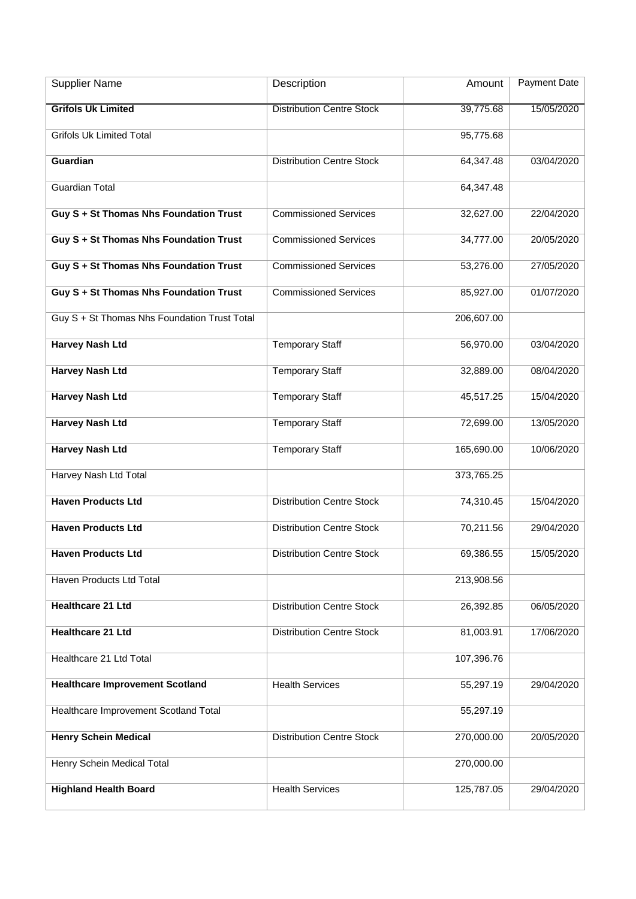| Supplier Name | Description | Amount | Payment Date |
| --- | --- | --- | --- |
| **Grifols Uk Limited** | Distribution Centre Stock | 39,775.68 | 15/05/2020 |
| Grifols Uk Limited Total | | 95,775.68 | |
| **Guardian** | Distribution Centre Stock | 64,347.48 | 03/04/2020 |
| Guardian Total | | 64,347.48 | |
| **Guy S + St Thomas Nhs Foundation Trust** | Commissioned Services | 32,627.00 | 22/04/2020 |
| **Guy S + St Thomas Nhs Foundation Trust** | Commissioned Services | 34,777.00 | 20/05/2020 |
| **Guy S + St Thomas Nhs Foundation Trust** | Commissioned Services | 53,276.00 | 27/05/2020 |
| **Guy S + St Thomas Nhs Foundation Trust** | Commissioned Services | 85,927.00 | 01/07/2020 |
| Guy S + St Thomas Nhs Foundation Trust Total | | 206,607.00 | |
| **Harvey Nash Ltd** | Temporary Staff | 56,970.00 | 03/04/2020 |
| **Harvey Nash Ltd** | Temporary Staff | 32,889.00 | 08/04/2020 |
| **Harvey Nash Ltd** | Temporary Staff | 45,517.25 | 15/04/2020 |
| **Harvey Nash Ltd** | Temporary Staff | 72,699.00 | 13/05/2020 |
| **Harvey Nash Ltd** | Temporary Staff | 165,690.00 | 10/06/2020 |
| Harvey Nash Ltd Total | | 373,765.25 | |
| **Haven Products Ltd** | Distribution Centre Stock | 74,310.45 | 15/04/2020 |
| **Haven Products Ltd** | Distribution Centre Stock | 70,211.56 | 29/04/2020 |
| **Haven Products Ltd** | Distribution Centre Stock | 69,386.55 | 15/05/2020 |
| Haven Products Ltd Total | | 213,908.56 | |
| **Healthcare 21 Ltd** | Distribution Centre Stock | 26,392.85 | 06/05/2020 |
| **Healthcare 21 Ltd** | Distribution Centre Stock | 81,003.91 | 17/06/2020 |
| Healthcare 21 Ltd Total | | 107,396.76 | |
| **Healthcare Improvement Scotland** | Health Services | 55,297.19 | 29/04/2020 |
| Healthcare Improvement Scotland Total | | 55,297.19 | |
| **Henry Schein Medical** | Distribution Centre Stock | 270,000.00 | 20/05/2020 |
| Henry Schein Medical Total | | 270,000.00 | |
| **Highland Health Board** | Health Services | 125,787.05 | 29/04/2020 |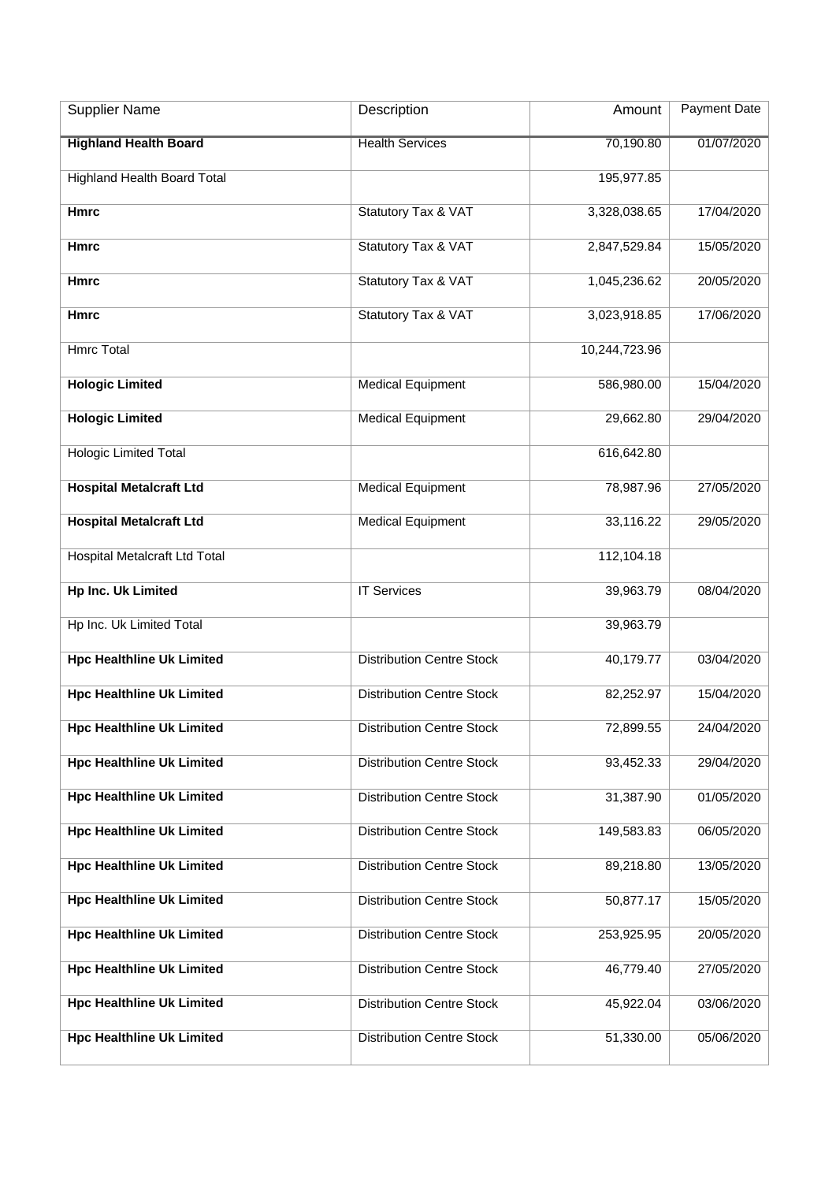| Supplier Name | Description | Amount | Payment Date |
|---|---|---|---|
| **Highland Health Board** | Health Services | 70,190.80 | 01/07/2020 |
| Highland Health Board Total | | 195,977.85 | |
| **Hmrc** | Statutory Tax & VAT | 3,328,038.65 | 17/04/2020 |
| **Hmrc** | Statutory Tax & VAT | 2,847,529.84 | 15/05/2020 |
| **Hmrc** | Statutory Tax & VAT | 1,045,236.62 | 20/05/2020 |
| **Hmrc** | Statutory Tax & VAT | 3,023,918.85 | 17/06/2020 |
| Hmrc Total | | 10,244,723.96 | |
| **Hologic Limited** | Medical Equipment | 586,980.00 | 15/04/2020 |
| **Hologic Limited** | Medical Equipment | 29,662.80 | 29/04/2020 |
| Hologic Limited Total | | 616,642.80 | |
| **Hospital Metalcraft Ltd** | Medical Equipment | 78,987.96 | 27/05/2020 |
| **Hospital Metalcraft Ltd** | Medical Equipment | 33,116.22 | 29/05/2020 |
| Hospital Metalcraft Ltd Total | | 112,104.18 | |
| **Hp Inc. Uk Limited** | IT Services | 39,963.79 | 08/04/2020 |
| Hp Inc. Uk Limited Total | | 39,963.79 | |
| **Hpc Healthline Uk Limited** | Distribution Centre Stock | 40,179.77 | 03/04/2020 |
| **Hpc Healthline Uk Limited** | Distribution Centre Stock | 82,252.97 | 15/04/2020 |
| **Hpc Healthline Uk Limited** | Distribution Centre Stock | 72,899.55 | 24/04/2020 |
| **Hpc Healthline Uk Limited** | Distribution Centre Stock | 93,452.33 | 29/04/2020 |
| **Hpc Healthline Uk Limited** | Distribution Centre Stock | 31,387.90 | 01/05/2020 |
| **Hpc Healthline Uk Limited** | Distribution Centre Stock | 149,583.83 | 06/05/2020 |
| **Hpc Healthline Uk Limited** | Distribution Centre Stock | 89,218.80 | 13/05/2020 |
| **Hpc Healthline Uk Limited** | Distribution Centre Stock | 50,877.17 | 15/05/2020 |
| **Hpc Healthline Uk Limited** | Distribution Centre Stock | 253,925.95 | 20/05/2020 |
| **Hpc Healthline Uk Limited** | Distribution Centre Stock | 46,779.40 | 27/05/2020 |
| **Hpc Healthline Uk Limited** | Distribution Centre Stock | 45,922.04 | 03/06/2020 |
| **Hpc Healthline Uk Limited** | Distribution Centre Stock | 51,330.00 | 05/06/2020 |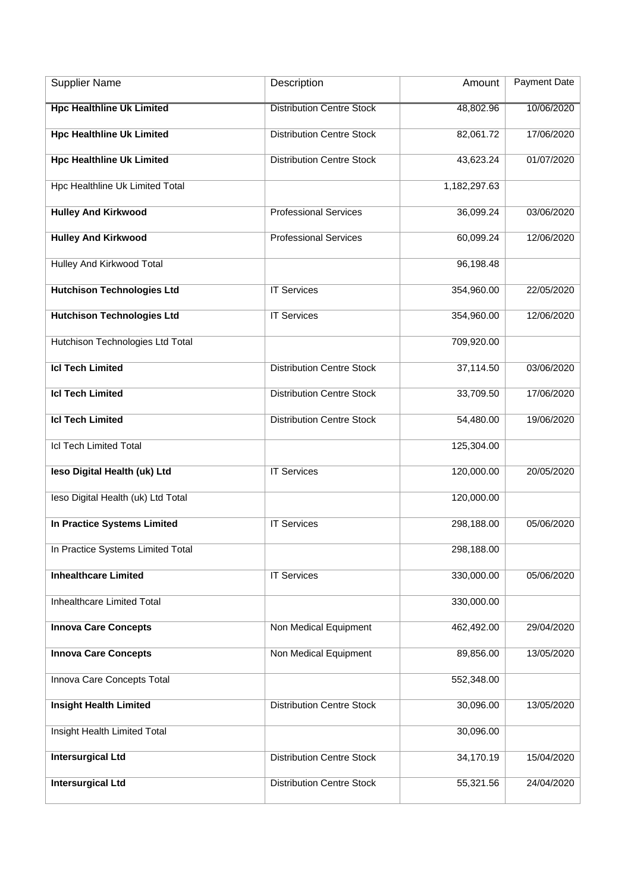| Supplier Name | Description | Amount | Payment Date |
|---|---|---|---|
| **Hpc Healthline Uk Limited** | Distribution Centre Stock | 48,802.96 | 10/06/2020 |
| **Hpc Healthline Uk Limited** | Distribution Centre Stock | 82,061.72 | 17/06/2020 |
| **Hpc Healthline Uk Limited** | Distribution Centre Stock | 43,623.24 | 01/07/2020 |
| Hpc Healthline Uk Limited Total | | 1,182,297.63 | |
| **Hulley And Kirkwood** | Professional Services | 36,099.24 | 03/06/2020 |
| **Hulley And Kirkwood** | Professional Services | 60,099.24 | 12/06/2020 |
| Hulley And Kirkwood Total | | 96,198.48 | |
| **Hutchison Technologies Ltd** | IT Services | 354,960.00 | 22/05/2020 |
| **Hutchison Technologies Ltd** | IT Services | 354,960.00 | 12/06/2020 |
| Hutchison Technologies Ltd Total | | 709,920.00 | |
| **Icl Tech Limited** | Distribution Centre Stock | 37,114.50 | 03/06/2020 |
| **Icl Tech Limited** | Distribution Centre Stock | 33,709.50 | 17/06/2020 |
| **Icl Tech Limited** | Distribution Centre Stock | 54,480.00 | 19/06/2020 |
| Icl Tech Limited Total | | 125,304.00 | |
| **Ieso Digital Health (uk) Ltd** | IT Services | 120,000.00 | 20/05/2020 |
| Ieso Digital Health (uk) Ltd Total | | 120,000.00 | |
| **In Practice Systems Limited** | IT Services | 298,188.00 | 05/06/2020 |
| In Practice Systems Limited Total | | 298,188.00 | |
| **Inhealthcare Limited** | IT Services | 330,000.00 | 05/06/2020 |
| Inhealthcare Limited Total | | 330,000.00 | |
| **Innova Care Concepts** | Non Medical Equipment | 462,492.00 | 29/04/2020 |
| **Innova Care Concepts** | Non Medical Equipment | 89,856.00 | 13/05/2020 |
| Innova Care Concepts Total | | 552,348.00 | |
| **Insight Health Limited** | Distribution Centre Stock | 30,096.00 | 13/05/2020 |
| Insight Health Limited Total | | 30,096.00 | |
| **Intersurgical Ltd** | Distribution Centre Stock | 34,170.19 | 15/04/2020 |
| **Intersurgical Ltd** | Distribution Centre Stock | 55,321.56 | 24/04/2020 |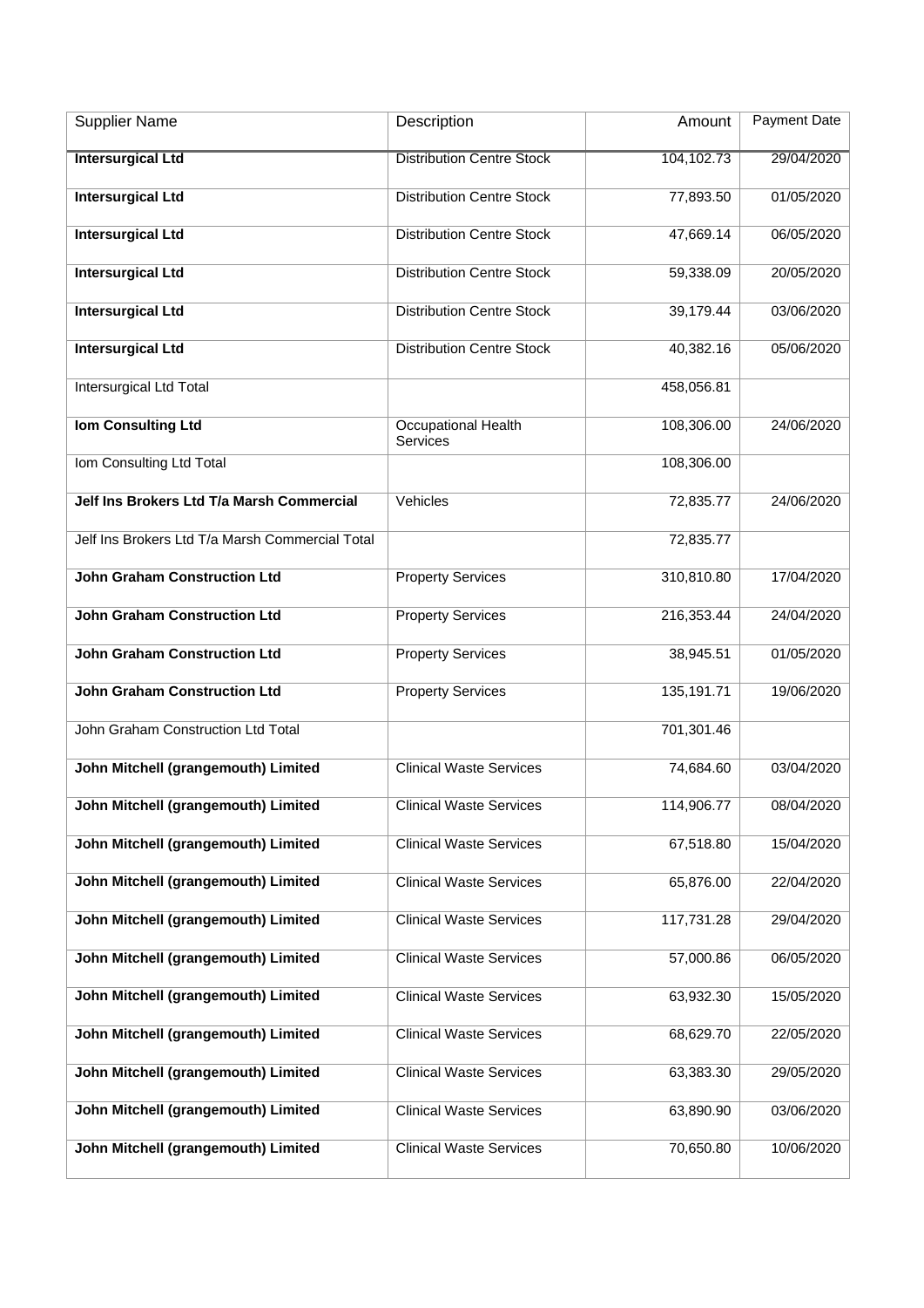| Supplier Name | Description | Amount | Payment Date |
|---|---|---|---|
| **Intersurgical Ltd** | Distribution Centre Stock | 104,102.73 | 29/04/2020 |
| **Intersurgical Ltd** | Distribution Centre Stock | 77,893.50 | 01/05/2020 |
| **Intersurgical Ltd** | Distribution Centre Stock | 47,669.14 | 06/05/2020 |
| **Intersurgical Ltd** | Distribution Centre Stock | 59,338.09 | 20/05/2020 |
| **Intersurgical Ltd** | Distribution Centre Stock | 39,179.44 | 03/06/2020 |
| **Intersurgical Ltd** | Distribution Centre Stock | 40,382.16 | 05/06/2020 |
| Intersurgical Ltd Total | | 458,056.81 | |
| **Iom Consulting Ltd** | Occupational Health Services | 108,306.00 | 24/06/2020 |
| Iom Consulting Ltd Total | | 108,306.00 | |
| **Jelf Ins Brokers Ltd T/a Marsh Commercial** | Vehicles | 72,835.77 | 24/06/2020 |
| Jelf Ins Brokers Ltd T/a Marsh Commercial Total | | 72,835.77 | |
| **John Graham Construction Ltd** | Property Services | 310,810.80 | 17/04/2020 |
| **John Graham Construction Ltd** | Property Services | 216,353.44 | 24/04/2020 |
| **John Graham Construction Ltd** | Property Services | 38,945.51 | 01/05/2020 |
| **John Graham Construction Ltd** | Property Services | 135,191.71 | 19/06/2020 |
| John Graham Construction Ltd Total | | 701,301.46 | |
| **John Mitchell (grangemouth) Limited** | Clinical Waste Services | 74,684.60 | 03/04/2020 |
| **John Mitchell (grangemouth) Limited** | Clinical Waste Services | 114,906.77 | 08/04/2020 |
| **John Mitchell (grangemouth) Limited** | Clinical Waste Services | 67,518.80 | 15/04/2020 |
| **John Mitchell (grangemouth) Limited** | Clinical Waste Services | 65,876.00 | 22/04/2020 |
| **John Mitchell (grangemouth) Limited** | Clinical Waste Services | 117,731.28 | 29/04/2020 |
| **John Mitchell (grangemouth) Limited** | Clinical Waste Services | 57,000.86 | 06/05/2020 |
| **John Mitchell (grangemouth) Limited** | Clinical Waste Services | 63,932.30 | 15/05/2020 |
| **John Mitchell (grangemouth) Limited** | Clinical Waste Services | 68,629.70 | 22/05/2020 |
| **John Mitchell (grangemouth) Limited** | Clinical Waste Services | 63,383.30 | 29/05/2020 |
| **John Mitchell (grangemouth) Limited** | Clinical Waste Services | 63,890.90 | 03/06/2020 |
| **John Mitchell (grangemouth) Limited** | Clinical Waste Services | 70,650.80 | 10/06/2020 |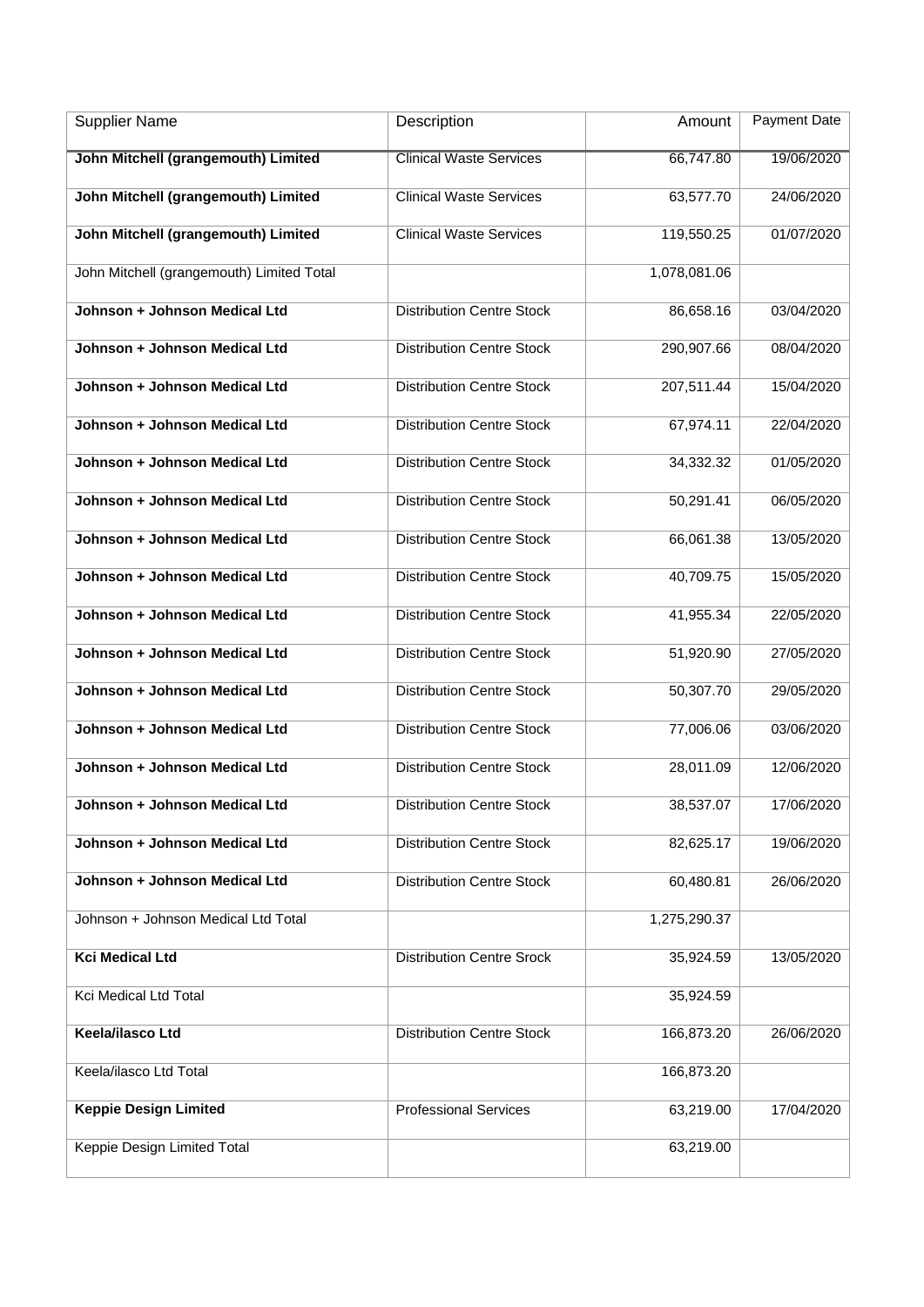| Supplier Name | Description | Amount | Payment Date |
|---|---|---|---|
| **John Mitchell (grangemouth) Limited** | Clinical Waste Services | 66,747.80 | 19/06/2020 |
| **John Mitchell (grangemouth) Limited** | Clinical Waste Services | 63,577.70 | 24/06/2020 |
| **John Mitchell (grangemouth) Limited** | Clinical Waste Services | 119,550.25 | 01/07/2020 |
| John Mitchell (grangemouth) Limited Total | | 1,078,081.06 | |
| **Johnson + Johnson Medical Ltd** | Distribution Centre Stock | 86,658.16 | 03/04/2020 |
| **Johnson + Johnson Medical Ltd** | Distribution Centre Stock | 290,907.66 | 08/04/2020 |
| **Johnson + Johnson Medical Ltd** | Distribution Centre Stock | 207,511.44 | 15/04/2020 |
| **Johnson + Johnson Medical Ltd** | Distribution Centre Stock | 67,974.11 | 22/04/2020 |
| **Johnson + Johnson Medical Ltd** | Distribution Centre Stock | 34,332.32 | 01/05/2020 |
| **Johnson + Johnson Medical Ltd** | Distribution Centre Stock | 50,291.41 | 06/05/2020 |
| **Johnson + Johnson Medical Ltd** | Distribution Centre Stock | 66,061.38 | 13/05/2020 |
| **Johnson + Johnson Medical Ltd** | Distribution Centre Stock | 40,709.75 | 15/05/2020 |
| **Johnson + Johnson Medical Ltd** | Distribution Centre Stock | 41,955.34 | 22/05/2020 |
| **Johnson + Johnson Medical Ltd** | Distribution Centre Stock | 51,920.90 | 27/05/2020 |
| **Johnson + Johnson Medical Ltd** | Distribution Centre Stock | 50,307.70 | 29/05/2020 |
| **Johnson + Johnson Medical Ltd** | Distribution Centre Stock | 77,006.06 | 03/06/2020 |
| **Johnson + Johnson Medical Ltd** | Distribution Centre Stock | 28,011.09 | 12/06/2020 |
| **Johnson + Johnson Medical Ltd** | Distribution Centre Stock | 38,537.07 | 17/06/2020 |
| **Johnson + Johnson Medical Ltd** | Distribution Centre Stock | 82,625.17 | 19/06/2020 |
| **Johnson + Johnson Medical Ltd** | Distribution Centre Stock | 60,480.81 | 26/06/2020 |
| Johnson + Johnson Medical Ltd Total | | 1,275,290.37 | |
| **Kci Medical Ltd** | Distribution Centre Srock | 35,924.59 | 13/05/2020 |
| Kci Medical Ltd Total | | 35,924.59 | |
| **Keela/ilasco Ltd** | Distribution Centre Stock | 166,873.20 | 26/06/2020 |
| Keela/ilasco Ltd Total | | 166,873.20 | |
| **Keppie Design Limited** | Professional Services | 63,219.00 | 17/04/2020 |
| Keppie Design Limited Total | | 63,219.00 | |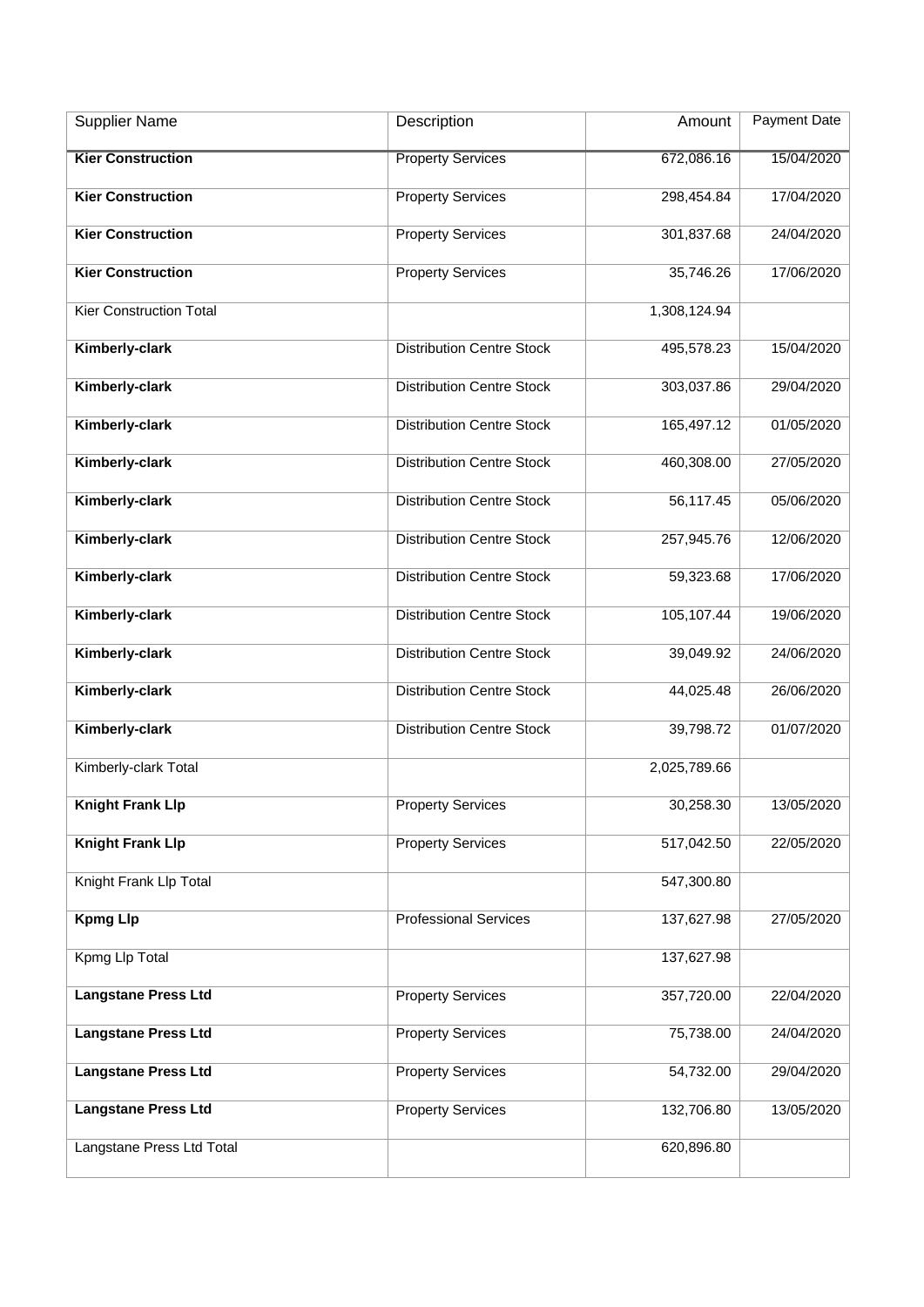| Supplier Name | Description | Amount | Payment Date |
|---|---|---|---|
| **Kier Construction** | Property Services | 672,086.16 | 15/04/2020 |
| **Kier Construction** | Property Services | 298,454.84 | 17/04/2020 |
| **Kier Construction** | Property Services | 301,837.68 | 24/04/2020 |
| **Kier Construction** | Property Services | 35,746.26 | 17/06/2020 |
| Kier Construction Total | | 1,308,124.94 | |
| **Kimberly-clark** | Distribution Centre Stock | 495,578.23 | 15/04/2020 |
| **Kimberly-clark** | Distribution Centre Stock | 303,037.86 | 29/04/2020 |
| **Kimberly-clark** | Distribution Centre Stock | 165,497.12 | 01/05/2020 |
| **Kimberly-clark** | Distribution Centre Stock | 460,308.00 | 27/05/2020 |
| **Kimberly-clark** | Distribution Centre Stock | 56,117.45 | 05/06/2020 |
| **Kimberly-clark** | Distribution Centre Stock | 257,945.76 | 12/06/2020 |
| **Kimberly-clark** | Distribution Centre Stock | 59,323.68 | 17/06/2020 |
| **Kimberly-clark** | Distribution Centre Stock | 105,107.44 | 19/06/2020 |
| **Kimberly-clark** | Distribution Centre Stock | 39,049.92 | 24/06/2020 |
| **Kimberly-clark** | Distribution Centre Stock | 44,025.48 | 26/06/2020 |
| **Kimberly-clark** | Distribution Centre Stock | 39,798.72 | 01/07/2020 |
| Kimberly-clark Total | | 2,025,789.66 | |
| **Knight Frank Llp** | Property Services | 30,258.30 | 13/05/2020 |
| **Knight Frank Llp** | Property Services | 517,042.50 | 22/05/2020 |
| Knight Frank Llp Total | | 547,300.80 | |
| **Kpmg Llp** | Professional Services | 137,627.98 | 27/05/2020 |
| Kpmg Llp Total | | 137,627.98 | |
| **Langstane Press Ltd** | Property Services | 357,720.00 | 22/04/2020 |
| **Langstane Press Ltd** | Property Services | 75,738.00 | 24/04/2020 |
| **Langstane Press Ltd** | Property Services | 54,732.00 | 29/04/2020 |
| **Langstane Press Ltd** | Property Services | 132,706.80 | 13/05/2020 |
| Langstane Press Ltd Total | | 620,896.80 | |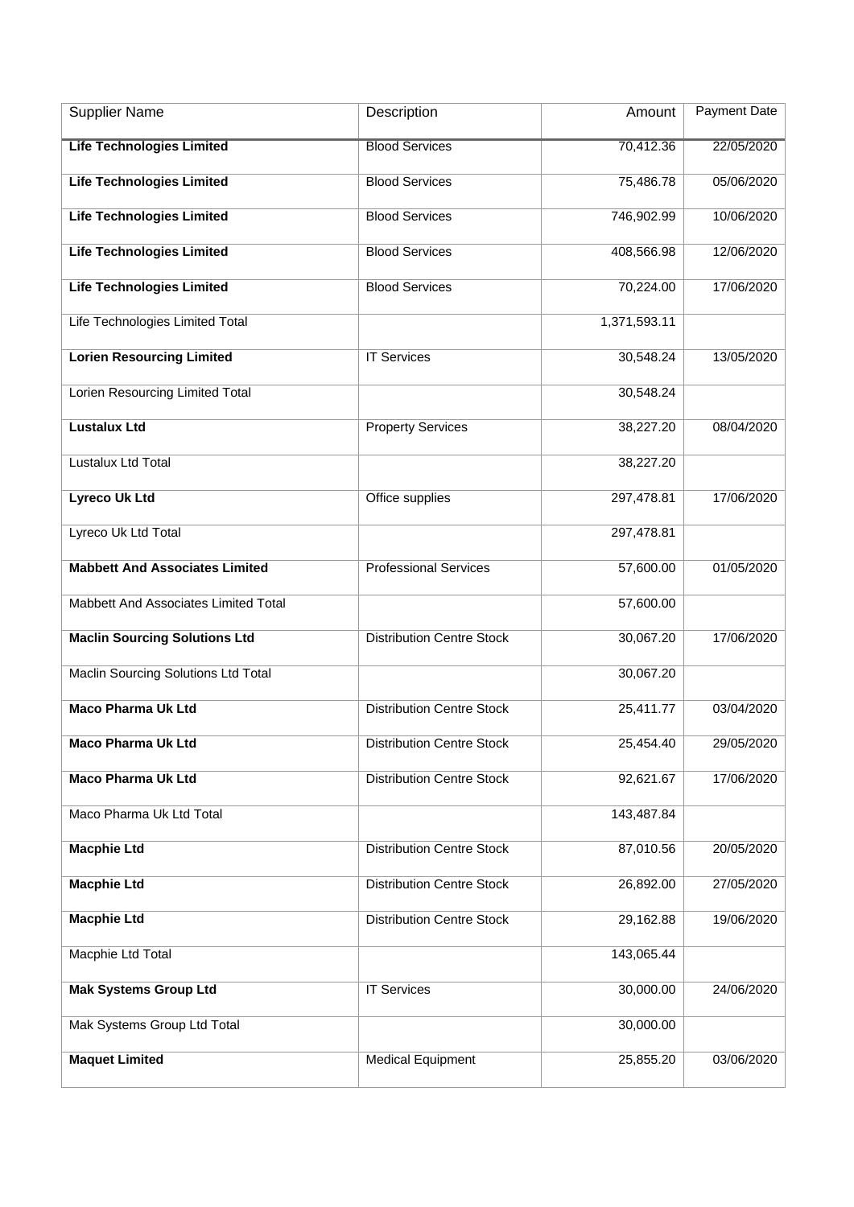| Supplier Name | Description | Amount | Payment Date |
| --- | --- | --- | --- |
| **Life Technologies Limited** | Blood Services | 70,412.36 | 22/05/2020 |
| **Life Technologies Limited** | Blood Services | 75,486.78 | 05/06/2020 |
| **Life Technologies Limited** | Blood Services | 746,902.99 | 10/06/2020 |
| **Life Technologies Limited** | Blood Services | 408,566.98 | 12/06/2020 |
| **Life Technologies Limited** | Blood Services | 70,224.00 | 17/06/2020 |
| Life Technologies Limited Total | | 1,371,593.11 | |
| **Lorien Resourcing Limited** | IT Services | 30,548.24 | 13/05/2020 |
| Lorien Resourcing Limited Total | | 30,548.24 | |
| **Lustalux Ltd** | Property Services | 38,227.20 | 08/04/2020 |
| Lustalux Ltd Total | | 38,227.20 | |
| **Lyreco Uk Ltd** | Office supplies | 297,478.81 | 17/06/2020 |
| Lyreco Uk Ltd Total | | 297,478.81 | |
| **Mabbett And Associates Limited** | Professional Services | 57,600.00 | 01/05/2020 |
| Mabbett And Associates Limited Total | | 57,600.00 | |
| **Maclin Sourcing Solutions Ltd** | Distribution Centre Stock | 30,067.20 | 17/06/2020 |
| Maclin Sourcing Solutions Ltd Total | | 30,067.20 | |
| **Maco Pharma Uk Ltd** | Distribution Centre Stock | 25,411.77 | 03/04/2020 |
| **Maco Pharma Uk Ltd** | Distribution Centre Stock | 25,454.40 | 29/05/2020 |
| **Maco Pharma Uk Ltd** | Distribution Centre Stock | 92,621.67 | 17/06/2020 |
| Maco Pharma Uk Ltd Total | | 143,487.84 | |
| **Macphie Ltd** | Distribution Centre Stock | 87,010.56 | 20/05/2020 |
| **Macphie Ltd** | Distribution Centre Stock | 26,892.00 | 27/05/2020 |
| **Macphie Ltd** | Distribution Centre Stock | 29,162.88 | 19/06/2020 |
| Macphie Ltd Total | | 143,065.44 | |
| **Mak Systems Group Ltd** | IT Services | 30,000.00 | 24/06/2020 |
| Mak Systems Group Ltd Total | | 30,000.00 | |
| **Maquet Limited** | Medical Equipment | 25,855.20 | 03/06/2020 |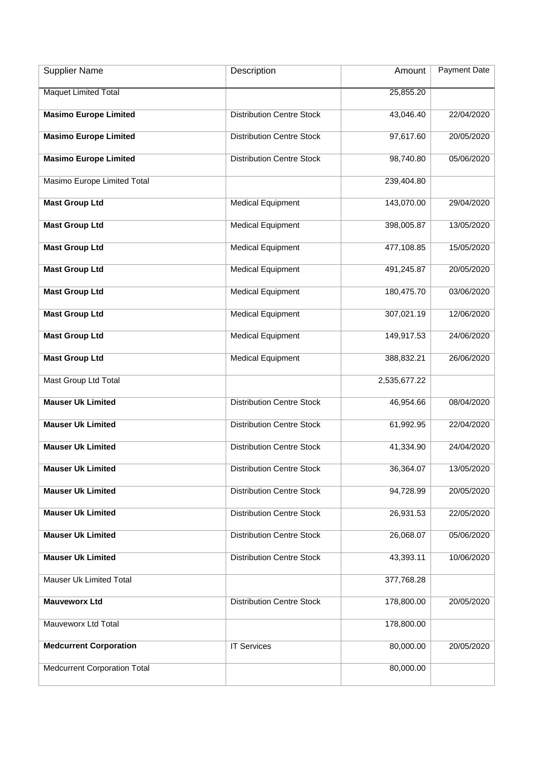| Supplier Name | Description | Amount | Payment Date |
|---|---|---|---|
| Maquet Limited Total | | 25,855.20 | |
| **Masimo Europe Limited** | Distribution Centre Stock | 43,046.40 | 22/04/2020 |
| **Masimo Europe Limited** | Distribution Centre Stock | 97,617.60 | 20/05/2020 |
| **Masimo Europe Limited** | Distribution Centre Stock | 98,740.80 | 05/06/2020 |
| Masimo Europe Limited Total | | 239,404.80 | |
| **Mast Group Ltd** | Medical Equipment | 143,070.00 | 29/04/2020 |
| **Mast Group Ltd** | Medical Equipment | 398,005.87 | 13/05/2020 |
| **Mast Group Ltd** | Medical Equipment | 477,108.85 | 15/05/2020 |
| **Mast Group Ltd** | Medical Equipment | 491,245.87 | 20/05/2020 |
| **Mast Group Ltd** | Medical Equipment | 180,475.70 | 03/06/2020 |
| **Mast Group Ltd** | Medical Equipment | 307,021.19 | 12/06/2020 |
| **Mast Group Ltd** | Medical Equipment | 149,917.53 | 24/06/2020 |
| **Mast Group Ltd** | Medical Equipment | 388,832.21 | 26/06/2020 |
| Mast Group Ltd Total | | 2,535,677.22 | |
| **Mauser Uk Limited** | Distribution Centre Stock | 46,954.66 | 08/04/2020 |
| **Mauser Uk Limited** | Distribution Centre Stock | 61,992.95 | 22/04/2020 |
| **Mauser Uk Limited** | Distribution Centre Stock | 41,334.90 | 24/04/2020 |
| **Mauser Uk Limited** | Distribution Centre Stock | 36,364.07 | 13/05/2020 |
| **Mauser Uk Limited** | Distribution Centre Stock | 94,728.99 | 20/05/2020 |
| **Mauser Uk Limited** | Distribution Centre Stock | 26,931.53 | 22/05/2020 |
| **Mauser Uk Limited** | Distribution Centre Stock | 26,068.07 | 05/06/2020 |
| **Mauser Uk Limited** | Distribution Centre Stock | 43,393.11 | 10/06/2020 |
| Mauser Uk Limited Total | | 377,768.28 | |
| **Mauveworx Ltd** | Distribution Centre Stock | 178,800.00 | 20/05/2020 |
| Mauveworx Ltd Total | | 178,800.00 | |
| **Medcurrent Corporation** | IT Services | 80,000.00 | 20/05/2020 |
| Medcurrent Corporation Total | | 80,000.00 | |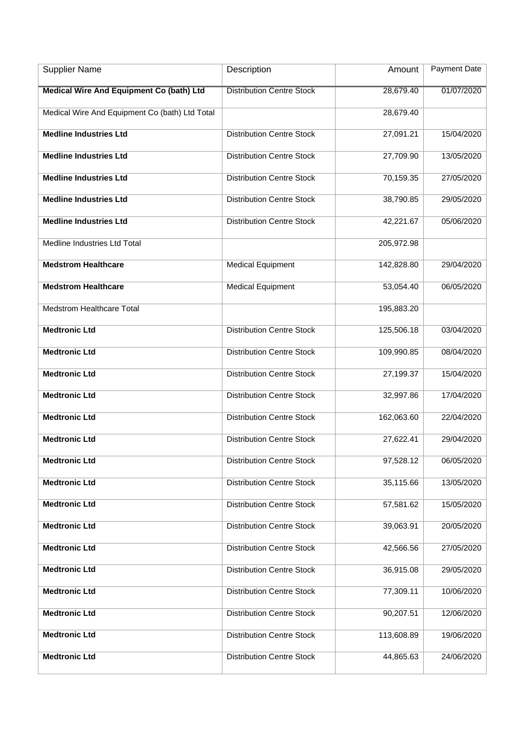| Supplier Name | Description | Amount | Payment Date |
|---|---|---|---|
| **Medical Wire And Equipment Co (bath) Ltd** | Distribution Centre Stock | 28,679.40 | 01/07/2020 |
| Medical Wire And Equipment Co (bath) Ltd Total | | 28,679.40 | |
| **Medline Industries Ltd** | Distribution Centre Stock | 27,091.21 | 15/04/2020 |
| **Medline Industries Ltd** | Distribution Centre Stock | 27,709.90 | 13/05/2020 |
| **Medline Industries Ltd** | Distribution Centre Stock | 70,159.35 | 27/05/2020 |
| **Medline Industries Ltd** | Distribution Centre Stock | 38,790.85 | 29/05/2020 |
| **Medline Industries Ltd** | Distribution Centre Stock | 42,221.67 | 05/06/2020 |
| Medline Industries Ltd Total | | 205,972.98 | |
| **Medstrom Healthcare** | Medical Equipment | 142,828.80 | 29/04/2020 |
| **Medstrom Healthcare** | Medical Equipment | 53,054.40 | 06/05/2020 |
| Medstrom Healthcare Total | | 195,883.20 | |
| **Medtronic Ltd** | Distribution Centre Stock | 125,506.18 | 03/04/2020 |
| **Medtronic Ltd** | Distribution Centre Stock | 109,990.85 | 08/04/2020 |
| **Medtronic Ltd** | Distribution Centre Stock | 27,199.37 | 15/04/2020 |
| **Medtronic Ltd** | Distribution Centre Stock | 32,997.86 | 17/04/2020 |
| **Medtronic Ltd** | Distribution Centre Stock | 162,063.60 | 22/04/2020 |
| **Medtronic Ltd** | Distribution Centre Stock | 27,622.41 | 29/04/2020 |
| **Medtronic Ltd** | Distribution Centre Stock | 97,528.12 | 06/05/2020 |
| **Medtronic Ltd** | Distribution Centre Stock | 35,115.66 | 13/05/2020 |
| **Medtronic Ltd** | Distribution Centre Stock | 57,581.62 | 15/05/2020 |
| **Medtronic Ltd** | Distribution Centre Stock | 39,063.91 | 20/05/2020 |
| **Medtronic Ltd** | Distribution Centre Stock | 42,566.56 | 27/05/2020 |
| **Medtronic Ltd** | Distribution Centre Stock | 36,915.08 | 29/05/2020 |
| **Medtronic Ltd** | Distribution Centre Stock | 77,309.11 | 10/06/2020 |
| **Medtronic Ltd** | Distribution Centre Stock | 90,207.51 | 12/06/2020 |
| **Medtronic Ltd** | Distribution Centre Stock | 113,608.89 | 19/06/2020 |
| **Medtronic Ltd** | Distribution Centre Stock | 44,865.63 | 24/06/2020 |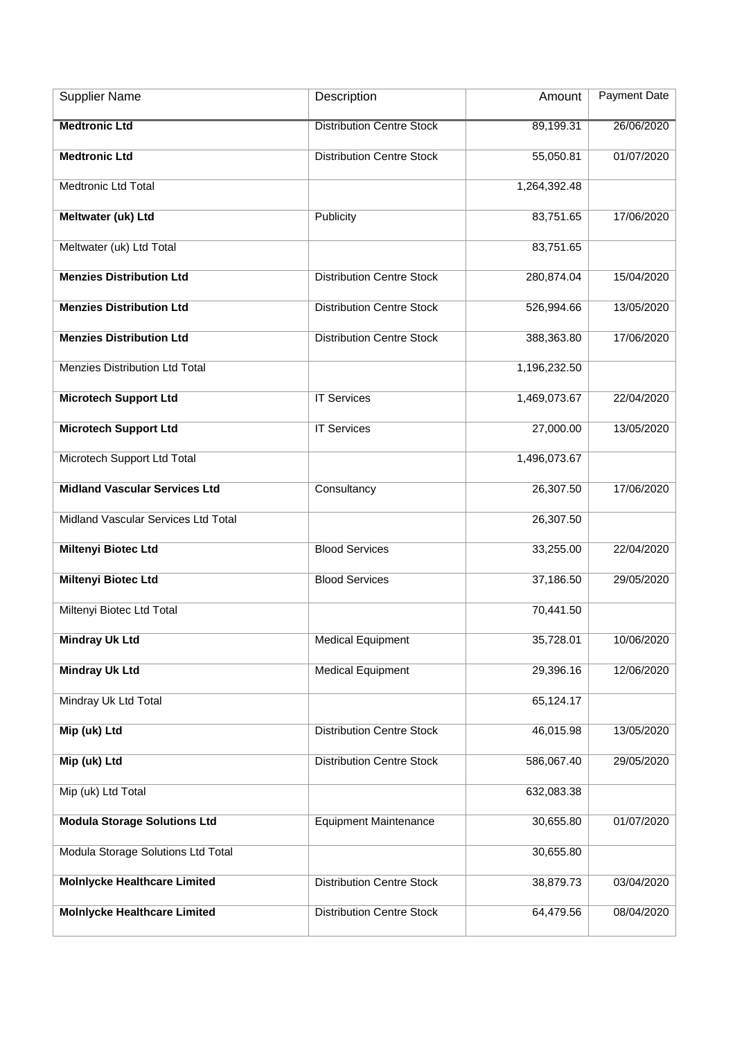| Supplier Name | Description | Amount | Payment Date |
| --- | --- | --- | --- |
| **Medtronic Ltd** | Distribution Centre Stock | 89,199.31 | 26/06/2020 |
| **Medtronic Ltd** | Distribution Centre Stock | 55,050.81 | 01/07/2020 |
| Medtronic Ltd Total | | 1,264,392.48 | |
| **Meltwater (uk) Ltd** | Publicity | 83,751.65 | 17/06/2020 |
| Meltwater (uk) Ltd Total | | 83,751.65 | |
| **Menzies Distribution Ltd** | Distribution Centre Stock | 280,874.04 | 15/04/2020 |
| **Menzies Distribution Ltd** | Distribution Centre Stock | 526,994.66 | 13/05/2020 |
| **Menzies Distribution Ltd** | Distribution Centre Stock | 388,363.80 | 17/06/2020 |
| Menzies Distribution Ltd Total | | 1,196,232.50 | |
| **Microtech Support Ltd** | IT Services | 1,469,073.67 | 22/04/2020 |
| **Microtech Support Ltd** | IT Services | 27,000.00 | 13/05/2020 |
| Microtech Support Ltd Total | | 1,496,073.67 | |
| **Midland Vascular Services Ltd** | Consultancy | 26,307.50 | 17/06/2020 |
| Midland Vascular Services Ltd Total | | 26,307.50 | |
| **Miltenyi Biotec Ltd** | Blood Services | 33,255.00 | 22/04/2020 |
| **Miltenyi Biotec Ltd** | Blood Services | 37,186.50 | 29/05/2020 |
| Miltenyi Biotec Ltd Total | | 70,441.50 | |
| **Mindray Uk Ltd** | Medical Equipment | 35,728.01 | 10/06/2020 |
| **Mindray Uk Ltd** | Medical Equipment | 29,396.16 | 12/06/2020 |
| Mindray Uk Ltd Total | | 65,124.17 | |
| **Mip (uk) Ltd** | Distribution Centre Stock | 46,015.98 | 13/05/2020 |
| **Mip (uk) Ltd** | Distribution Centre Stock | 586,067.40 | 29/05/2020 |
| Mip (uk) Ltd Total | | 632,083.38 | |
| **Modula Storage Solutions Ltd** | Equipment Maintenance | 30,655.80 | 01/07/2020 |
| Modula Storage Solutions Ltd Total | | 30,655.80 | |
| **Molnlycke Healthcare Limited** | Distribution Centre Stock | 38,879.73 | 03/04/2020 |
| **Molnlycke Healthcare Limited** | Distribution Centre Stock | 64,479.56 | 08/04/2020 |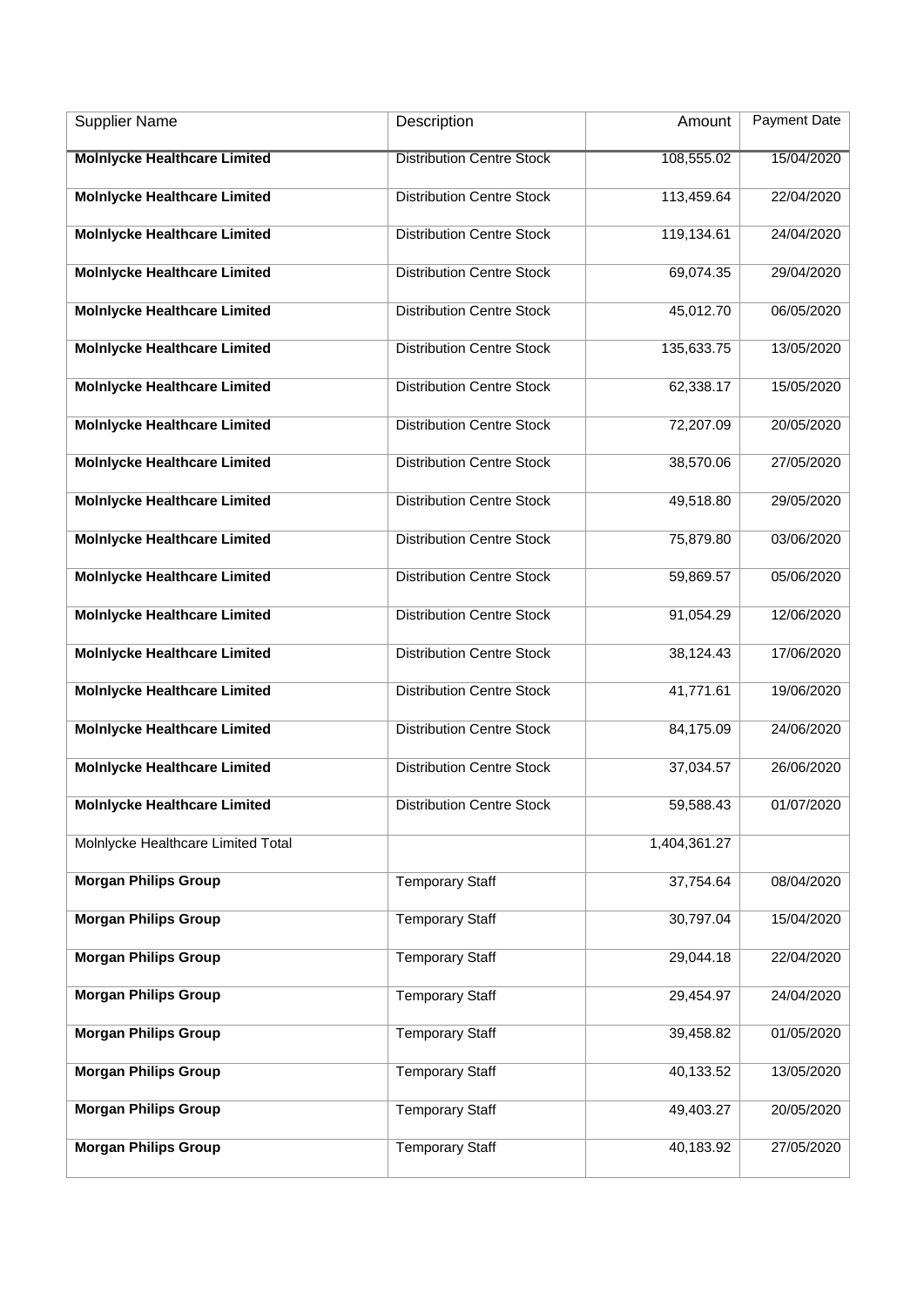| Supplier Name | Description | Amount | Payment Date |
|---|---|---|---|
| **Molnlycke Healthcare Limited** | Distribution Centre Stock | 108,555.02 | 15/04/2020 |
| **Molnlycke Healthcare Limited** | Distribution Centre Stock | 113,459.64 | 22/04/2020 |
| **Molnlycke Healthcare Limited** | Distribution Centre Stock | 119,134.61 | 24/04/2020 |
| **Molnlycke Healthcare Limited** | Distribution Centre Stock | 69,074.35 | 29/04/2020 |
| **Molnlycke Healthcare Limited** | Distribution Centre Stock | 45,012.70 | 06/05/2020 |
| **Molnlycke Healthcare Limited** | Distribution Centre Stock | 135,633.75 | 13/05/2020 |
| **Molnlycke Healthcare Limited** | Distribution Centre Stock | 62,338.17 | 15/05/2020 |
| **Molnlycke Healthcare Limited** | Distribution Centre Stock | 72,207.09 | 20/05/2020 |
| **Molnlycke Healthcare Limited** | Distribution Centre Stock | 38,570.06 | 27/05/2020 |
| **Molnlycke Healthcare Limited** | Distribution Centre Stock | 49,518.80 | 29/05/2020 |
| **Molnlycke Healthcare Limited** | Distribution Centre Stock | 75,879.80 | 03/06/2020 |
| **Molnlycke Healthcare Limited** | Distribution Centre Stock | 59,869.57 | 05/06/2020 |
| **Molnlycke Healthcare Limited** | Distribution Centre Stock | 91,054.29 | 12/06/2020 |
| **Molnlycke Healthcare Limited** | Distribution Centre Stock | 38,124.43 | 17/06/2020 |
| **Molnlycke Healthcare Limited** | Distribution Centre Stock | 41,771.61 | 19/06/2020 |
| **Molnlycke Healthcare Limited** | Distribution Centre Stock | 84,175.09 | 24/06/2020 |
| **Molnlycke Healthcare Limited** | Distribution Centre Stock | 37,034.57 | 26/06/2020 |
| **Molnlycke Healthcare Limited** | Distribution Centre Stock | 59,588.43 | 01/07/2020 |
| Molnlycke Healthcare Limited Total | | 1,404,361.27 | |
| **Morgan Philips Group** | Temporary Staff | 37,754.64 | 08/04/2020 |
| **Morgan Philips Group** | Temporary Staff | 30,797.04 | 15/04/2020 |
| **Morgan Philips Group** | Temporary Staff | 29,044.18 | 22/04/2020 |
| **Morgan Philips Group** | Temporary Staff | 29,454.97 | 24/04/2020 |
| **Morgan Philips Group** | Temporary Staff | 39,458.82 | 01/05/2020 |
| **Morgan Philips Group** | Temporary Staff | 40,133.52 | 13/05/2020 |
| **Morgan Philips Group** | Temporary Staff | 49,403.27 | 20/05/2020 |
| **Morgan Philips Group** | Temporary Staff | 40,183.92 | 27/05/2020 |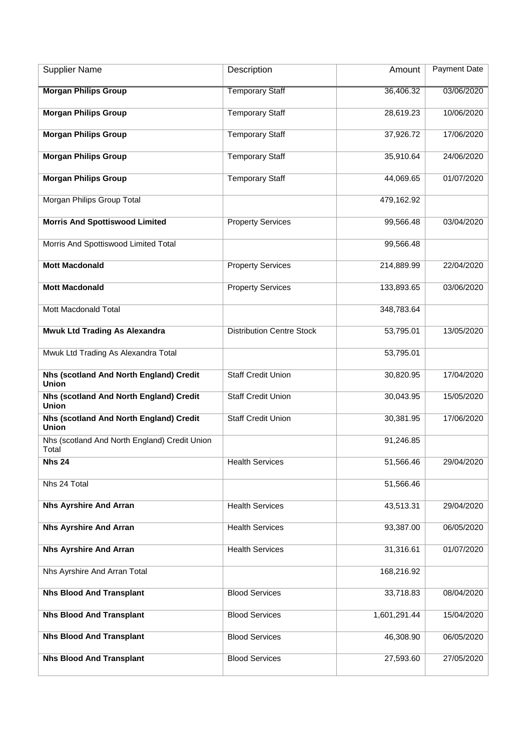| Supplier Name | Description | Amount | Payment Date |
|---|---|---|---|
| **Morgan Philips Group** | Temporary Staff | 36,406.32 | 03/06/2020 |
| **Morgan Philips Group** | Temporary Staff | 28,619.23 | 10/06/2020 |
| **Morgan Philips Group** | Temporary Staff | 37,926.72 | 17/06/2020 |
| **Morgan Philips Group** | Temporary Staff | 35,910.64 | 24/06/2020 |
| **Morgan Philips Group** | Temporary Staff | 44,069.65 | 01/07/2020 |
| Morgan Philips Group Total | | 479,162.92 | |
| **Morris And Spottiswood Limited** | Property Services | 99,566.48 | 03/04/2020 |
| Morris And Spottiswood Limited Total | | 99,566.48 | |
| **Mott Macdonald** | Property Services | 214,889.99 | 22/04/2020 |
| **Mott Macdonald** | Property Services | 133,893.65 | 03/06/2020 |
| Mott Macdonald Total | | 348,783.64 | |
| **Mwuk Ltd Trading As Alexandra** | Distribution Centre Stock | 53,795.01 | 13/05/2020 |
| Mwuk Ltd Trading As Alexandra Total | | 53,795.01 | |
| **Nhs (scotland And North England) Credit Union** | Staff Credit Union | 30,820.95 | 17/04/2020 |
| **Nhs (scotland And North England) Credit Union** | Staff Credit Union | 30,043.95 | 15/05/2020 |
| **Nhs (scotland And North England) Credit Union** | Staff Credit Union | 30,381.95 | 17/06/2020 |
| Nhs (scotland And North England) Credit Union Total | | 91,246.85 | |
| **Nhs 24** | Health Services | 51,566.46 | 29/04/2020 |
| Nhs 24 Total | | 51,566.46 | |
| **Nhs Ayrshire And Arran** | Health Services | 43,513.31 | 29/04/2020 |
| **Nhs Ayrshire And Arran** | Health Services | 93,387.00 | 06/05/2020 |
| **Nhs Ayrshire And Arran** | Health Services | 31,316.61 | 01/07/2020 |
| Nhs Ayrshire And Arran Total | | 168,216.92 | |
| **Nhs Blood And Transplant** | Blood Services | 33,718.83 | 08/04/2020 |
| **Nhs Blood And Transplant** | Blood Services | 1,601,291.44 | 15/04/2020 |
| **Nhs Blood And Transplant** | Blood Services | 46,308.90 | 06/05/2020 |
| **Nhs Blood And Transplant** | Blood Services | 27,593.60 | 27/05/2020 |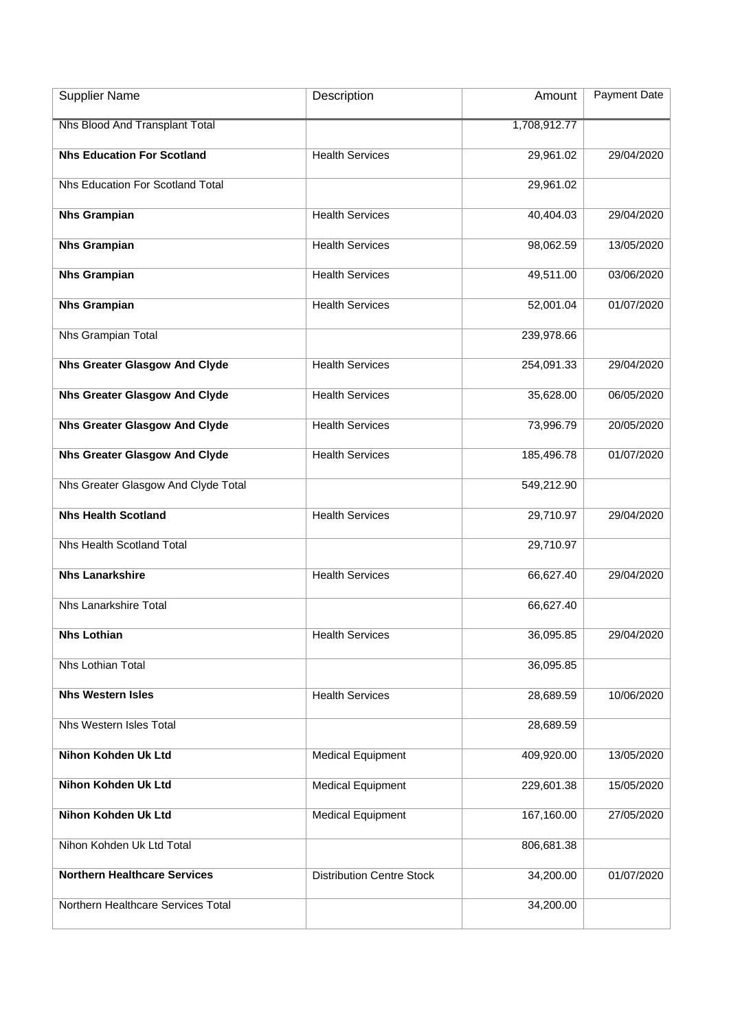| Supplier Name | Description | Amount | Payment Date |
|---|---|---|---|
| Nhs Blood And Transplant Total | | 1,708,912.77 | |
| **Nhs Education For Scotland** | Health Services | 29,961.02 | 29/04/2020 |
| Nhs Education For Scotland Total | | 29,961.02 | |
| **Nhs Grampian** | Health Services | 40,404.03 | 29/04/2020 |
| **Nhs Grampian** | Health Services | 98,062.59 | 13/05/2020 |
| **Nhs Grampian** | Health Services | 49,511.00 | 03/06/2020 |
| **Nhs Grampian** | Health Services | 52,001.04 | 01/07/2020 |
| Nhs Grampian Total | | 239,978.66 | |
| **Nhs Greater Glasgow And Clyde** | Health Services | 254,091.33 | 29/04/2020 |
| **Nhs Greater Glasgow And Clyde** | Health Services | 35,628.00 | 06/05/2020 |
| **Nhs Greater Glasgow And Clyde** | Health Services | 73,996.79 | 20/05/2020 |
| **Nhs Greater Glasgow And Clyde** | Health Services | 185,496.78 | 01/07/2020 |
| Nhs Greater Glasgow And Clyde Total | | 549,212.90 | |
| **Nhs Health Scotland** | Health Services | 29,710.97 | 29/04/2020 |
| Nhs Health Scotland Total | | 29,710.97 | |
| **Nhs Lanarkshire** | Health Services | 66,627.40 | 29/04/2020 |
| Nhs Lanarkshire Total | | 66,627.40 | |
| **Nhs Lothian** | Health Services | 36,095.85 | 29/04/2020 |
| Nhs Lothian Total | | 36,095.85 | |
| **Nhs Western Isles** | Health Services | 28,689.59 | 10/06/2020 |
| Nhs Western Isles Total | | 28,689.59 | |
| **Nihon Kohden Uk Ltd** | Medical Equipment | 409,920.00 | 13/05/2020 |
| **Nihon Kohden Uk Ltd** | Medical Equipment | 229,601.38 | 15/05/2020 |
| **Nihon Kohden Uk Ltd** | Medical Equipment | 167,160.00 | 27/05/2020 |
| Nihon Kohden Uk Ltd Total | | 806,681.38 | |
| **Northern Healthcare Services** | Distribution Centre Stock | 34,200.00 | 01/07/2020 |
| Northern Healthcare Services Total | | 34,200.00 | |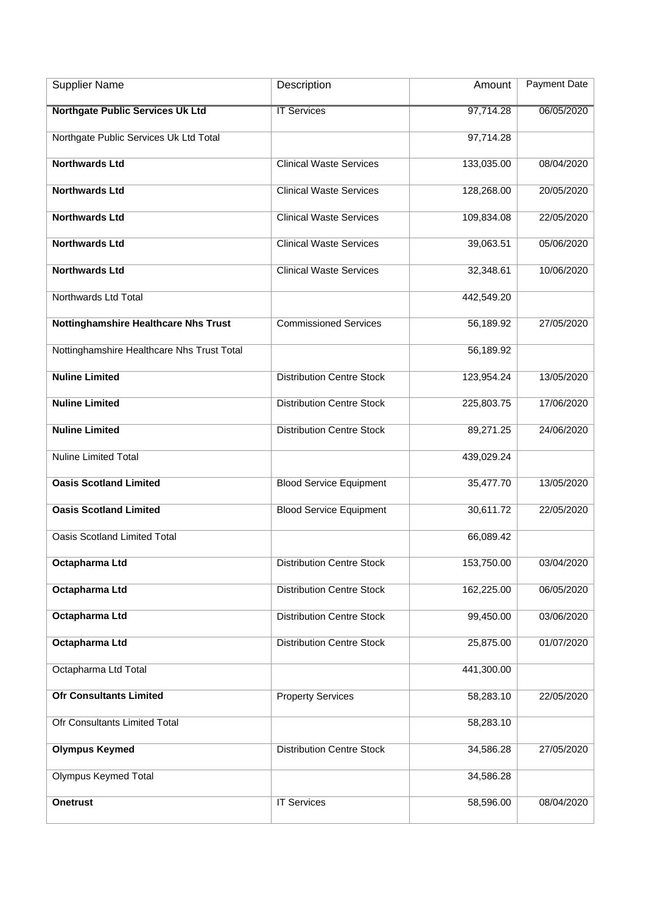| Supplier Name | Description | Amount | Payment Date |
| --- | --- | --- | --- |
| **Northgate Public Services Uk Ltd** | IT Services | 97,714.28 | 06/05/2020 |
| Northgate Public Services Uk Ltd Total | | 97,714.28 | |
| **Northwards Ltd** | Clinical Waste Services | 133,035.00 | 08/04/2020 |
| **Northwards Ltd** | Clinical Waste Services | 128,268.00 | 20/05/2020 |
| **Northwards Ltd** | Clinical Waste Services | 109,834.08 | 22/05/2020 |
| **Northwards Ltd** | Clinical Waste Services | 39,063.51 | 05/06/2020 |
| **Northwards Ltd** | Clinical Waste Services | 32,348.61 | 10/06/2020 |
| Northwards Ltd Total | | 442,549.20 | |
| **Nottinghamshire Healthcare Nhs Trust** | Commissioned Services | 56,189.92 | 27/05/2020 |
| Nottinghamshire Healthcare Nhs Trust Total | | 56,189.92 | |
| **Nuline Limited** | Distribution Centre Stock | 123,954.24 | 13/05/2020 |
| **Nuline Limited** | Distribution Centre Stock | 225,803.75 | 17/06/2020 |
| **Nuline Limited** | Distribution Centre Stock | 89,271.25 | 24/06/2020 |
| Nuline Limited Total | | 439,029.24 | |
| **Oasis Scotland Limited** | Blood Service Equipment | 35,477.70 | 13/05/2020 |
| **Oasis Scotland Limited** | Blood Service Equipment | 30,611.72 | 22/05/2020 |
| Oasis Scotland Limited Total | | 66,089.42 | |
| **Octapharma Ltd** | Distribution Centre Stock | 153,750.00 | 03/04/2020 |
| **Octapharma Ltd** | Distribution Centre Stock | 162,225.00 | 06/05/2020 |
| **Octapharma Ltd** | Distribution Centre Stock | 99,450.00 | 03/06/2020 |
| **Octapharma Ltd** | Distribution Centre Stock | 25,875.00 | 01/07/2020 |
| Octapharma Ltd Total | | 441,300.00 | |
| **Ofr Consultants Limited** | Property Services | 58,283.10 | 22/05/2020 |
| Ofr Consultants Limited Total | | 58,283.10 | |
| **Olympus Keymed** | Distribution Centre Stock | 34,586.28 | 27/05/2020 |
| Olympus Keymed Total | | 34,586.28 | |
| **Onetrust** | IT Services | 58,596.00 | 08/04/2020 |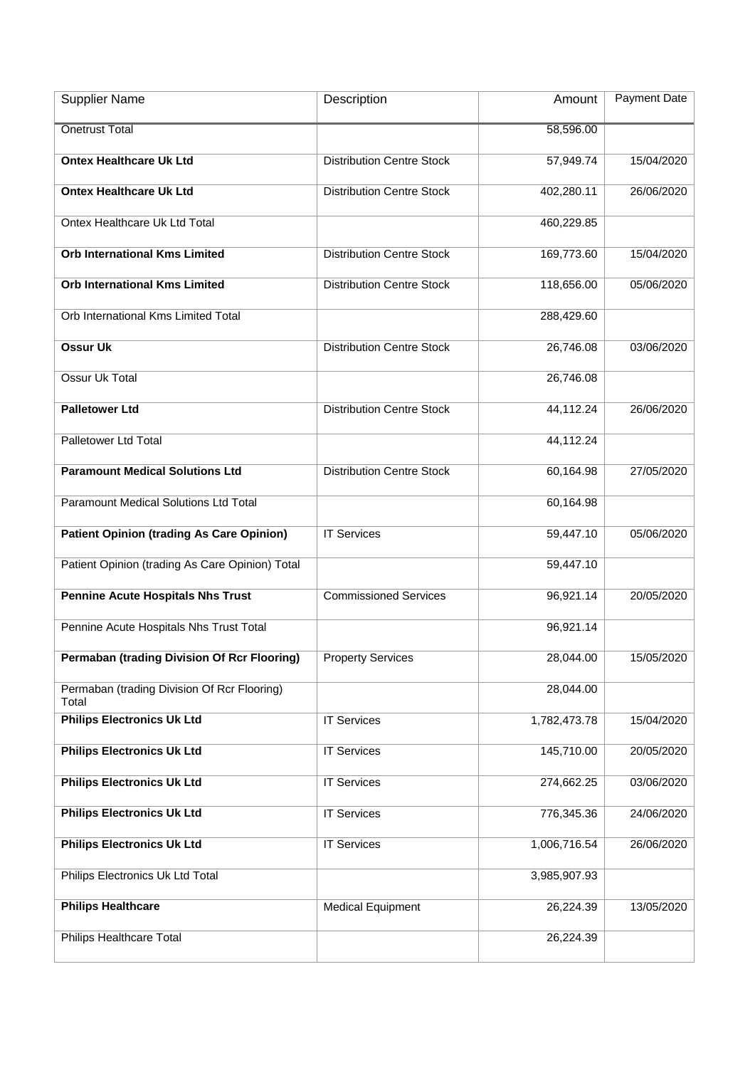| Supplier Name | Description | Amount | Payment Date |
|---|---|---|---|
| Onetrust Total | | 58,596.00 | |
| **Ontex Healthcare Uk Ltd** | Distribution Centre Stock | 57,949.74 | 15/04/2020 |
| **Ontex Healthcare Uk Ltd** | Distribution Centre Stock | 402,280.11 | 26/06/2020 |
| Ontex Healthcare Uk Ltd Total | | 460,229.85 | |
| **Orb International Kms Limited** | Distribution Centre Stock | 169,773.60 | 15/04/2020 |
| **Orb International Kms Limited** | Distribution Centre Stock | 118,656.00 | 05/06/2020 |
| Orb International Kms Limited Total | | 288,429.60 | |
| **Ossur Uk** | Distribution Centre Stock | 26,746.08 | 03/06/2020 |
| Ossur Uk Total | | 26,746.08 | |
| **Palletower Ltd** | Distribution Centre Stock | 44,112.24 | 26/06/2020 |
| Palletower Ltd Total | | 44,112.24 | |
| **Paramount Medical Solutions Ltd** | Distribution Centre Stock | 60,164.98 | 27/05/2020 |
| Paramount Medical Solutions Ltd Total | | 60,164.98 | |
| **Patient Opinion (trading As Care Opinion)** | IT Services | 59,447.10 | 05/06/2020 |
| Patient Opinion (trading As Care Opinion) Total | | 59,447.10 | |
| **Pennine Acute Hospitals Nhs Trust** | Commissioned Services | 96,921.14 | 20/05/2020 |
| Pennine Acute Hospitals Nhs Trust Total | | 96,921.14 | |
| **Permaban (trading Division Of Rcr Flooring)** | Property Services | 28,044.00 | 15/05/2020 |
| Permaban (trading Division Of Rcr Flooring) Total | | 28,044.00 | |
| **Philips Electronics Uk Ltd** | IT Services | 1,782,473.78 | 15/04/2020 |
| **Philips Electronics Uk Ltd** | IT Services | 145,710.00 | 20/05/2020 |
| **Philips Electronics Uk Ltd** | IT Services | 274,662.25 | 03/06/2020 |
| **Philips Electronics Uk Ltd** | IT Services | 776,345.36 | 24/06/2020 |
| **Philips Electronics Uk Ltd** | IT Services | 1,006,716.54 | 26/06/2020 |
| Philips Electronics Uk Ltd Total | | 3,985,907.93 | |
| **Philips Healthcare** | Medical Equipment | 26,224.39 | 13/05/2020 |
| Philips Healthcare Total | | 26,224.39 | |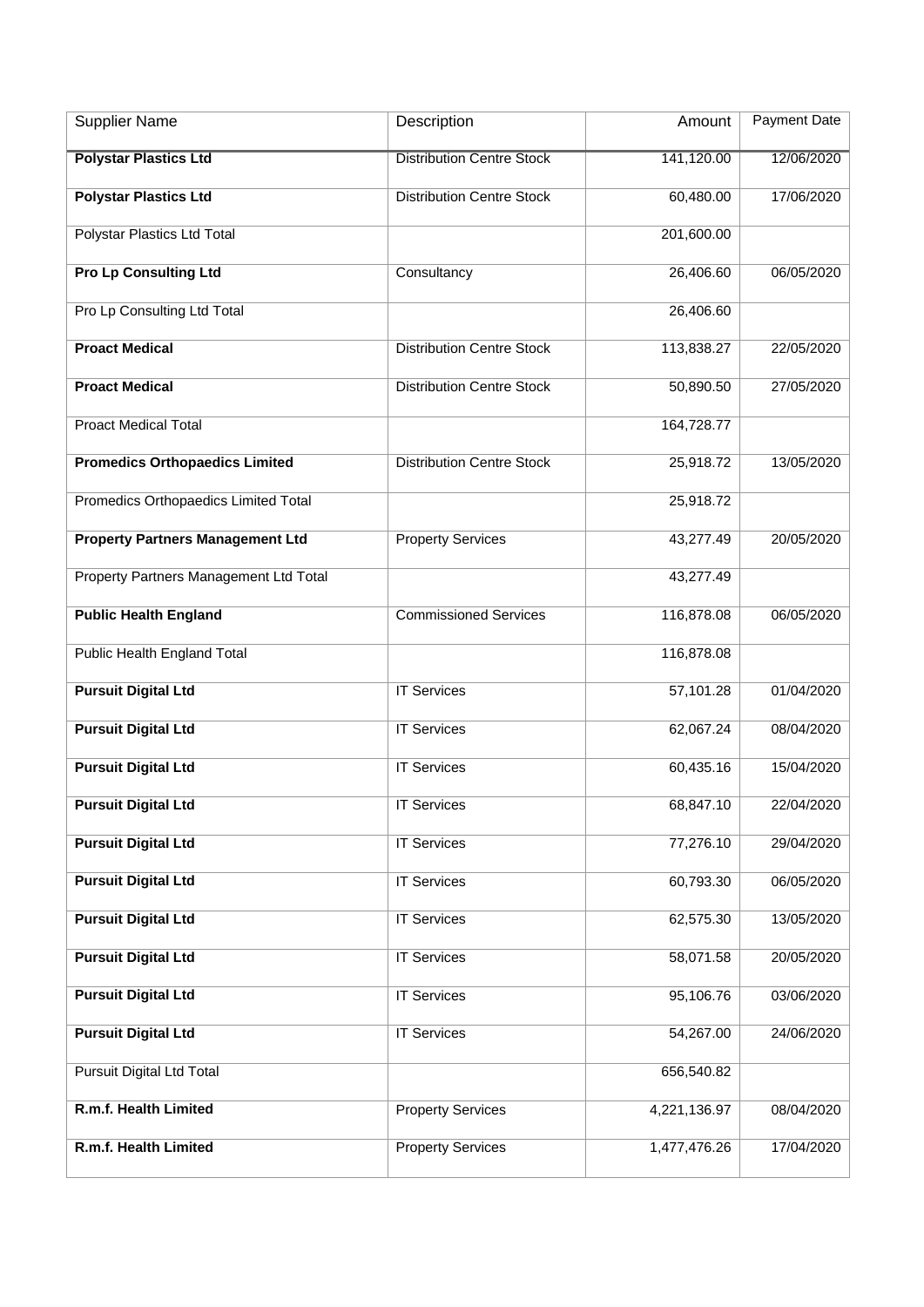| Supplier Name | Description | Amount | Payment Date |
| --- | --- | --- | --- |
| **Polystar Plastics Ltd** | Distribution Centre Stock | 141,120.00 | 12/06/2020 |
| **Polystar Plastics Ltd** | Distribution Centre Stock | 60,480.00 | 17/06/2020 |
| Polystar Plastics Ltd Total | | 201,600.00 | |
| **Pro Lp Consulting Ltd** | Consultancy | 26,406.60 | 06/05/2020 |
| Pro Lp Consulting Ltd Total | | 26,406.60 | |
| **Proact Medical** | Distribution Centre Stock | 113,838.27 | 22/05/2020 |
| **Proact Medical** | Distribution Centre Stock | 50,890.50 | 27/05/2020 |
| Proact Medical Total | | 164,728.77 | |
| **Promedics Orthopaedics Limited** | Distribution Centre Stock | 25,918.72 | 13/05/2020 |
| Promedics Orthopaedics Limited Total | | 25,918.72 | |
| **Property Partners Management Ltd** | Property Services | 43,277.49 | 20/05/2020 |
| Property Partners Management Ltd Total | | 43,277.49 | |
| **Public Health England** | Commissioned Services | 116,878.08 | 06/05/2020 |
| Public Health England Total | | 116,878.08 | |
| **Pursuit Digital Ltd** | IT Services | 57,101.28 | 01/04/2020 |
| **Pursuit Digital Ltd** | IT Services | 62,067.24 | 08/04/2020 |
| **Pursuit Digital Ltd** | IT Services | 60,435.16 | 15/04/2020 |
| **Pursuit Digital Ltd** | IT Services | 68,847.10 | 22/04/2020 |
| **Pursuit Digital Ltd** | IT Services | 77,276.10 | 29/04/2020 |
| **Pursuit Digital Ltd** | IT Services | 60,793.30 | 06/05/2020 |
| **Pursuit Digital Ltd** | IT Services | 62,575.30 | 13/05/2020 |
| **Pursuit Digital Ltd** | IT Services | 58,071.58 | 20/05/2020 |
| **Pursuit Digital Ltd** | IT Services | 95,106.76 | 03/06/2020 |
| **Pursuit Digital Ltd** | IT Services | 54,267.00 | 24/06/2020 |
| Pursuit Digital Ltd Total | | 656,540.82 | |
| **R.m.f. Health Limited** | Property Services | 4,221,136.97 | 08/04/2020 |
| **R.m.f. Health Limited** | Property Services | 1,477,476.26 | 17/04/2020 |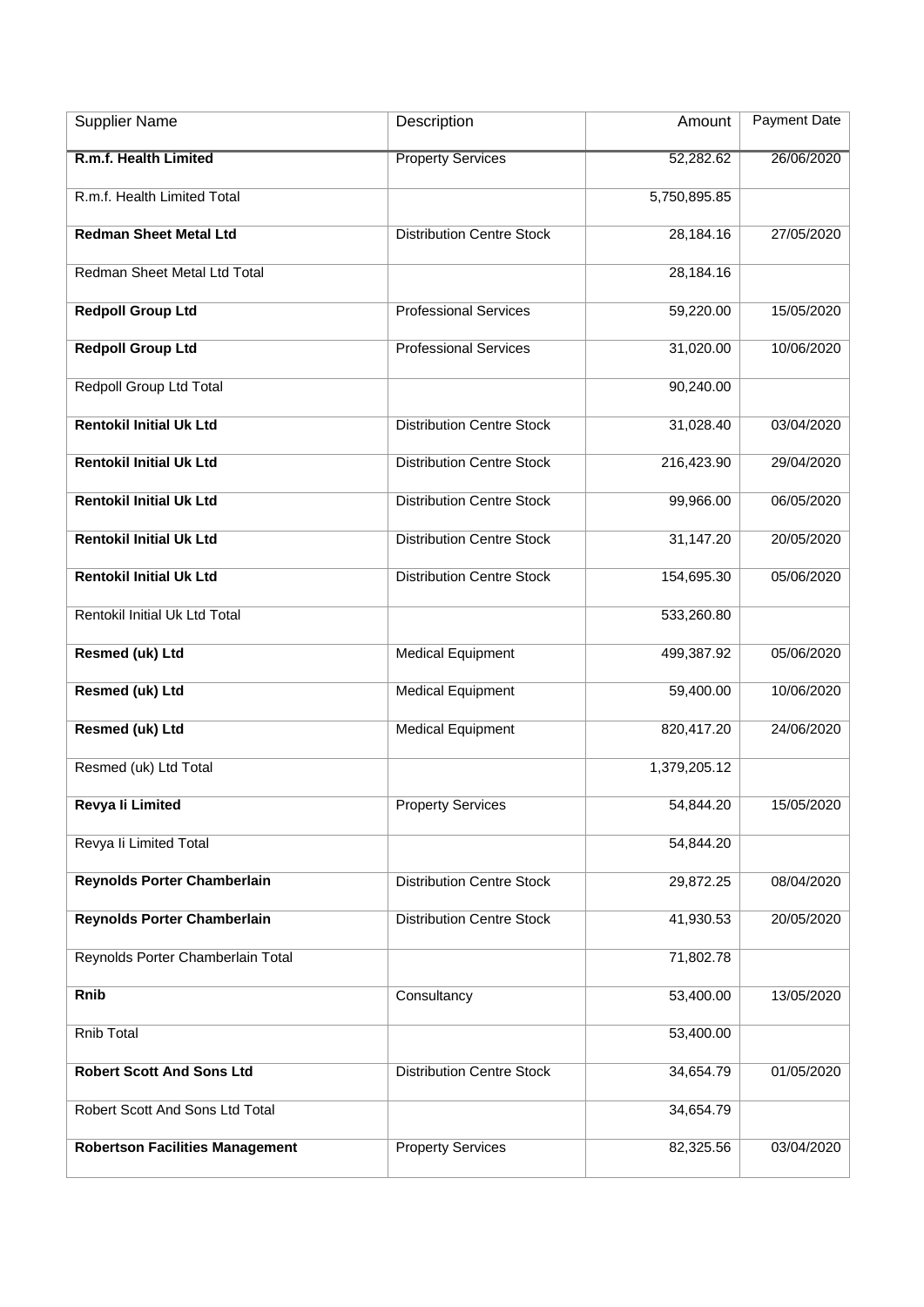| Supplier Name | Description | Amount | Payment Date |
| --- | --- | --- | --- |
| **R.m.f. Health Limited** | Property Services | 52,282.62 | 26/06/2020 |
| R.m.f. Health Limited Total | | 5,750,895.85 | |
| **Redman Sheet Metal Ltd** | Distribution Centre Stock | 28,184.16 | 27/05/2020 |
| Redman Sheet Metal Ltd Total | | 28,184.16 | |
| **Redpoll Group Ltd** | Professional Services | 59,220.00 | 15/05/2020 |
| **Redpoll Group Ltd** | Professional Services | 31,020.00 | 10/06/2020 |
| Redpoll Group Ltd Total | | 90,240.00 | |
| **Rentokil Initial Uk Ltd** | Distribution Centre Stock | 31,028.40 | 03/04/2020 |
| **Rentokil Initial Uk Ltd** | Distribution Centre Stock | 216,423.90 | 29/04/2020 |
| **Rentokil Initial Uk Ltd** | Distribution Centre Stock | 99,966.00 | 06/05/2020 |
| **Rentokil Initial Uk Ltd** | Distribution Centre Stock | 31,147.20 | 20/05/2020 |
| **Rentokil Initial Uk Ltd** | Distribution Centre Stock | 154,695.30 | 05/06/2020 |
| Rentokil Initial Uk Ltd Total | | 533,260.80 | |
| **Resmed (uk) Ltd** | Medical Equipment | 499,387.92 | 05/06/2020 |
| **Resmed (uk) Ltd** | Medical Equipment | 59,400.00 | 10/06/2020 |
| **Resmed (uk) Ltd** | Medical Equipment | 820,417.20 | 24/06/2020 |
| Resmed (uk) Ltd Total | | 1,379,205.12 | |
| **Revya Ii Limited** | Property Services | 54,844.20 | 15/05/2020 |
| Revya Ii Limited Total | | 54,844.20 | |
| **Reynolds Porter Chamberlain** | Distribution Centre Stock | 29,872.25 | 08/04/2020 |
| **Reynolds Porter Chamberlain** | Distribution Centre Stock | 41,930.53 | 20/05/2020 |
| Reynolds Porter Chamberlain Total | | 71,802.78 | |
| **Rnib** | Consultancy | 53,400.00 | 13/05/2020 |
| Rnib Total | | 53,400.00 | |
| **Robert Scott And Sons Ltd** | Distribution Centre Stock | 34,654.79 | 01/05/2020 |
| Robert Scott And Sons Ltd Total | | 34,654.79 | |
| **Robertson Facilities Management** | Property Services | 82,325.56 | 03/04/2020 |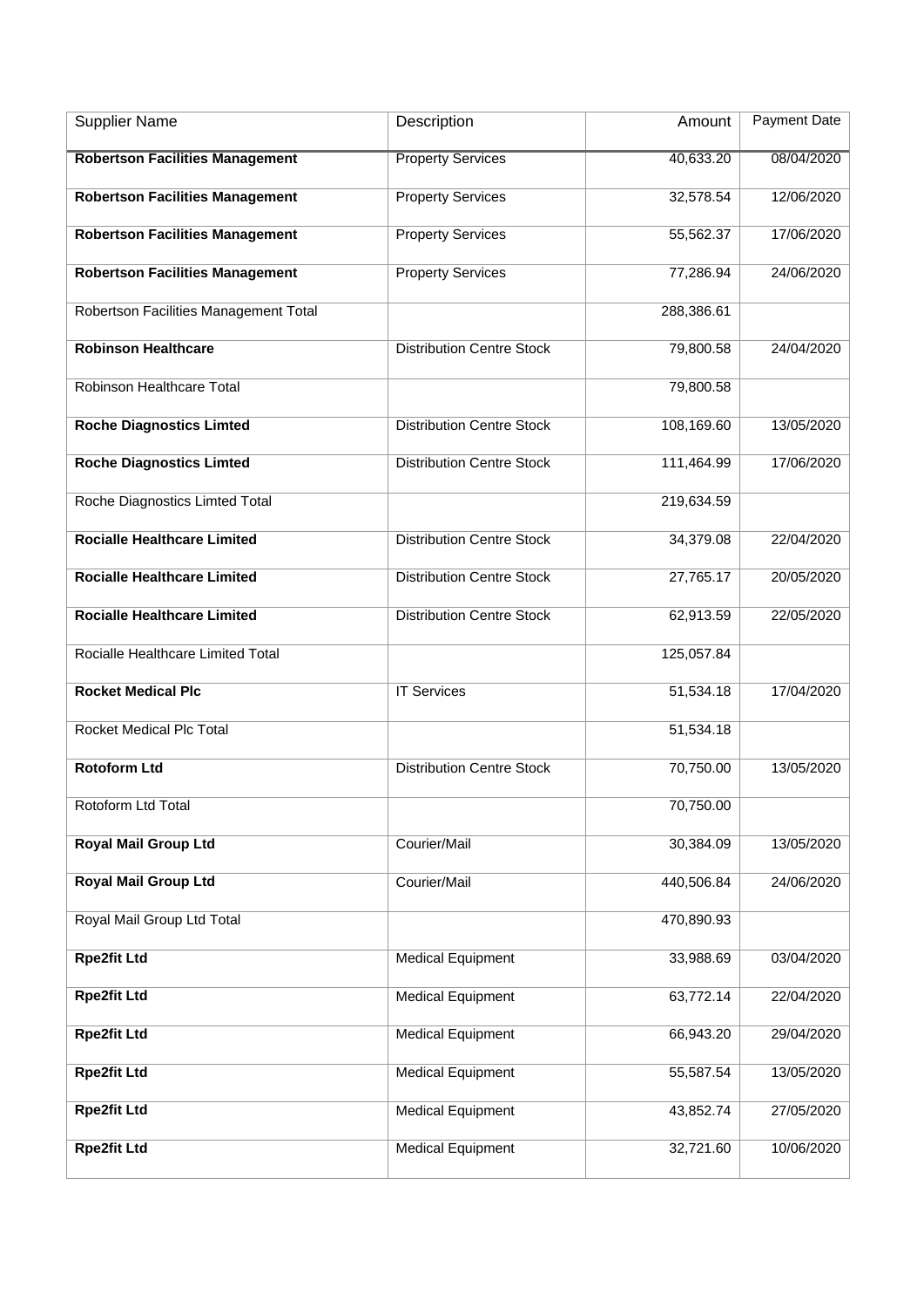| Supplier Name | Description | Amount | Payment Date |
|---|---|---|---|
| **Robertson Facilities Management** | Property Services | 40,633.20 | 08/04/2020 |
| **Robertson Facilities Management** | Property Services | 32,578.54 | 12/06/2020 |
| **Robertson Facilities Management** | Property Services | 55,562.37 | 17/06/2020 |
| **Robertson Facilities Management** | Property Services | 77,286.94 | 24/06/2020 |
| Robertson Facilities Management Total | | 288,386.61 | |
| **Robinson Healthcare** | Distribution Centre Stock | 79,800.58 | 24/04/2020 |
| Robinson Healthcare Total | | 79,800.58 | |
| **Roche Diagnostics Limted** | Distribution Centre Stock | 108,169.60 | 13/05/2020 |
| **Roche Diagnostics Limted** | Distribution Centre Stock | 111,464.99 | 17/06/2020 |
| Roche Diagnostics Limted Total | | 219,634.59 | |
| **Rocialle Healthcare Limited** | Distribution Centre Stock | 34,379.08 | 22/04/2020 |
| **Rocialle Healthcare Limited** | Distribution Centre Stock | 27,765.17 | 20/05/2020 |
| **Rocialle Healthcare Limited** | Distribution Centre Stock | 62,913.59 | 22/05/2020 |
| Rocialle Healthcare Limited Total | | 125,057.84 | |
| **Rocket Medical Plc** | IT Services | 51,534.18 | 17/04/2020 |
| Rocket Medical Plc Total | | 51,534.18 | |
| **Rotoform Ltd** | Distribution Centre Stock | 70,750.00 | 13/05/2020 |
| Rotoform Ltd Total | | 70,750.00 | |
| **Royal Mail Group Ltd** | Courier/Mail | 30,384.09 | 13/05/2020 |
| **Royal Mail Group Ltd** | Courier/Mail | 440,506.84 | 24/06/2020 |
| Royal Mail Group Ltd Total | | 470,890.93 | |
| **Rpe2fit Ltd** | Medical Equipment | 33,988.69 | 03/04/2020 |
| **Rpe2fit Ltd** | Medical Equipment | 63,772.14 | 22/04/2020 |
| **Rpe2fit Ltd** | Medical Equipment | 66,943.20 | 29/04/2020 |
| **Rpe2fit Ltd** | Medical Equipment | 55,587.54 | 13/05/2020 |
| **Rpe2fit Ltd** | Medical Equipment | 43,852.74 | 27/05/2020 |
| **Rpe2fit Ltd** | Medical Equipment | 32,721.60 | 10/06/2020 |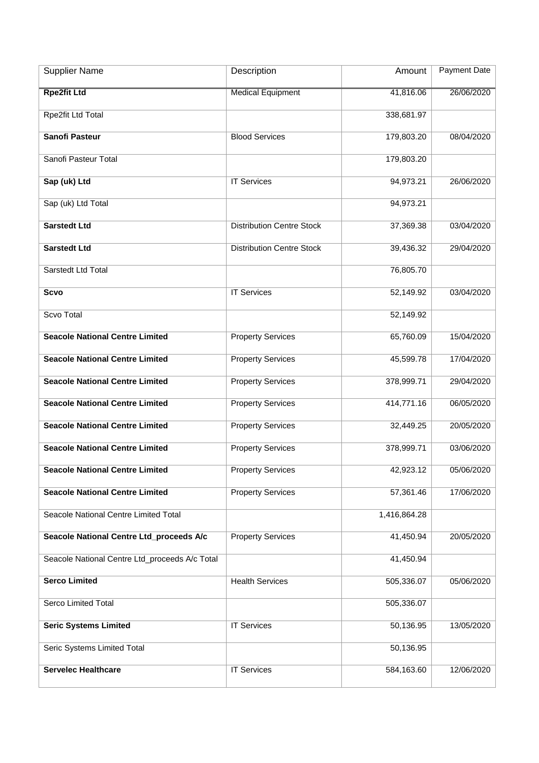| Supplier Name | Description | Amount | Payment Date |
| --- | --- | --- | --- |
| **Rpe2fit Ltd** | Medical Equipment | 41,816.06 | 26/06/2020 |
| Rpe2fit Ltd Total | | 338,681.97 | |
| **Sanofi Pasteur** | Blood Services | 179,803.20 | 08/04/2020 |
| Sanofi Pasteur Total | | 179,803.20 | |
| **Sap (uk) Ltd** | IT Services | 94,973.21 | 26/06/2020 |
| Sap (uk) Ltd Total | | 94,973.21 | |
| **Sarstedt Ltd** | Distribution Centre Stock | 37,369.38 | 03/04/2020 |
| **Sarstedt Ltd** | Distribution Centre Stock | 39,436.32 | 29/04/2020 |
| Sarstedt Ltd Total | | 76,805.70 | |
| **Scvo** | IT Services | 52,149.92 | 03/04/2020 |
| Scvo Total | | 52,149.92 | |
| **Seacole National Centre Limited** | Property Services | 65,760.09 | 15/04/2020 |
| **Seacole National Centre Limited** | Property Services | 45,599.78 | 17/04/2020 |
| **Seacole National Centre Limited** | Property Services | 378,999.71 | 29/04/2020 |
| **Seacole National Centre Limited** | Property Services | 414,771.16 | 06/05/2020 |
| **Seacole National Centre Limited** | Property Services | 32,449.25 | 20/05/2020 |
| **Seacole National Centre Limited** | Property Services | 378,999.71 | 03/06/2020 |
| **Seacole National Centre Limited** | Property Services | 42,923.12 | 05/06/2020 |
| **Seacole National Centre Limited** | Property Services | 57,361.46 | 17/06/2020 |
| Seacole National Centre Limited Total | | 1,416,864.28 | |
| **Seacole National Centre Ltd_proceeds A/c** | Property Services | 41,450.94 | 20/05/2020 |
| Seacole National Centre Ltd_proceeds A/c Total | | 41,450.94 | |
| **Serco Limited** | Health Services | 505,336.07 | 05/06/2020 |
| Serco Limited Total | | 505,336.07 | |
| **Seric Systems Limited** | IT Services | 50,136.95 | 13/05/2020 |
| Seric Systems Limited Total | | 50,136.95 | |
| **Servelec Healthcare** | IT Services | 584,163.60 | 12/06/2020 |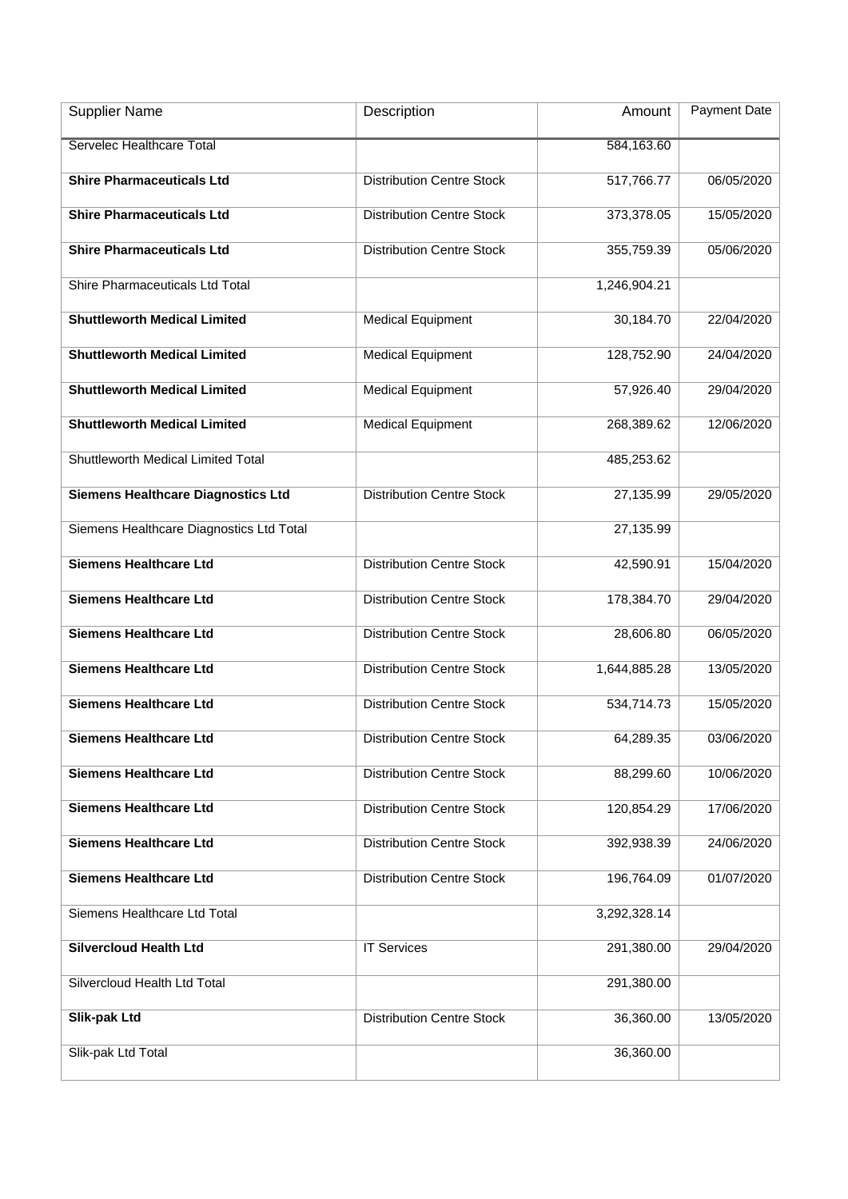| Supplier Name | Description | Amount | Payment Date |
| --- | --- | --- | --- |
| Servelec Healthcare Total | | 584,163.60 | |
| **Shire Pharmaceuticals Ltd** | Distribution Centre Stock | 517,766.77 | 06/05/2020 |
| **Shire Pharmaceuticals Ltd** | Distribution Centre Stock | 373,378.05 | 15/05/2020 |
| **Shire Pharmaceuticals Ltd** | Distribution Centre Stock | 355,759.39 | 05/06/2020 |
| Shire Pharmaceuticals Ltd Total | | 1,246,904.21 | |
| **Shuttleworth Medical Limited** | Medical Equipment | 30,184.70 | 22/04/2020 |
| **Shuttleworth Medical Limited** | Medical Equipment | 128,752.90 | 24/04/2020 |
| **Shuttleworth Medical Limited** | Medical Equipment | 57,926.40 | 29/04/2020 |
| **Shuttleworth Medical Limited** | Medical Equipment | 268,389.62 | 12/06/2020 |
| Shuttleworth Medical Limited Total | | 485,253.62 | |
| **Siemens Healthcare Diagnostics Ltd** | Distribution Centre Stock | 27,135.99 | 29/05/2020 |
| Siemens Healthcare Diagnostics Ltd Total | | 27,135.99 | |
| **Siemens Healthcare Ltd** | Distribution Centre Stock | 42,590.91 | 15/04/2020 |
| **Siemens Healthcare Ltd** | Distribution Centre Stock | 178,384.70 | 29/04/2020 |
| **Siemens Healthcare Ltd** | Distribution Centre Stock | 28,606.80 | 06/05/2020 |
| **Siemens Healthcare Ltd** | Distribution Centre Stock | 1,644,885.28 | 13/05/2020 |
| **Siemens Healthcare Ltd** | Distribution Centre Stock | 534,714.73 | 15/05/2020 |
| **Siemens Healthcare Ltd** | Distribution Centre Stock | 64,289.35 | 03/06/2020 |
| **Siemens Healthcare Ltd** | Distribution Centre Stock | 88,299.60 | 10/06/2020 |
| **Siemens Healthcare Ltd** | Distribution Centre Stock | 120,854.29 | 17/06/2020 |
| **Siemens Healthcare Ltd** | Distribution Centre Stock | 392,938.39 | 24/06/2020 |
| **Siemens Healthcare Ltd** | Distribution Centre Stock | 196,764.09 | 01/07/2020 |
| Siemens Healthcare Ltd Total | | 3,292,328.14 | |
| **Silvercloud Health Ltd** | IT Services | 291,380.00 | 29/04/2020 |
| Silvercloud Health Ltd Total | | 291,380.00 | |
| **Slik-pak Ltd** | Distribution Centre Stock | 36,360.00 | 13/05/2020 |
| Slik-pak Ltd Total | | 36,360.00 | |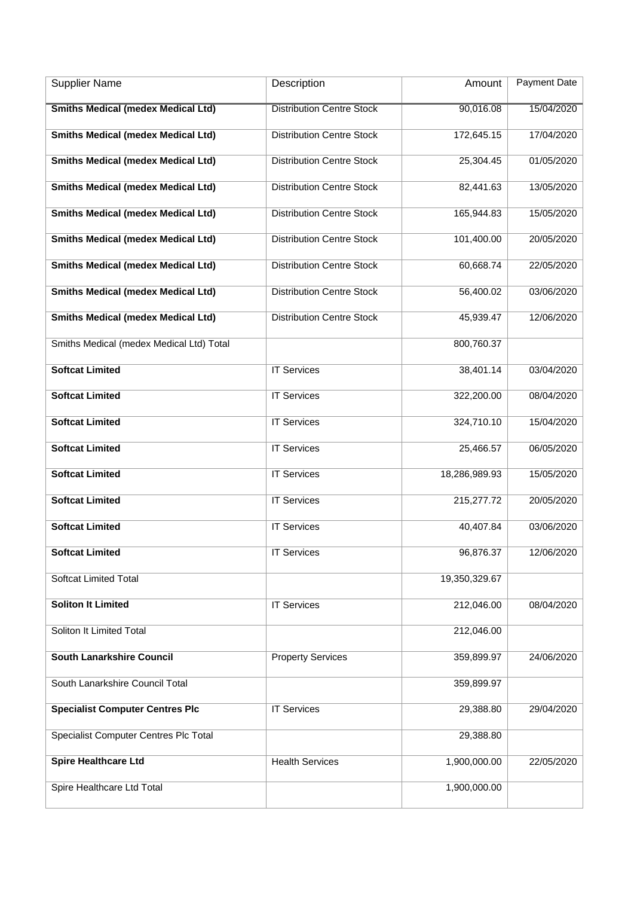| Supplier Name | Description | Amount | Payment Date |
|---|---|---|---|
| **Smiths Medical (medex Medical Ltd)** | Distribution Centre Stock | 90,016.08 | 15/04/2020 |
| **Smiths Medical (medex Medical Ltd)** | Distribution Centre Stock | 172,645.15 | 17/04/2020 |
| **Smiths Medical (medex Medical Ltd)** | Distribution Centre Stock | 25,304.45 | 01/05/2020 |
| **Smiths Medical (medex Medical Ltd)** | Distribution Centre Stock | 82,441.63 | 13/05/2020 |
| **Smiths Medical (medex Medical Ltd)** | Distribution Centre Stock | 165,944.83 | 15/05/2020 |
| **Smiths Medical (medex Medical Ltd)** | Distribution Centre Stock | 101,400.00 | 20/05/2020 |
| **Smiths Medical (medex Medical Ltd)** | Distribution Centre Stock | 60,668.74 | 22/05/2020 |
| **Smiths Medical (medex Medical Ltd)** | Distribution Centre Stock | 56,400.02 | 03/06/2020 |
| **Smiths Medical (medex Medical Ltd)** | Distribution Centre Stock | 45,939.47 | 12/06/2020 |
| Smiths Medical (medex Medical Ltd) Total | | 800,760.37 | |
| **Softcat Limited** | IT Services | 38,401.14 | 03/04/2020 |
| **Softcat Limited** | IT Services | 322,200.00 | 08/04/2020 |
| **Softcat Limited** | IT Services | 324,710.10 | 15/04/2020 |
| **Softcat Limited** | IT Services | 25,466.57 | 06/05/2020 |
| **Softcat Limited** | IT Services | 18,286,989.93 | 15/05/2020 |
| **Softcat Limited** | IT Services | 215,277.72 | 20/05/2020 |
| **Softcat Limited** | IT Services | 40,407.84 | 03/06/2020 |
| **Softcat Limited** | IT Services | 96,876.37 | 12/06/2020 |
| Softcat Limited Total | | 19,350,329.67 | |
| **Soliton It Limited** | IT Services | 212,046.00 | 08/04/2020 |
| Soliton It Limited Total | | 212,046.00 | |
| **South Lanarkshire Council** | Property Services | 359,899.97 | 24/06/2020 |
| South Lanarkshire Council Total | | 359,899.97 | |
| **Specialist Computer Centres Plc** | IT Services | 29,388.80 | 29/04/2020 |
| Specialist Computer Centres Plc Total | | 29,388.80 | |
| **Spire Healthcare Ltd** | Health Services | 1,900,000.00 | 22/05/2020 |
| Spire Healthcare Ltd Total | | 1,900,000.00 | |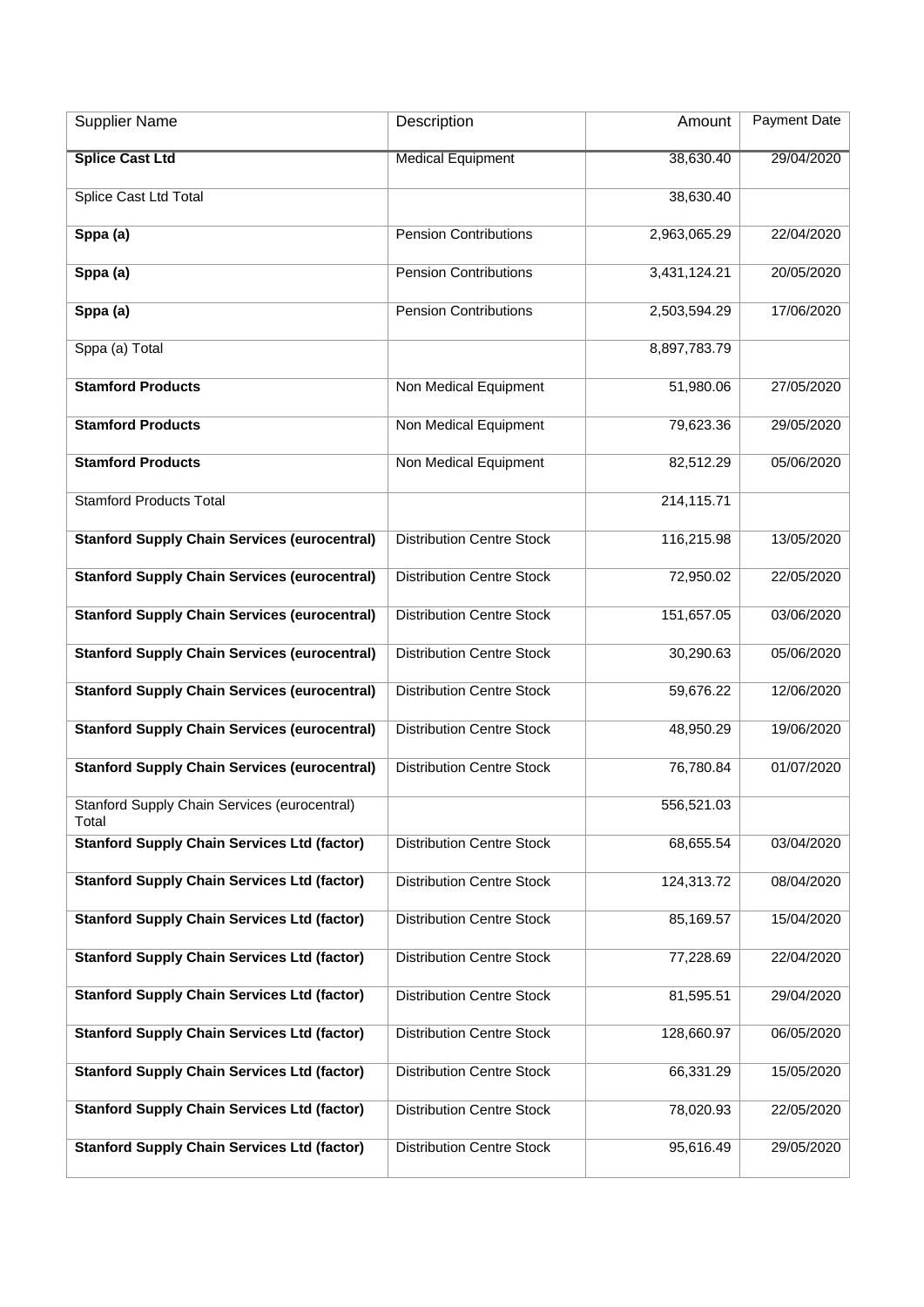| Supplier Name | Description | Amount | Payment Date |
| --- | --- | --- | --- |
| **Splice Cast Ltd** | Medical Equipment | 38,630.40 | 29/04/2020 |
| Splice Cast Ltd Total | | 38,630.40 | |
| **Sppa (a)** | Pension Contributions | 2,963,065.29 | 22/04/2020 |
| **Sppa (a)** | Pension Contributions | 3,431,124.21 | 20/05/2020 |
| **Sppa (a)** | Pension Contributions | 2,503,594.29 | 17/06/2020 |
| Sppa (a) Total | | 8,897,783.79 | |
| **Stamford Products** | Non Medical Equipment | 51,980.06 | 27/05/2020 |
| **Stamford Products** | Non Medical Equipment | 79,623.36 | 29/05/2020 |
| **Stamford Products** | Non Medical Equipment | 82,512.29 | 05/06/2020 |
| Stamford Products Total | | 214,115.71 | |
| **Stanford Supply Chain Services (eurocentral)** | Distribution Centre Stock | 116,215.98 | 13/05/2020 |
| **Stanford Supply Chain Services (eurocentral)** | Distribution Centre Stock | 72,950.02 | 22/05/2020 |
| **Stanford Supply Chain Services (eurocentral)** | Distribution Centre Stock | 151,657.05 | 03/06/2020 |
| **Stanford Supply Chain Services (eurocentral)** | Distribution Centre Stock | 30,290.63 | 05/06/2020 |
| **Stanford Supply Chain Services (eurocentral)** | Distribution Centre Stock | 59,676.22 | 12/06/2020 |
| **Stanford Supply Chain Services (eurocentral)** | Distribution Centre Stock | 48,950.29 | 19/06/2020 |
| **Stanford Supply Chain Services (eurocentral)** | Distribution Centre Stock | 76,780.84 | 01/07/2020 |
| Stanford Supply Chain Services (eurocentral) Total | | 556,521.03 | |
| **Stanford Supply Chain Services Ltd (factor)** | Distribution Centre Stock | 68,655.54 | 03/04/2020 |
| **Stanford Supply Chain Services Ltd (factor)** | Distribution Centre Stock | 124,313.72 | 08/04/2020 |
| **Stanford Supply Chain Services Ltd (factor)** | Distribution Centre Stock | 85,169.57 | 15/04/2020 |
| **Stanford Supply Chain Services Ltd (factor)** | Distribution Centre Stock | 77,228.69 | 22/04/2020 |
| **Stanford Supply Chain Services Ltd (factor)** | Distribution Centre Stock | 81,595.51 | 29/04/2020 |
| **Stanford Supply Chain Services Ltd (factor)** | Distribution Centre Stock | 128,660.97 | 06/05/2020 |
| **Stanford Supply Chain Services Ltd (factor)** | Distribution Centre Stock | 66,331.29 | 15/05/2020 |
| **Stanford Supply Chain Services Ltd (factor)** | Distribution Centre Stock | 78,020.93 | 22/05/2020 |
| **Stanford Supply Chain Services Ltd (factor)** | Distribution Centre Stock | 95,616.49 | 29/05/2020 |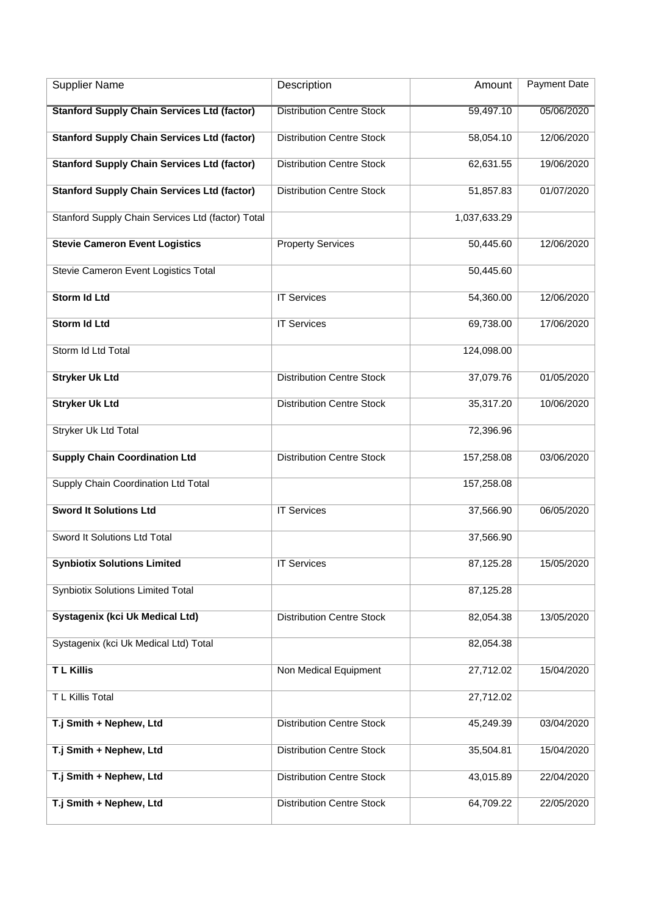| Supplier Name | Description | Amount | Payment Date |
|---|---|---|---|
| **Stanford Supply Chain Services Ltd (factor)** | Distribution Centre Stock | 59,497.10 | 05/06/2020 |
| **Stanford Supply Chain Services Ltd (factor)** | Distribution Centre Stock | 58,054.10 | 12/06/2020 |
| **Stanford Supply Chain Services Ltd (factor)** | Distribution Centre Stock | 62,631.55 | 19/06/2020 |
| **Stanford Supply Chain Services Ltd (factor)** | Distribution Centre Stock | 51,857.83 | 01/07/2020 |
| Stanford Supply Chain Services Ltd (factor) Total | | 1,037,633.29 | |
| **Stevie Cameron Event Logistics** | Property Services | 50,445.60 | 12/06/2020 |
| Stevie Cameron Event Logistics Total | | 50,445.60 | |
| **Storm Id Ltd** | IT Services | 54,360.00 | 12/06/2020 |
| **Storm Id Ltd** | IT Services | 69,738.00 | 17/06/2020 |
| Storm Id Ltd Total | | 124,098.00 | |
| **Stryker Uk Ltd** | Distribution Centre Stock | 37,079.76 | 01/05/2020 |
| **Stryker Uk Ltd** | Distribution Centre Stock | 35,317.20 | 10/06/2020 |
| Stryker Uk Ltd Total | | 72,396.96 | |
| **Supply Chain Coordination Ltd** | Distribution Centre Stock | 157,258.08 | 03/06/2020 |
| Supply Chain Coordination Ltd Total | | 157,258.08 | |
| **Sword It Solutions Ltd** | IT Services | 37,566.90 | 06/05/2020 |
| Sword It Solutions Ltd Total | | 37,566.90 | |
| **Synbiotix Solutions Limited** | IT Services | 87,125.28 | 15/05/2020 |
| Synbiotix Solutions Limited Total | | 87,125.28 | |
| **Systagenix (kci Uk Medical Ltd)** | Distribution Centre Stock | 82,054.38 | 13/05/2020 |
| Systagenix (kci Uk Medical Ltd) Total | | 82,054.38 | |
| **T L Killis** | Non Medical Equipment | 27,712.02 | 15/04/2020 |
| T L Killis Total | | 27,712.02 | |
| **T.j Smith + Nephew, Ltd** | Distribution Centre Stock | 45,249.39 | 03/04/2020 |
| **T.j Smith + Nephew, Ltd** | Distribution Centre Stock | 35,504.81 | 15/04/2020 |
| **T.j Smith + Nephew, Ltd** | Distribution Centre Stock | 43,015.89 | 22/04/2020 |
| **T.j Smith + Nephew, Ltd** | Distribution Centre Stock | 64,709.22 | 22/05/2020 |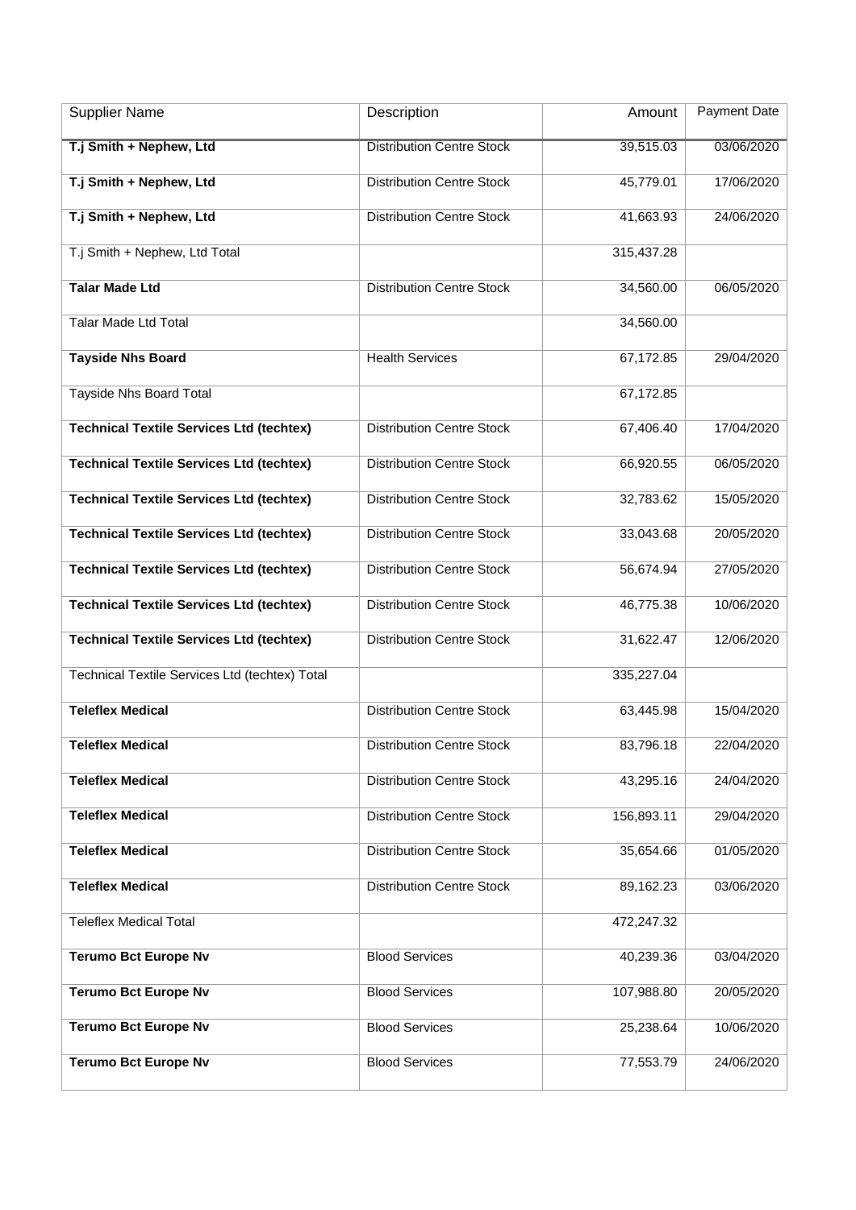| Supplier Name | Description | Amount | Payment Date |
|---|---|---|---|
| **T.j Smith + Nephew, Ltd** | Distribution Centre Stock | 39,515.03 | 03/06/2020 |
| **T.j Smith + Nephew, Ltd** | Distribution Centre Stock | 45,779.01 | 17/06/2020 |
| **T.j Smith + Nephew, Ltd** | Distribution Centre Stock | 41,663.93 | 24/06/2020 |
| T.j Smith + Nephew, Ltd Total | | 315,437.28 | |
| **Talar Made Ltd** | Distribution Centre Stock | 34,560.00 | 06/05/2020 |
| Talar Made Ltd Total | | 34,560.00 | |
| **Tayside Nhs Board** | Health Services | 67,172.85 | 29/04/2020 |
| Tayside Nhs Board Total | | 67,172.85 | |
| **Technical Textile Services Ltd (techtex)** | Distribution Centre Stock | 67,406.40 | 17/04/2020 |
| **Technical Textile Services Ltd (techtex)** | Distribution Centre Stock | 66,920.55 | 06/05/2020 |
| **Technical Textile Services Ltd (techtex)** | Distribution Centre Stock | 32,783.62 | 15/05/2020 |
| **Technical Textile Services Ltd (techtex)** | Distribution Centre Stock | 33,043.68 | 20/05/2020 |
| **Technical Textile Services Ltd (techtex)** | Distribution Centre Stock | 56,674.94 | 27/05/2020 |
| **Technical Textile Services Ltd (techtex)** | Distribution Centre Stock | 46,775.38 | 10/06/2020 |
| **Technical Textile Services Ltd (techtex)** | Distribution Centre Stock | 31,622.47 | 12/06/2020 |
| Technical Textile Services Ltd (techtex) Total | | 335,227.04 | |
| **Teleflex Medical** | Distribution Centre Stock | 63,445.98 | 15/04/2020 |
| **Teleflex Medical** | Distribution Centre Stock | 83,796.18 | 22/04/2020 |
| **Teleflex Medical** | Distribution Centre Stock | 43,295.16 | 24/04/2020 |
| **Teleflex Medical** | Distribution Centre Stock | 156,893.11 | 29/04/2020 |
| **Teleflex Medical** | Distribution Centre Stock | 35,654.66 | 01/05/2020 |
| **Teleflex Medical** | Distribution Centre Stock | 89,162.23 | 03/06/2020 |
| Teleflex Medical Total | | 472,247.32 | |
| **Terumo Bct Europe Nv** | Blood Services | 40,239.36 | 03/04/2020 |
| **Terumo Bct Europe Nv** | Blood Services | 107,988.80 | 20/05/2020 |
| **Terumo Bct Europe Nv** | Blood Services | 25,238.64 | 10/06/2020 |
| **Terumo Bct Europe Nv** | Blood Services | 77,553.79 | 24/06/2020 |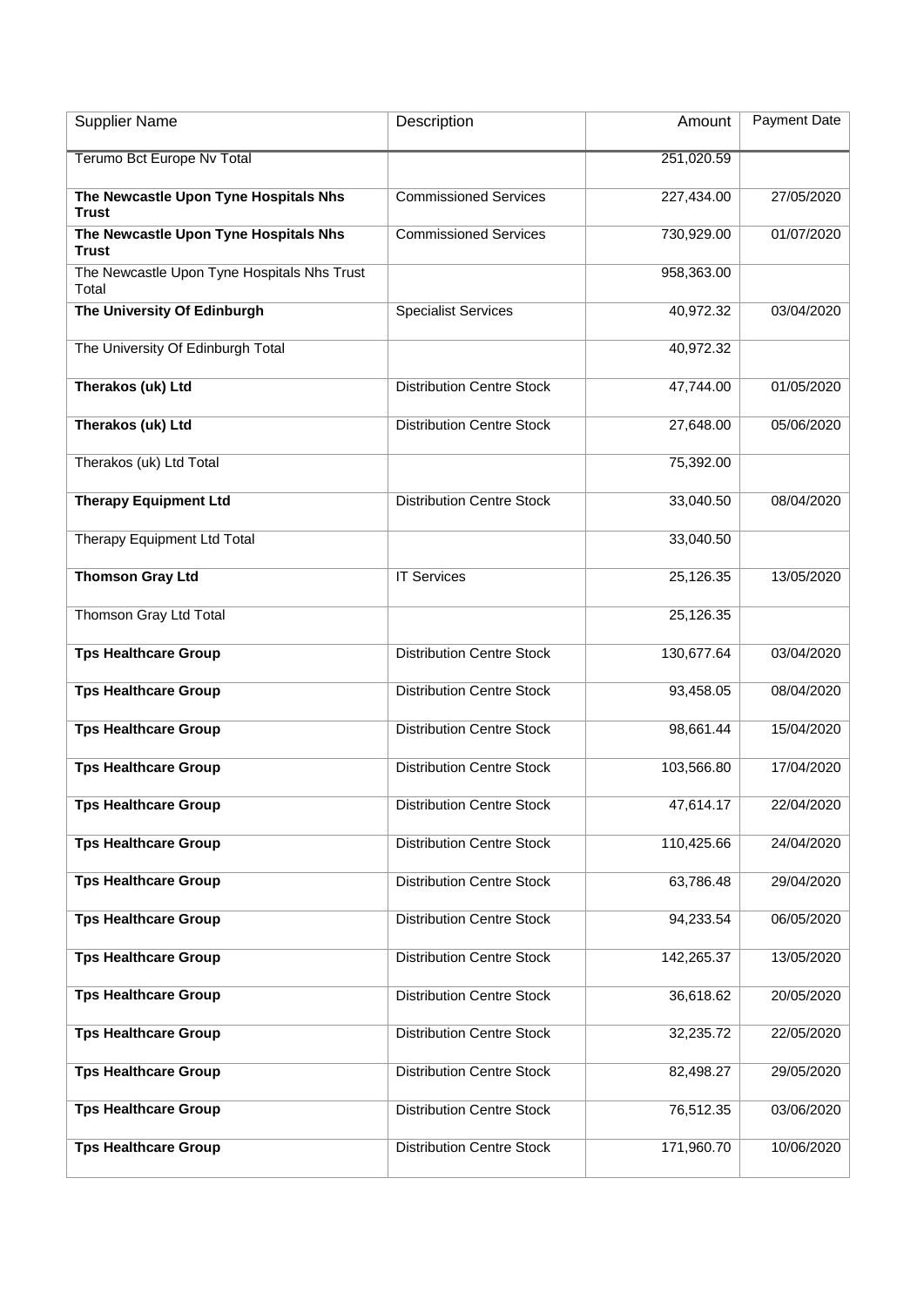| Supplier Name | Description | Amount | Payment Date |
|---|---|---|---|
| Terumo Bct Europe Nv Total | | 251,020.59 | |
| **The Newcastle Upon Tyne Hospitals Nhs Trust** | Commissioned Services | 227,434.00 | 27/05/2020 |
| **The Newcastle Upon Tyne Hospitals Nhs Trust** | Commissioned Services | 730,929.00 | 01/07/2020 |
| The Newcastle Upon Tyne Hospitals Nhs Trust Total | | 958,363.00 | |
| **The University Of Edinburgh** | Specialist Services | 40,972.32 | 03/04/2020 |
| The University Of Edinburgh Total | | 40,972.32 | |
| **Therakos (uk) Ltd** | Distribution Centre Stock | 47,744.00 | 01/05/2020 |
| **Therakos (uk) Ltd** | Distribution Centre Stock | 27,648.00 | 05/06/2020 |
| Therakos (uk) Ltd Total | | 75,392.00 | |
| **Therapy Equipment Ltd** | Distribution Centre Stock | 33,040.50 | 08/04/2020 |
| Therapy Equipment Ltd Total | | 33,040.50 | |
| **Thomson Gray Ltd** | IT Services | 25,126.35 | 13/05/2020 |
| Thomson Gray Ltd Total | | 25,126.35 | |
| **Tps Healthcare Group** | Distribution Centre Stock | 130,677.64 | 03/04/2020 |
| **Tps Healthcare Group** | Distribution Centre Stock | 93,458.05 | 08/04/2020 |
| **Tps Healthcare Group** | Distribution Centre Stock | 98,661.44 | 15/04/2020 |
| **Tps Healthcare Group** | Distribution Centre Stock | 103,566.80 | 17/04/2020 |
| **Tps Healthcare Group** | Distribution Centre Stock | 47,614.17 | 22/04/2020 |
| **Tps Healthcare Group** | Distribution Centre Stock | 110,425.66 | 24/04/2020 |
| **Tps Healthcare Group** | Distribution Centre Stock | 63,786.48 | 29/04/2020 |
| **Tps Healthcare Group** | Distribution Centre Stock | 94,233.54 | 06/05/2020 |
| **Tps Healthcare Group** | Distribution Centre Stock | 142,265.37 | 13/05/2020 |
| **Tps Healthcare Group** | Distribution Centre Stock | 36,618.62 | 20/05/2020 |
| **Tps Healthcare Group** | Distribution Centre Stock | 32,235.72 | 22/05/2020 |
| **Tps Healthcare Group** | Distribution Centre Stock | 82,498.27 | 29/05/2020 |
| **Tps Healthcare Group** | Distribution Centre Stock | 76,512.35 | 03/06/2020 |
| **Tps Healthcare Group** | Distribution Centre Stock | 171,960.70 | 10/06/2020 |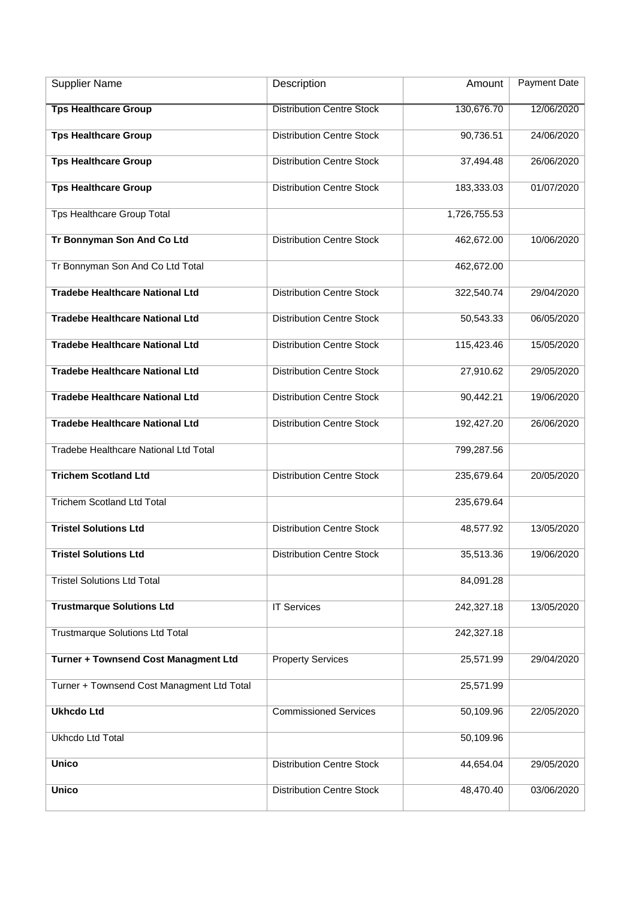| Supplier Name | Description | Amount | Payment Date |
| --- | --- | --- | --- |
| **Tps Healthcare Group** | Distribution Centre Stock | 130,676.70 | 12/06/2020 |
| **Tps Healthcare Group** | Distribution Centre Stock | 90,736.51 | 24/06/2020 |
| **Tps Healthcare Group** | Distribution Centre Stock | 37,494.48 | 26/06/2020 |
| **Tps Healthcare Group** | Distribution Centre Stock | 183,333.03 | 01/07/2020 |
| Tps Healthcare Group Total | | 1,726,755.53 | |
| **Tr Bonnyman Son And Co Ltd** | Distribution Centre Stock | 462,672.00 | 10/06/2020 |
| Tr Bonnyman Son And Co Ltd Total | | 462,672.00 | |
| **Tradebe Healthcare National Ltd** | Distribution Centre Stock | 322,540.74 | 29/04/2020 |
| **Tradebe Healthcare National Ltd** | Distribution Centre Stock | 50,543.33 | 06/05/2020 |
| **Tradebe Healthcare National Ltd** | Distribution Centre Stock | 115,423.46 | 15/05/2020 |
| **Tradebe Healthcare National Ltd** | Distribution Centre Stock | 27,910.62 | 29/05/2020 |
| **Tradebe Healthcare National Ltd** | Distribution Centre Stock | 90,442.21 | 19/06/2020 |
| **Tradebe Healthcare National Ltd** | Distribution Centre Stock | 192,427.20 | 26/06/2020 |
| Tradebe Healthcare National Ltd Total | | 799,287.56 | |
| **Trichem Scotland Ltd** | Distribution Centre Stock | 235,679.64 | 20/05/2020 |
| Trichem Scotland Ltd Total | | 235,679.64 | |
| **Tristel Solutions Ltd** | Distribution Centre Stock | 48,577.92 | 13/05/2020 |
| **Tristel Solutions Ltd** | Distribution Centre Stock | 35,513.36 | 19/06/2020 |
| Tristel Solutions Ltd Total | | 84,091.28 | |
| **Trustmarque Solutions Ltd** | IT Services | 242,327.18 | 13/05/2020 |
| Trustmarque Solutions Ltd Total | | 242,327.18 | |
| **Turner + Townsend Cost Managment Ltd** | Property Services | 25,571.99 | 29/04/2020 |
| Turner + Townsend Cost Managment Ltd Total | | 25,571.99 | |
| **Ukhcdo Ltd** | Commissioned Services | 50,109.96 | 22/05/2020 |
| Ukhcdo Ltd Total | | 50,109.96 | |
| **Unico** | Distribution Centre Stock | 44,654.04 | 29/05/2020 |
| **Unico** | Distribution Centre Stock | 48,470.40 | 03/06/2020 |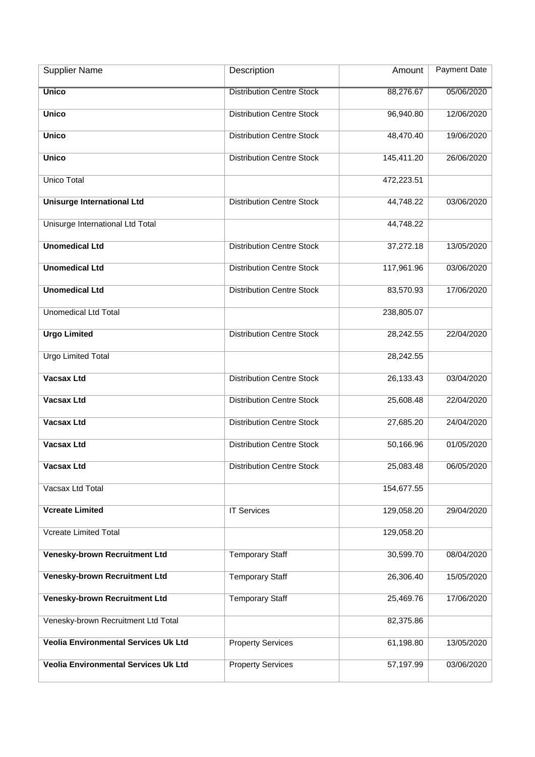| Supplier Name | Description | Amount | Payment Date |
|---|---|---|---|
| **Unico** | Distribution Centre Stock | 88,276.67 | 05/06/2020 |
| **Unico** | Distribution Centre Stock | 96,940.80 | 12/06/2020 |
| **Unico** | Distribution Centre Stock | 48,470.40 | 19/06/2020 |
| **Unico** | Distribution Centre Stock | 145,411.20 | 26/06/2020 |
| Unico Total | | 472,223.51 | |
| **Unisurge International Ltd** | Distribution Centre Stock | 44,748.22 | 03/06/2020 |
| Unisurge International Ltd Total | | 44,748.22 | |
| **Unomedical Ltd** | Distribution Centre Stock | 37,272.18 | 13/05/2020 |
| **Unomedical Ltd** | Distribution Centre Stock | 117,961.96 | 03/06/2020 |
| **Unomedical Ltd** | Distribution Centre Stock | 83,570.93 | 17/06/2020 |
| Unomedical Ltd Total | | 238,805.07 | |
| **Urgo Limited** | Distribution Centre Stock | 28,242.55 | 22/04/2020 |
| Urgo Limited Total | | 28,242.55 | |
| **Vacsax Ltd** | Distribution Centre Stock | 26,133.43 | 03/04/2020 |
| **Vacsax Ltd** | Distribution Centre Stock | 25,608.48 | 22/04/2020 |
| **Vacsax Ltd** | Distribution Centre Stock | 27,685.20 | 24/04/2020 |
| **Vacsax Ltd** | Distribution Centre Stock | 50,166.96 | 01/05/2020 |
| **Vacsax Ltd** | Distribution Centre Stock | 25,083.48 | 06/05/2020 |
| Vacsax Ltd Total | | 154,677.55 | |
| **Vcreate Limited** | IT Services | 129,058.20 | 29/04/2020 |
| Vcreate Limited Total | | 129,058.20 | |
| **Venesky-brown Recruitment Ltd** | Temporary Staff | 30,599.70 | 08/04/2020 |
| **Venesky-brown Recruitment Ltd** | Temporary Staff | 26,306.40 | 15/05/2020 |
| **Venesky-brown Recruitment Ltd** | Temporary Staff | 25,469.76 | 17/06/2020 |
| Venesky-brown Recruitment Ltd Total | | 82,375.86 | |
| **Veolia Environmental Services Uk Ltd** | Property Services | 61,198.80 | 13/05/2020 |
| **Veolia Environmental Services Uk Ltd** | Property Services | 57,197.99 | 03/06/2020 |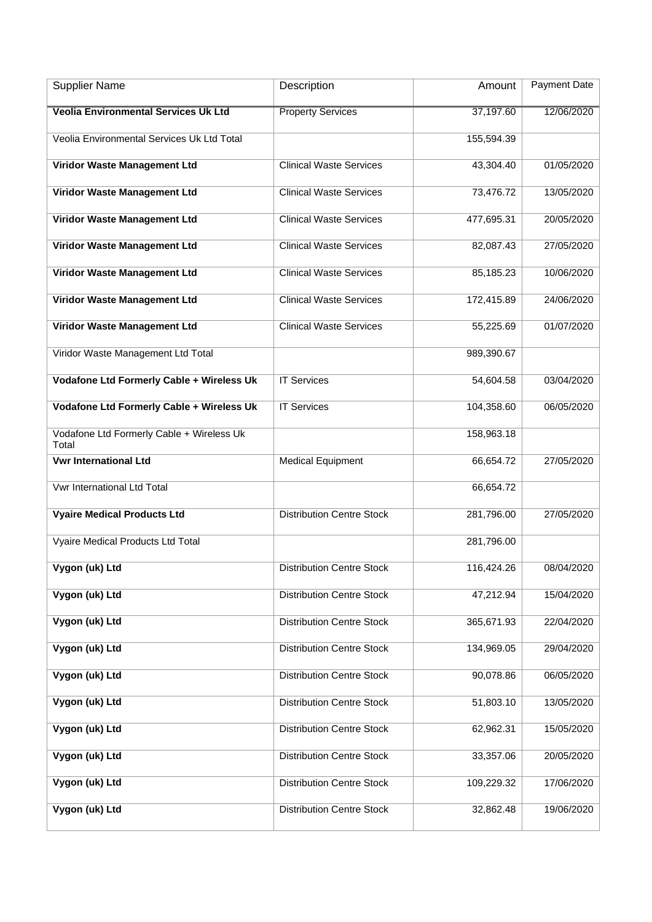| Supplier Name | Description | Amount | Payment Date |
|---|---|---|---|
| **Veolia Environmental Services Uk Ltd** | Property Services | 37,197.60 | 12/06/2020 |
| Veolia Environmental Services Uk Ltd Total | | 155,594.39 | |
| **Viridor Waste Management Ltd** | Clinical Waste Services | 43,304.40 | 01/05/2020 |
| **Viridor Waste Management Ltd** | Clinical Waste Services | 73,476.72 | 13/05/2020 |
| **Viridor Waste Management Ltd** | Clinical Waste Services | 477,695.31 | 20/05/2020 |
| **Viridor Waste Management Ltd** | Clinical Waste Services | 82,087.43 | 27/05/2020 |
| **Viridor Waste Management Ltd** | Clinical Waste Services | 85,185.23 | 10/06/2020 |
| **Viridor Waste Management Ltd** | Clinical Waste Services | 172,415.89 | 24/06/2020 |
| **Viridor Waste Management Ltd** | Clinical Waste Services | 55,225.69 | 01/07/2020 |
| Viridor Waste Management Ltd Total | | 989,390.67 | |
| **Vodafone Ltd Formerly Cable + Wireless Uk** | IT Services | 54,604.58 | 03/04/2020 |
| **Vodafone Ltd Formerly Cable + Wireless Uk** | IT Services | 104,358.60 | 06/05/2020 |
| Vodafone Ltd Formerly Cable + Wireless Uk Total | | 158,963.18 | |
| **Vwr International Ltd** | Medical Equipment | 66,654.72 | 27/05/2020 |
| Vwr International Ltd Total | | 66,654.72 | |
| **Vyaire Medical Products Ltd** | Distribution Centre Stock | 281,796.00 | 27/05/2020 |
| Vyaire Medical Products Ltd Total | | 281,796.00 | |
| **Vygon (uk) Ltd** | Distribution Centre Stock | 116,424.26 | 08/04/2020 |
| **Vygon (uk) Ltd** | Distribution Centre Stock | 47,212.94 | 15/04/2020 |
| **Vygon (uk) Ltd** | Distribution Centre Stock | 365,671.93 | 22/04/2020 |
| **Vygon (uk) Ltd** | Distribution Centre Stock | 134,969.05 | 29/04/2020 |
| **Vygon (uk) Ltd** | Distribution Centre Stock | 90,078.86 | 06/05/2020 |
| **Vygon (uk) Ltd** | Distribution Centre Stock | 51,803.10 | 13/05/2020 |
| **Vygon (uk) Ltd** | Distribution Centre Stock | 62,962.31 | 15/05/2020 |
| **Vygon (uk) Ltd** | Distribution Centre Stock | 33,357.06 | 20/05/2020 |
| **Vygon (uk) Ltd** | Distribution Centre Stock | 109,229.32 | 17/06/2020 |
| **Vygon (uk) Ltd** | Distribution Centre Stock | 32,862.48 | 19/06/2020 |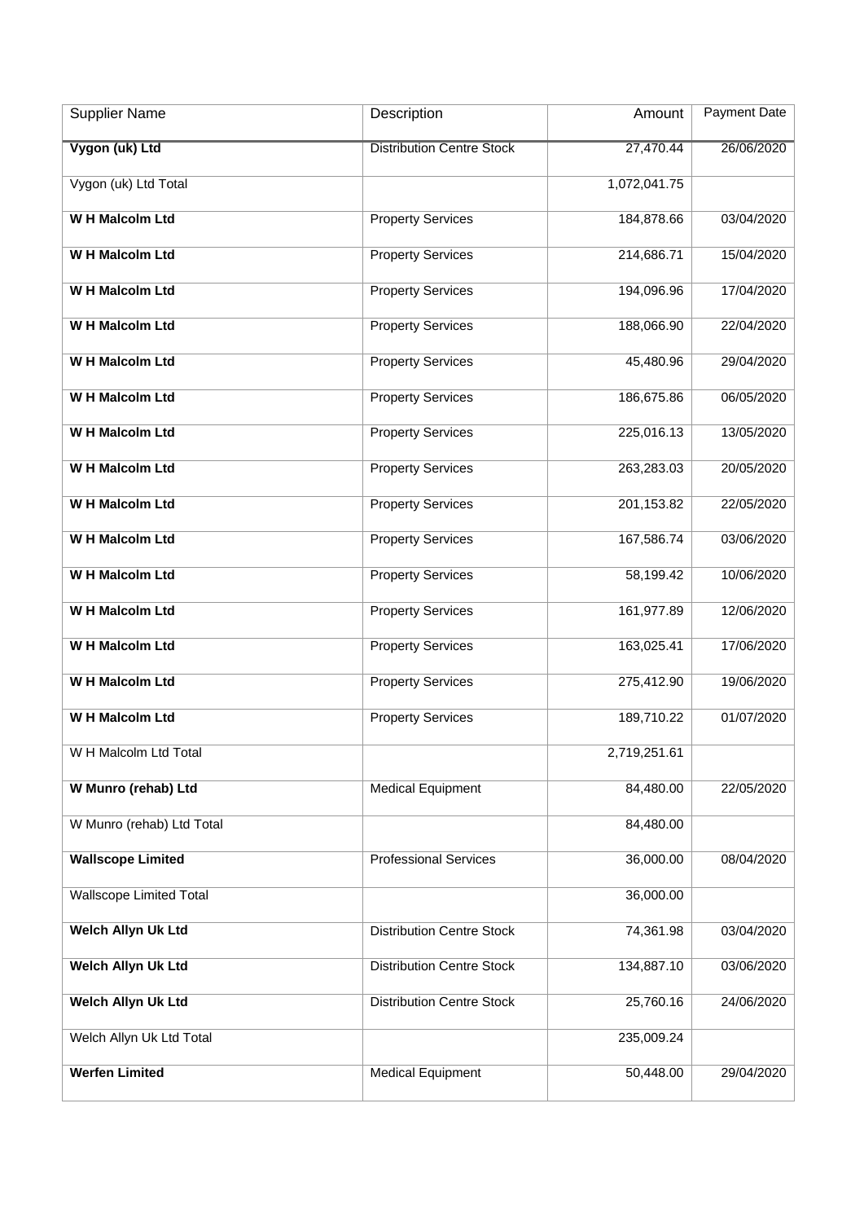| Supplier Name | Description | Amount | Payment Date |
|---|---|---|---|
| **Vygon (uk) Ltd** | Distribution Centre Stock | 27,470.44 | 26/06/2020 |
| Vygon (uk) Ltd Total | | 1,072,041.75 | |
| **W H Malcolm Ltd** | Property Services | 184,878.66 | 03/04/2020 |
| **W H Malcolm Ltd** | Property Services | 214,686.71 | 15/04/2020 |
| **W H Malcolm Ltd** | Property Services | 194,096.96 | 17/04/2020 |
| **W H Malcolm Ltd** | Property Services | 188,066.90 | 22/04/2020 |
| **W H Malcolm Ltd** | Property Services | 45,480.96 | 29/04/2020 |
| **W H Malcolm Ltd** | Property Services | 186,675.86 | 06/05/2020 |
| **W H Malcolm Ltd** | Property Services | 225,016.13 | 13/05/2020 |
| **W H Malcolm Ltd** | Property Services | 263,283.03 | 20/05/2020 |
| **W H Malcolm Ltd** | Property Services | 201,153.82 | 22/05/2020 |
| **W H Malcolm Ltd** | Property Services | 167,586.74 | 03/06/2020 |
| **W H Malcolm Ltd** | Property Services | 58,199.42 | 10/06/2020 |
| **W H Malcolm Ltd** | Property Services | 161,977.89 | 12/06/2020 |
| **W H Malcolm Ltd** | Property Services | 163,025.41 | 17/06/2020 |
| **W H Malcolm Ltd** | Property Services | 275,412.90 | 19/06/2020 |
| **W H Malcolm Ltd** | Property Services | 189,710.22 | 01/07/2020 |
| W H Malcolm Ltd Total | | 2,719,251.61 | |
| **W Munro (rehab) Ltd** | Medical Equipment | 84,480.00 | 22/05/2020 |
| W Munro (rehab) Ltd Total | | 84,480.00 | |
| **Wallscope Limited** | Professional Services | 36,000.00 | 08/04/2020 |
| Wallscope Limited Total | | 36,000.00 | |
| **Welch Allyn Uk Ltd** | Distribution Centre Stock | 74,361.98 | 03/04/2020 |
| **Welch Allyn Uk Ltd** | Distribution Centre Stock | 134,887.10 | 03/06/2020 |
| **Welch Allyn Uk Ltd** | Distribution Centre Stock | 25,760.16 | 24/06/2020 |
| Welch Allyn Uk Ltd Total | | 235,009.24 | |
| **Werfen Limited** | Medical Equipment | 50,448.00 | 29/04/2020 |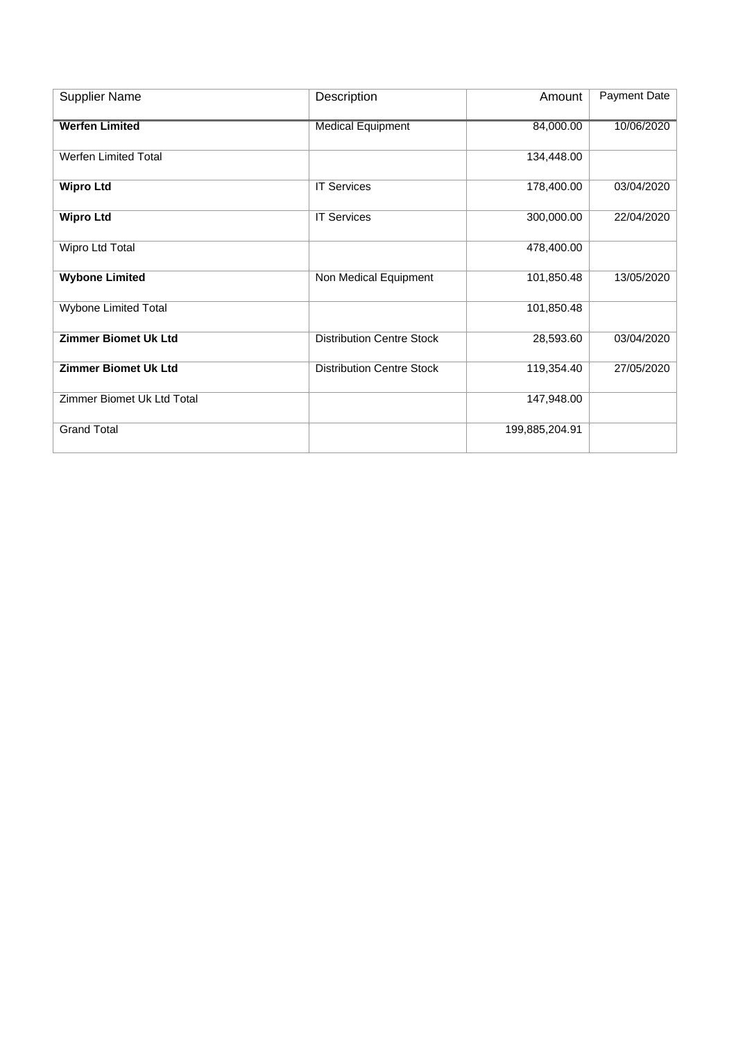| Supplier Name | Description | Amount | Payment Date |
|---|---|---|---|
| **Werfen Limited** | Medical Equipment | 84,000.00 | 10/06/2020 |
| Werfen Limited Total | | 134,448.00 | |
| **Wipro Ltd** | IT Services | 178,400.00 | 03/04/2020 |
| **Wipro Ltd** | IT Services | 300,000.00 | 22/04/2020 |
| Wipro Ltd Total | | 478,400.00 | |
| **Wybone Limited** | Non Medical Equipment | 101,850.48 | 13/05/2020 |
| Wybone Limited Total | | 101,850.48 | |
| **Zimmer Biomet Uk Ltd** | Distribution Centre Stock | 28,593.60 | 03/04/2020 |
| **Zimmer Biomet Uk Ltd** | Distribution Centre Stock | 119,354.40 | 27/05/2020 |
| Zimmer Biomet Uk Ltd Total | | 147,948.00 | |
| Grand Total | | 199,885,204.91 | |